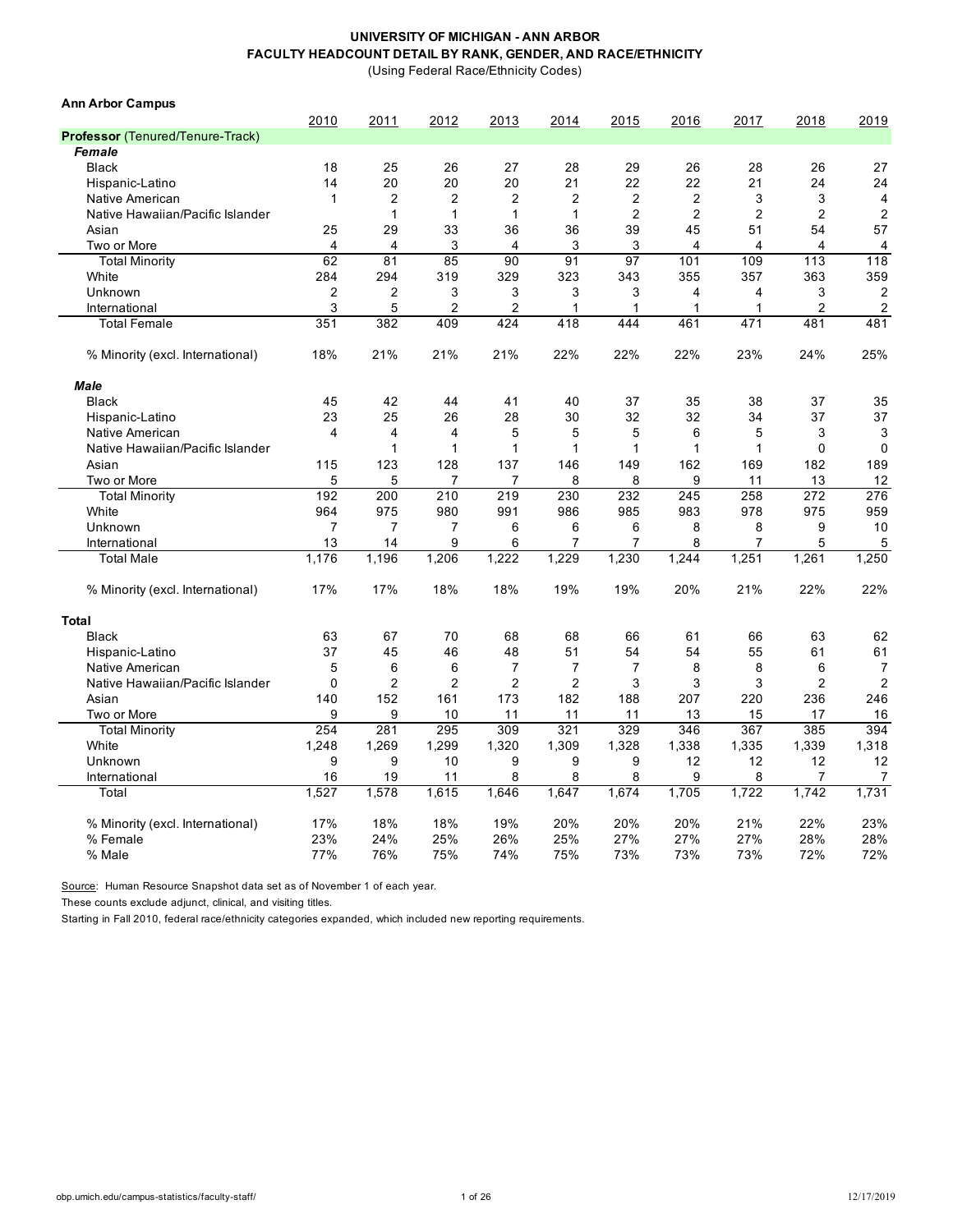**UNIVERSITY OF MICHIGAN - ANN ARBOR**
**FACULTY HEADCOUNT DETAIL BY RANK, GENDER, AND RACE/ETHNICITY**
(Using Federal Race/Ethnicity Codes)

**Ann Arbor Campus**

| | 2010 | 2011 | 2012 | 2013 | 2014 | 2015 | 2016 | 2017 | 2018 | 2019 |
|---|---|---|---|---|---|---|---|---|---|---|
| **Professor** (Tenured/Tenure-Track) | | | | | | | | | | |
| ***Female*** | | | | | | | | | | |
| Black | 18 | 25 | 26 | 27 | 28 | 29 | 26 | 28 | 26 | 27 |
| Hispanic-Latino | 14 | 20 | 20 | 20 | 21 | 22 | 22 | 21 | 24 | 24 |
| Native American | 1 | 2 | 2 | 2 | 2 | 2 | 2 | 3 | 3 | 4 |
| Native Hawaiian/Pacific Islander | | 1 | 1 | 1 | 1 | 2 | 2 | 2 | 2 | 2 |
| Asian | 25 | 29 | 33 | 36 | 36 | 39 | 45 | 51 | 54 | 57 |
| Two or More | 4 | 4 | 3 | 4 | 3 | 3 | 4 | 4 | 4 | 4 |
| Total Minority | 62 | 81 | 85 | 90 | 91 | 97 | 101 | 109 | 113 | 118 |
| White | 284 | 294 | 319 | 329 | 323 | 343 | 355 | 357 | 363 | 359 |
| Unknown | 2 | 2 | 3 | 3 | 3 | 3 | 4 | 4 | 3 | 2 |
| International | 3 | 5 | 2 | 2 | 1 | 1 | 1 | 1 | 2 | 2 |
| Total Female | 351 | 382 | 409 | 424 | 418 | 444 | 461 | 471 | 481 | 481 |
| % Minority (excl. International) | 18% | 21% | 21% | 21% | 22% | 22% | 22% | 23% | 24% | 25% |
| ***Male*** | | | | | | | | | | |
| Black | 45 | 42 | 44 | 41 | 40 | 37 | 35 | 38 | 37 | 35 |
| Hispanic-Latino | 23 | 25 | 26 | 28 | 30 | 32 | 32 | 34 | 37 | 37 |
| Native American | 4 | 4 | 4 | 5 | 5 | 5 | 6 | 5 | 3 | 3 |
| Native Hawaiian/Pacific Islander | | 1 | 1 | 1 | 1 | 1 | 1 | 1 | 0 | 0 |
| Asian | 115 | 123 | 128 | 137 | 146 | 149 | 162 | 169 | 182 | 189 |
| Two or More | 5 | 5 | 7 | 7 | 8 | 8 | 9 | 11 | 13 | 12 |
| Total Minority | 192 | 200 | 210 | 219 | 230 | 232 | 245 | 258 | 272 | 276 |
| White | 964 | 975 | 980 | 991 | 986 | 985 | 983 | 978 | 975 | 959 |
| Unknown | 7 | 7 | 7 | 6 | 6 | 6 | 8 | 8 | 9 | 10 |
| International | 13 | 14 | 9 | 6 | 7 | 7 | 8 | 7 | 5 | 5 |
| Total Male | 1,176 | 1,196 | 1,206 | 1,222 | 1,229 | 1,230 | 1,244 | 1,251 | 1,261 | 1,250 |
| % Minority (excl. International) | 17% | 17% | 18% | 18% | 19% | 19% | 20% | 21% | 22% | 22% |
| **Total** | | | | | | | | | | |
| Black | 63 | 67 | 70 | 68 | 68 | 66 | 61 | 66 | 63 | 62 |
| Hispanic-Latino | 37 | 45 | 46 | 48 | 51 | 54 | 54 | 55 | 61 | 61 |
| Native American | 5 | 6 | 6 | 7 | 7 | 7 | 8 | 8 | 6 | 7 |
| Native Hawaiian/Pacific Islander | 0 | 2 | 2 | 2 | 2 | 3 | 3 | 3 | 2 | 2 |
| Asian | 140 | 152 | 161 | 173 | 182 | 188 | 207 | 220 | 236 | 246 |
| Two or More | 9 | 9 | 10 | 11 | 11 | 11 | 13 | 15 | 17 | 16 |
| Total Minority | 254 | 281 | 295 | 309 | 321 | 329 | 346 | 367 | 385 | 394 |
| White | 1,248 | 1,269 | 1,299 | 1,320 | 1,309 | 1,328 | 1,338 | 1,335 | 1,339 | 1,318 |
| Unknown | 9 | 9 | 10 | 9 | 9 | 9 | 12 | 12 | 12 | 12 |
| International | 16 | 19 | 11 | 8 | 8 | 8 | 9 | 8 | 7 | 7 |
| Total | 1,527 | 1,578 | 1,615 | 1,646 | 1,647 | 1,674 | 1,705 | 1,722 | 1,742 | 1,731 |
| % Minority (excl. International) | 17% | 18% | 18% | 19% | 20% | 20% | 20% | 21% | 22% | 23% |
| % Female | 23% | 24% | 25% | 26% | 25% | 27% | 27% | 27% | 28% | 28% |
| % Male | 77% | 76% | 75% | 74% | 75% | 73% | 73% | 73% | 72% | 72% |

Source: Human Resource Snapshot data set as of November 1 of each year.

These counts exclude adjunct, clinical, and visiting titles.

Starting in Fall 2010, federal race/ethnicity categories expanded, which included new reporting requirements.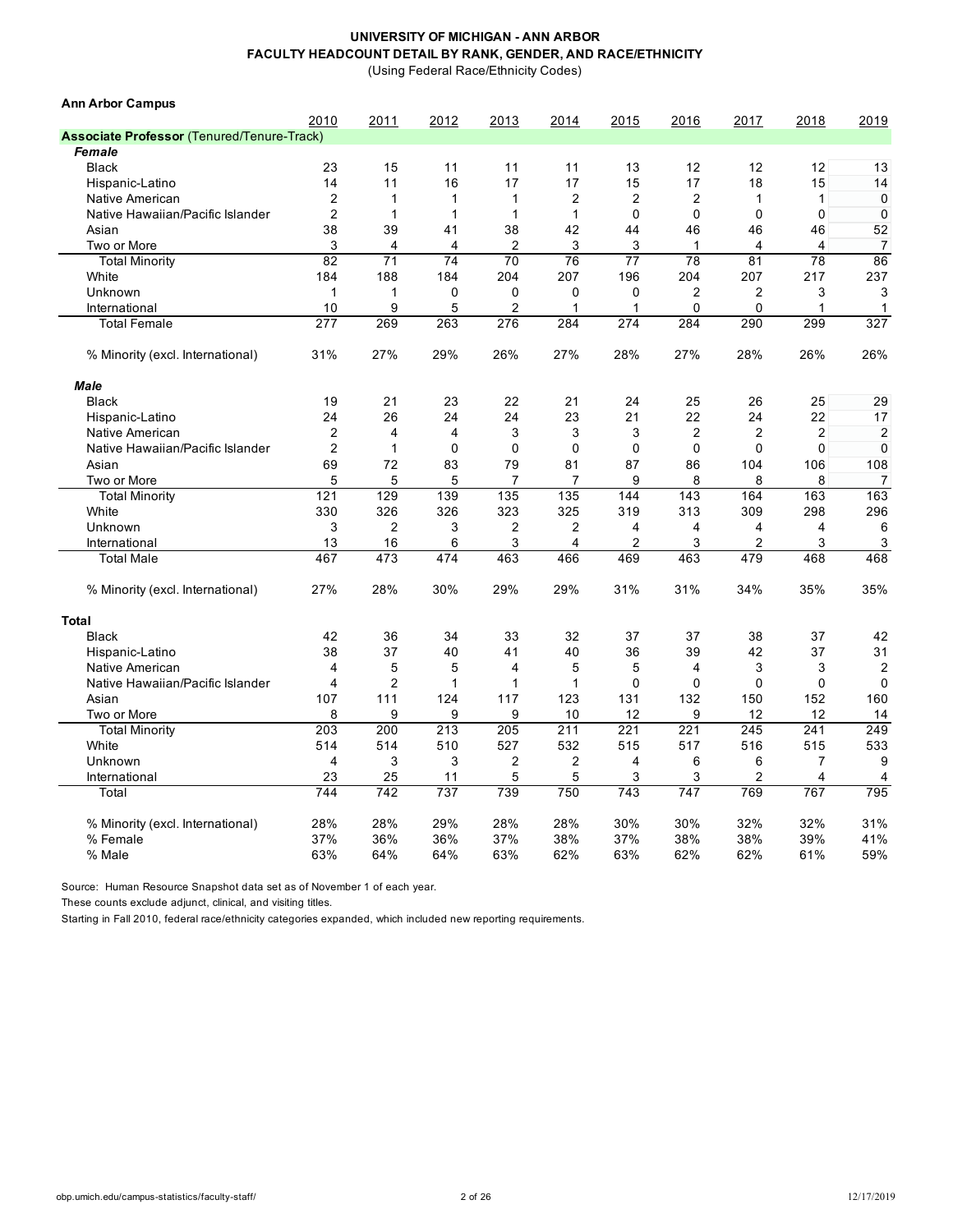**UNIVERSITY OF MICHIGAN - ANN ARBOR**
**FACULTY HEADCOUNT DETAIL BY RANK, GENDER, AND RACE/ETHNICITY**
(Using Federal Race/Ethnicity Codes)

**Ann Arbor Campus**

| | 2010 | 2011 | 2012 | 2013 | 2014 | 2015 | 2016 | 2017 | 2018 | 2019 |
|---|---|---|---|---|---|---|---|---|---|---|
| **Associate Professor** (Tenured/Tenure-Track) | | | | | | | | | | |
| ***Female*** | | | | | | | | | | |
| Black | 23 | 15 | 11 | 11 | 11 | 13 | 12 | 12 | 12 | 13 |
| Hispanic-Latino | 14 | 11 | 16 | 17 | 17 | 15 | 17 | 18 | 15 | 14 |
| Native American | 2 | 1 | 1 | 1 | 2 | 2 | 2 | 1 | 1 | 0 |
| Native Hawaiian/Pacific Islander | 2 | 1 | 1 | 1 | 1 | 0 | 0 | 0 | 0 | 0 |
| Asian | 38 | 39 | 41 | 38 | 42 | 44 | 46 | 46 | 46 | 52 |
| Two or More | 3 | 4 | 4 | 2 | 3 | 3 | 1 | 4 | 4 | 7 |
| Total Minority | 82 | 71 | 74 | 70 | 76 | 77 | 78 | 81 | 78 | 86 |
| White | 184 | 188 | 184 | 204 | 207 | 196 | 204 | 207 | 217 | 237 |
| Unknown | 1 | 1 | 0 | 0 | 0 | 0 | 2 | 2 | 3 | 3 |
| International | 10 | 9 | 5 | 2 | 1 | 1 | 0 | 0 | 1 | 1 |
| Total Female | 277 | 269 | 263 | 276 | 284 | 274 | 284 | 290 | 299 | 327 |
| % Minority (excl. International) | 31% | 27% | 29% | 26% | 27% | 28% | 27% | 28% | 26% | 26% |
| ***Male*** | | | | | | | | | | |
| Black | 19 | 21 | 23 | 22 | 21 | 24 | 25 | 26 | 25 | 29 |
| Hispanic-Latino | 24 | 26 | 24 | 24 | 23 | 21 | 22 | 24 | 22 | 17 |
| Native American | 2 | 4 | 4 | 3 | 3 | 3 | 2 | 2 | 2 | 2 |
| Native Hawaiian/Pacific Islander | 2 | 1 | 0 | 0 | 0 | 0 | 0 | 0 | 0 | 0 |
| Asian | 69 | 72 | 83 | 79 | 81 | 87 | 86 | 104 | 106 | 108 |
| Two or More | 5 | 5 | 5 | 7 | 7 | 9 | 8 | 8 | 8 | 7 |
| Total Minority | 121 | 129 | 139 | 135 | 135 | 144 | 143 | 164 | 163 | 163 |
| White | 330 | 326 | 326 | 323 | 325 | 319 | 313 | 309 | 298 | 296 |
| Unknown | 3 | 2 | 3 | 2 | 2 | 4 | 4 | 4 | 4 | 6 |
| International | 13 | 16 | 6 | 3 | 4 | 2 | 3 | 2 | 3 | 3 |
| Total Male | 467 | 473 | 474 | 463 | 466 | 469 | 463 | 479 | 468 | 468 |
| % Minority (excl. International) | 27% | 28% | 30% | 29% | 29% | 31% | 31% | 34% | 35% | 35% |
| **Total** | | | | | | | | | | |
| Black | 42 | 36 | 34 | 33 | 32 | 37 | 37 | 38 | 37 | 42 |
| Hispanic-Latino | 38 | 37 | 40 | 41 | 40 | 36 | 39 | 42 | 37 | 31 |
| Native American | 4 | 5 | 5 | 4 | 5 | 5 | 4 | 3 | 3 | 2 |
| Native Hawaiian/Pacific Islander | 4 | 2 | 1 | 1 | 1 | 0 | 0 | 0 | 0 | 0 |
| Asian | 107 | 111 | 124 | 117 | 123 | 131 | 132 | 150 | 152 | 160 |
| Two or More | 8 | 9 | 9 | 9 | 10 | 12 | 9 | 12 | 12 | 14 |
| Total Minority | 203 | 200 | 213 | 205 | 211 | 221 | 221 | 245 | 241 | 249 |
| White | 514 | 514 | 510 | 527 | 532 | 515 | 517 | 516 | 515 | 533 |
| Unknown | 4 | 3 | 3 | 2 | 2 | 4 | 6 | 6 | 7 | 9 |
| International | 23 | 25 | 11 | 5 | 5 | 3 | 3 | 2 | 4 | 4 |
| Total | 744 | 742 | 737 | 739 | 750 | 743 | 747 | 769 | 767 | 795 |
| % Minority (excl. International) | 28% | 28% | 29% | 28% | 28% | 30% | 30% | 32% | 32% | 31% |
| % Female | 37% | 36% | 36% | 37% | 38% | 37% | 38% | 38% | 39% | 41% |
| % Male | 63% | 64% | 64% | 63% | 62% | 63% | 62% | 62% | 61% | 59% |

Source: Human Resource Snapshot data set as of November 1 of each year.
These counts exclude adjunct, clinical, and visiting titles.
Starting in Fall 2010, federal race/ethnicity categories expanded, which included new reporting requirements.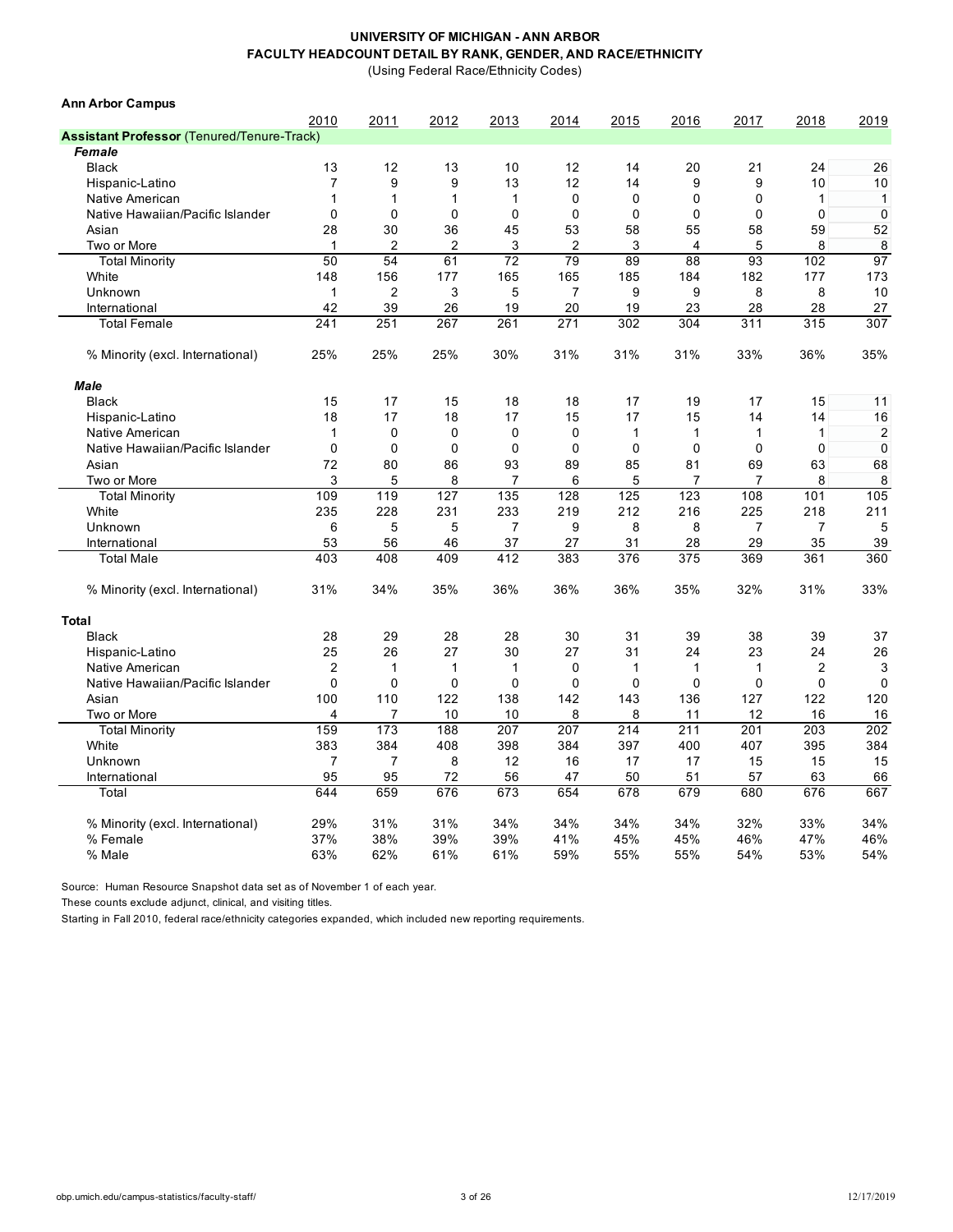# UNIVERSITY OF MICHIGAN - ANN ARBOR
## FACULTY HEADCOUNT DETAIL BY RANK, GENDER, AND RACE/ETHNICITY
(Using Federal Race/Ethnicity Codes)

**Ann Arbor Campus**

| | 2010 | 2011 | 2012 | 2013 | 2014 | 2015 | 2016 | 2017 | 2018 | 2019 |
|---|---|---|---|---|---|---|---|---|---|---|
| **Assistant Professor** (Tenured/Tenure-Track) | | | | | | | | | | |
| ***Female*** | | | | | | | | | | |
| Black | 13 | 12 | 13 | 10 | 12 | 14 | 20 | 21 | 24 | 26 |
| Hispanic-Latino | 7 | 9 | 9 | 13 | 12 | 14 | 9 | 9 | 10 | 10 |
| Native American | 1 | 1 | 1 | 1 | 0 | 0 | 0 | 0 | 1 | 1 |
| Native Hawaiian/Pacific Islander | 0 | 0 | 0 | 0 | 0 | 0 | 0 | 0 | 0 | 0 |
| Asian | 28 | 30 | 36 | 45 | 53 | 58 | 55 | 58 | 59 | 52 |
| Two or More | 1 | 2 | 2 | 3 | 2 | 3 | 4 | 5 | 8 | 8 |
| Total Minority | 50 | 54 | 61 | 72 | 79 | 89 | 88 | 93 | 102 | 97 |
| White | 148 | 156 | 177 | 165 | 165 | 185 | 184 | 182 | 177 | 173 |
| Unknown | 1 | 2 | 3 | 5 | 7 | 9 | 9 | 8 | 8 | 10 |
| International | 42 | 39 | 26 | 19 | 20 | 19 | 23 | 28 | 28 | 27 |
| Total Female | 241 | 251 | 267 | 261 | 271 | 302 | 304 | 311 | 315 | 307 |
| % Minority (excl. International) | 25% | 25% | 25% | 30% | 31% | 31% | 31% | 33% | 36% | 35% |
| ***Male*** | | | | | | | | | | |
| Black | 15 | 17 | 15 | 18 | 18 | 17 | 19 | 17 | 15 | 11 |
| Hispanic-Latino | 18 | 17 | 18 | 17 | 15 | 17 | 15 | 14 | 14 | 16 |
| Native American | 1 | 0 | 0 | 0 | 0 | 1 | 1 | 1 | 1 | 2 |
| Native Hawaiian/Pacific Islander | 0 | 0 | 0 | 0 | 0 | 0 | 0 | 0 | 0 | 0 |
| Asian | 72 | 80 | 86 | 93 | 89 | 85 | 81 | 69 | 63 | 68 |
| Two or More | 3 | 5 | 8 | 7 | 6 | 5 | 7 | 7 | 8 | 8 |
| Total Minority | 109 | 119 | 127 | 135 | 128 | 125 | 123 | 108 | 101 | 105 |
| White | 235 | 228 | 231 | 233 | 219 | 212 | 216 | 225 | 218 | 211 |
| Unknown | 6 | 5 | 5 | 7 | 9 | 8 | 8 | 7 | 7 | 5 |
| International | 53 | 56 | 46 | 37 | 27 | 31 | 28 | 29 | 35 | 39 |
| Total Male | 403 | 408 | 409 | 412 | 383 | 376 | 375 | 369 | 361 | 360 |
| % Minority (excl. International) | 31% | 34% | 35% | 36% | 36% | 36% | 35% | 32% | 31% | 33% |
| **Total** | | | | | | | | | | |
| Black | 28 | 29 | 28 | 28 | 30 | 31 | 39 | 38 | 39 | 37 |
| Hispanic-Latino | 25 | 26 | 27 | 30 | 27 | 31 | 24 | 23 | 24 | 26 |
| Native American | 2 | 1 | 1 | 1 | 0 | 1 | 1 | 1 | 2 | 3 |
| Native Hawaiian/Pacific Islander | 0 | 0 | 0 | 0 | 0 | 0 | 0 | 0 | 0 | 0 |
| Asian | 100 | 110 | 122 | 138 | 142 | 143 | 136 | 127 | 122 | 120 |
| Two or More | 4 | 7 | 10 | 10 | 8 | 8 | 11 | 12 | 16 | 16 |
| Total Minority | 159 | 173 | 188 | 207 | 207 | 214 | 211 | 201 | 203 | 202 |
| White | 383 | 384 | 408 | 398 | 384 | 397 | 400 | 407 | 395 | 384 |
| Unknown | 7 | 7 | 8 | 12 | 16 | 17 | 17 | 15 | 15 | 15 |
| International | 95 | 95 | 72 | 56 | 47 | 50 | 51 | 57 | 63 | 66 |
| Total | 644 | 659 | 676 | 673 | 654 | 678 | 679 | 680 | 676 | 667 |
| % Minority (excl. International) | 29% | 31% | 31% | 34% | 34% | 34% | 34% | 32% | 33% | 34% |
| % Female | 37% | 38% | 39% | 39% | 41% | 45% | 45% | 46% | 47% | 46% |
| % Male | 63% | 62% | 61% | 61% | 59% | 55% | 55% | 54% | 53% | 54% |

Source: Human Resource Snapshot data set as of November 1 of each year.

These counts exclude adjunct, clinical, and visiting titles.

Starting in Fall 2010, federal race/ethnicity categories expanded, which included new reporting requirements.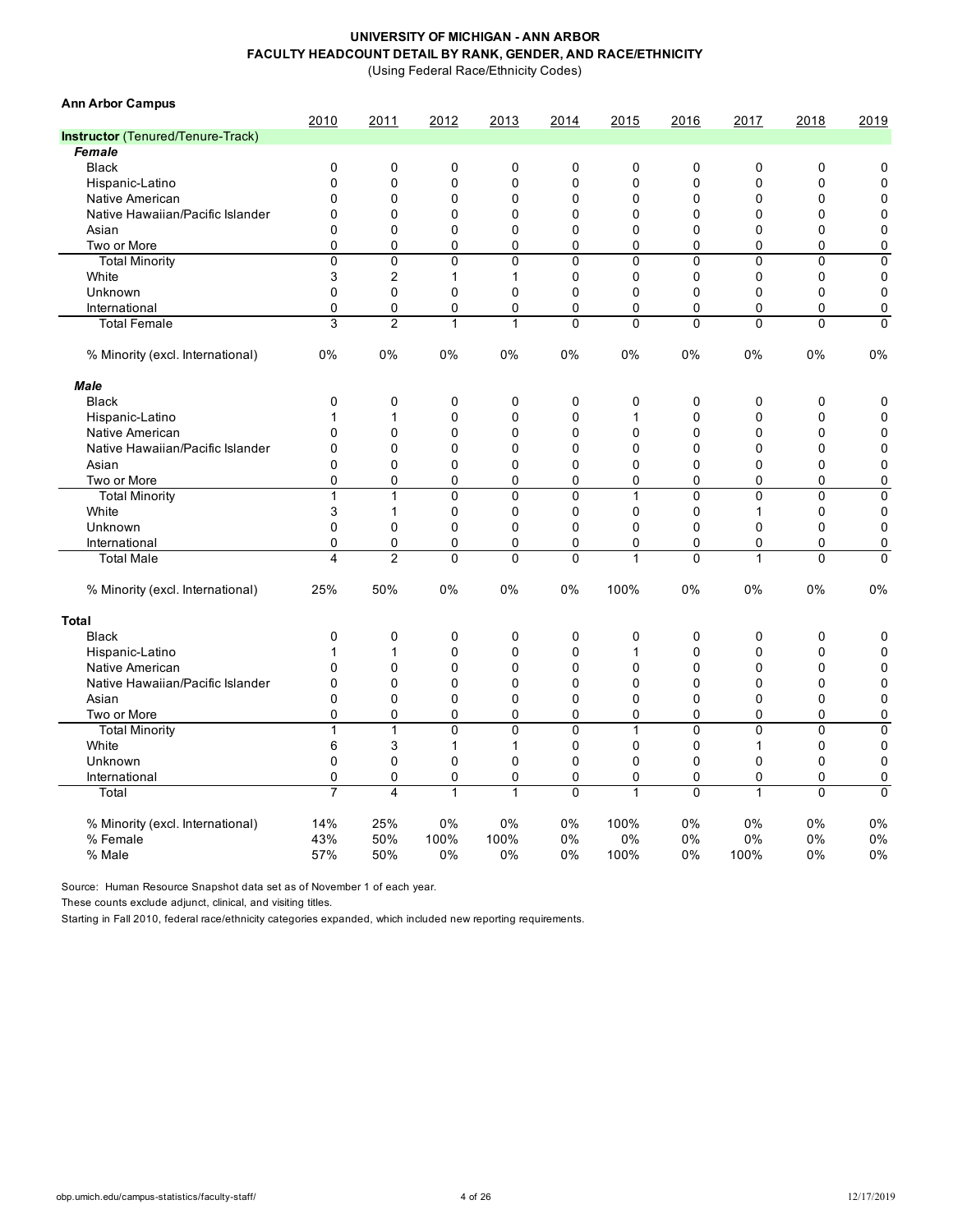**UNIVERSITY OF MICHIGAN - ANN ARBOR**
**FACULTY HEADCOUNT DETAIL BY RANK, GENDER, AND RACE/ETHNICITY**
(Using Federal Race/Ethnicity Codes)

**Ann Arbor Campus**

| | 2010 | 2011 | 2012 | 2013 | 2014 | 2015 | 2016 | 2017 | 2018 | 2019 |
|---|---|---|---|---|---|---|---|---|---|---|
| **Instructor** (Tenured/Tenure-Track) | | | | | | | | | | |
| ***Female*** | | | | | | | | | | |
| Black | 0 | 0 | 0 | 0 | 0 | 0 | 0 | 0 | 0 | 0 |
| Hispanic-Latino | 0 | 0 | 0 | 0 | 0 | 0 | 0 | 0 | 0 | 0 |
| Native American | 0 | 0 | 0 | 0 | 0 | 0 | 0 | 0 | 0 | 0 |
| Native Hawaiian/Pacific Islander | 0 | 0 | 0 | 0 | 0 | 0 | 0 | 0 | 0 | 0 |
| Asian | 0 | 0 | 0 | 0 | 0 | 0 | 0 | 0 | 0 | 0 |
| Two or More | 0 | 0 | 0 | 0 | 0 | 0 | 0 | 0 | 0 | 0 |
| Total Minority | 0 | 0 | 0 | 0 | 0 | 0 | 0 | 0 | 0 | 0 |
| White | 3 | 2 | 1 | 1 | 0 | 0 | 0 | 0 | 0 | 0 |
| Unknown | 0 | 0 | 0 | 0 | 0 | 0 | 0 | 0 | 0 | 0 |
| International | 0 | 0 | 0 | 0 | 0 | 0 | 0 | 0 | 0 | 0 |
| Total Female | 3 | 2 | 1 | 1 | 0 | 0 | 0 | 0 | 0 | 0 |
| % Minority (excl. International) | 0% | 0% | 0% | 0% | 0% | 0% | 0% | 0% | 0% | 0% |
| ***Male*** | | | | | | | | | | |
| Black | 0 | 0 | 0 | 0 | 0 | 0 | 0 | 0 | 0 | 0 |
| Hispanic-Latino | 1 | 1 | 0 | 0 | 0 | 1 | 0 | 0 | 0 | 0 |
| Native American | 0 | 0 | 0 | 0 | 0 | 0 | 0 | 0 | 0 | 0 |
| Native Hawaiian/Pacific Islander | 0 | 0 | 0 | 0 | 0 | 0 | 0 | 0 | 0 | 0 |
| Asian | 0 | 0 | 0 | 0 | 0 | 0 | 0 | 0 | 0 | 0 |
| Two or More | 0 | 0 | 0 | 0 | 0 | 0 | 0 | 0 | 0 | 0 |
| Total Minority | 1 | 1 | 0 | 0 | 0 | 1 | 0 | 0 | 0 | 0 |
| White | 3 | 1 | 0 | 0 | 0 | 0 | 0 | 1 | 0 | 0 |
| Unknown | 0 | 0 | 0 | 0 | 0 | 0 | 0 | 0 | 0 | 0 |
| International | 0 | 0 | 0 | 0 | 0 | 0 | 0 | 0 | 0 | 0 |
| Total Male | 4 | 2 | 0 | 0 | 0 | 1 | 0 | 1 | 0 | 0 |
| % Minority (excl. International) | 25% | 50% | 0% | 0% | 0% | 100% | 0% | 0% | 0% | 0% |
| **Total** | | | | | | | | | | |
| Black | 0 | 0 | 0 | 0 | 0 | 0 | 0 | 0 | 0 | 0 |
| Hispanic-Latino | 1 | 1 | 0 | 0 | 0 | 1 | 0 | 0 | 0 | 0 |
| Native American | 0 | 0 | 0 | 0 | 0 | 0 | 0 | 0 | 0 | 0 |
| Native Hawaiian/Pacific Islander | 0 | 0 | 0 | 0 | 0 | 0 | 0 | 0 | 0 | 0 |
| Asian | 0 | 0 | 0 | 0 | 0 | 0 | 0 | 0 | 0 | 0 |
| Two or More | 0 | 0 | 0 | 0 | 0 | 0 | 0 | 0 | 0 | 0 |
| Total Minority | 1 | 1 | 0 | 0 | 0 | 1 | 0 | 0 | 0 | 0 |
| White | 6 | 3 | 1 | 1 | 0 | 0 | 0 | 1 | 0 | 0 |
| Unknown | 0 | 0 | 0 | 0 | 0 | 0 | 0 | 0 | 0 | 0 |
| International | 0 | 0 | 0 | 0 | 0 | 0 | 0 | 0 | 0 | 0 |
| Total | 7 | 4 | 1 | 1 | 0 | 1 | 0 | 1 | 0 | 0 |
| % Minority (excl. International) | 14% | 25% | 0% | 0% | 0% | 100% | 0% | 0% | 0% | 0% |
| % Female | 43% | 50% | 100% | 100% | 0% | 0% | 0% | 0% | 0% | 0% |
| % Male | 57% | 50% | 0% | 0% | 0% | 100% | 0% | 100% | 0% | 0% |

Source: Human Resource Snapshot data set as of November 1 of each year.

These counts exclude adjunct, clinical, and visiting titles.

Starting in Fall 2010, federal race/ethnicity categories expanded, which included new reporting requirements.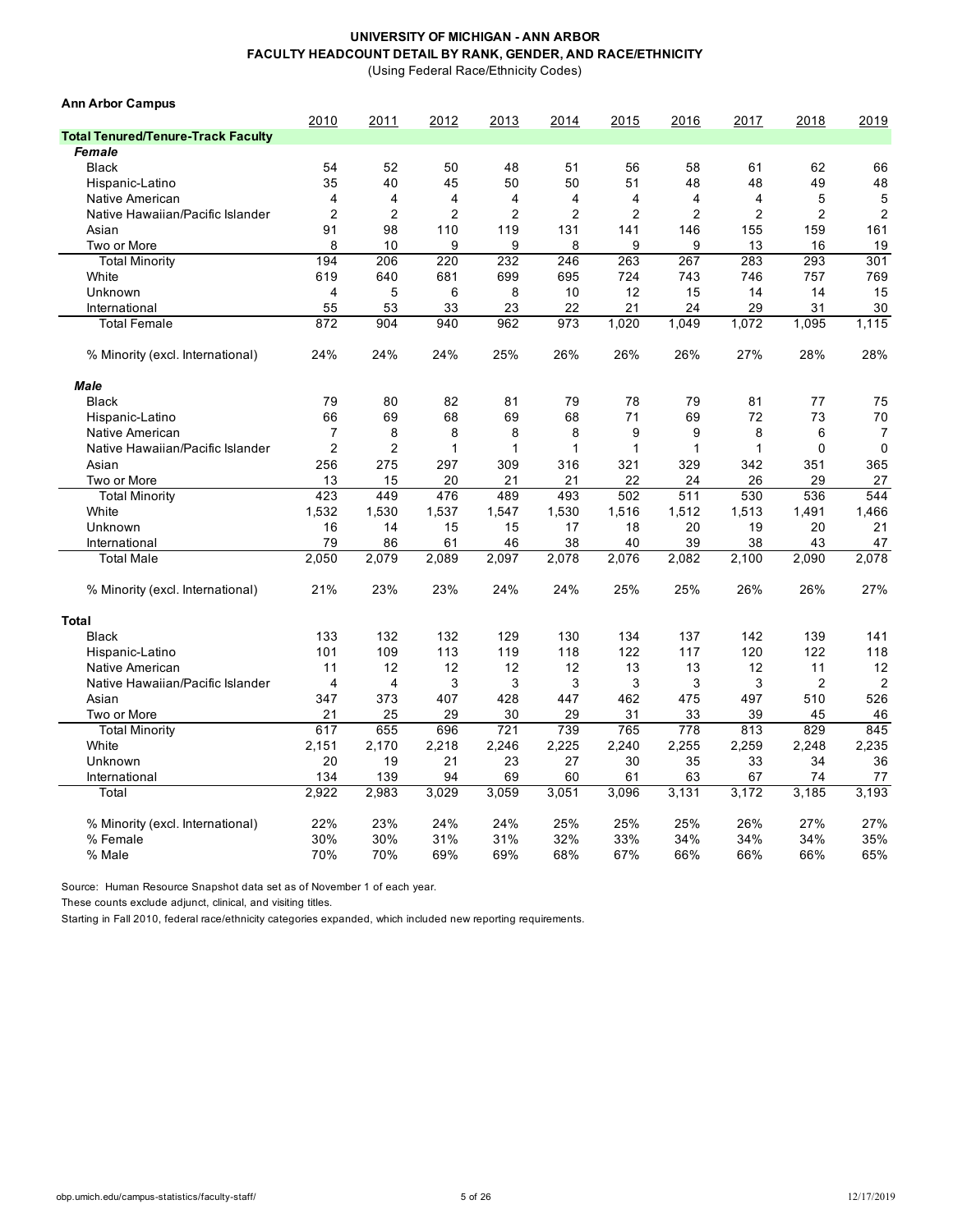**UNIVERSITY OF MICHIGAN - ANN ARBOR**
**FACULTY HEADCOUNT DETAIL BY RANK, GENDER, AND RACE/ETHNICITY**
(Using Federal Race/Ethnicity Codes)

**Ann Arbor Campus**

| | 2010 | 2011 | 2012 | 2013 | 2014 | 2015 | 2016 | 2017 | 2018 | 2019 |
|---|---|---|---|---|---|---|---|---|---|---|
| **Total Tenured/Tenure-Track Faculty** | | | | | | | | | | |
| ***Female*** | | | | | | | | | | |
| Black | 54 | 52 | 50 | 48 | 51 | 56 | 58 | 61 | 62 | 66 |
| Hispanic-Latino | 35 | 40 | 45 | 50 | 50 | 51 | 48 | 48 | 49 | 48 |
| Native American | 4 | 4 | 4 | 4 | 4 | 4 | 4 | 4 | 5 | 5 |
| Native Hawaiian/Pacific Islander | 2 | 2 | 2 | 2 | 2 | 2 | 2 | 2 | 2 | 2 |
| Asian | 91 | 98 | 110 | 119 | 131 | 141 | 146 | 155 | 159 | 161 |
| Two or More | 8 | 10 | 9 | 9 | 8 | 9 | 9 | 13 | 16 | 19 |
| Total Minority | 194 | 206 | 220 | 232 | 246 | 263 | 267 | 283 | 293 | 301 |
| White | 619 | 640 | 681 | 699 | 695 | 724 | 743 | 746 | 757 | 769 |
| Unknown | 4 | 5 | 6 | 8 | 10 | 12 | 15 | 14 | 14 | 15 |
| International | 55 | 53 | 33 | 23 | 22 | 21 | 24 | 29 | 31 | 30 |
| Total Female | 872 | 904 | 940 | 962 | 973 | 1,020 | 1,049 | 1,072 | 1,095 | 1,115 |
| % Minority (excl. International) | 24% | 24% | 24% | 25% | 26% | 26% | 26% | 27% | 28% | 28% |
| ***Male*** | | | | | | | | | | |
| Black | 79 | 80 | 82 | 81 | 79 | 78 | 79 | 81 | 77 | 75 |
| Hispanic-Latino | 66 | 69 | 68 | 69 | 68 | 71 | 69 | 72 | 73 | 70 |
| Native American | 7 | 8 | 8 | 8 | 8 | 9 | 9 | 8 | 6 | 7 |
| Native Hawaiian/Pacific Islander | 2 | 2 | 1 | 1 | 1 | 1 | 1 | 1 | 0 | 0 |
| Asian | 256 | 275 | 297 | 309 | 316 | 321 | 329 | 342 | 351 | 365 |
| Two or More | 13 | 15 | 20 | 21 | 21 | 22 | 24 | 26 | 29 | 27 |
| Total Minority | 423 | 449 | 476 | 489 | 493 | 502 | 511 | 530 | 536 | 544 |
| White | 1,532 | 1,530 | 1,537 | 1,547 | 1,530 | 1,516 | 1,512 | 1,513 | 1,491 | 1,466 |
| Unknown | 16 | 14 | 15 | 15 | 17 | 18 | 20 | 19 | 20 | 21 |
| International | 79 | 86 | 61 | 46 | 38 | 40 | 39 | 38 | 43 | 47 |
| Total Male | 2,050 | 2,079 | 2,089 | 2,097 | 2,078 | 2,076 | 2,082 | 2,100 | 2,090 | 2,078 |
| % Minority (excl. International) | 21% | 23% | 23% | 24% | 24% | 25% | 25% | 26% | 26% | 27% |
| **Total** | | | | | | | | | | |
| Black | 133 | 132 | 132 | 129 | 130 | 134 | 137 | 142 | 139 | 141 |
| Hispanic-Latino | 101 | 109 | 113 | 119 | 118 | 122 | 117 | 120 | 122 | 118 |
| Native American | 11 | 12 | 12 | 12 | 12 | 13 | 13 | 12 | 11 | 12 |
| Native Hawaiian/Pacific Islander | 4 | 4 | 3 | 3 | 3 | 3 | 3 | 3 | 2 | 2 |
| Asian | 347 | 373 | 407 | 428 | 447 | 462 | 475 | 497 | 510 | 526 |
| Two or More | 21 | 25 | 29 | 30 | 29 | 31 | 33 | 39 | 45 | 46 |
| Total Minority | 617 | 655 | 696 | 721 | 739 | 765 | 778 | 813 | 829 | 845 |
| White | 2,151 | 2,170 | 2,218 | 2,246 | 2,225 | 2,240 | 2,255 | 2,259 | 2,248 | 2,235 |
| Unknown | 20 | 19 | 21 | 23 | 27 | 30 | 35 | 33 | 34 | 36 |
| International | 134 | 139 | 94 | 69 | 60 | 61 | 63 | 67 | 74 | 77 |
| Total | 2,922 | 2,983 | 3,029 | 3,059 | 3,051 | 3,096 | 3,131 | 3,172 | 3,185 | 3,193 |
| % Minority (excl. International) | 22% | 23% | 24% | 24% | 25% | 25% | 25% | 26% | 27% | 27% |
| % Female | 30% | 30% | 31% | 31% | 32% | 33% | 34% | 34% | 34% | 35% |
| % Male | 70% | 70% | 69% | 69% | 68% | 67% | 66% | 66% | 66% | 65% |

Source: Human Resource Snapshot data set as of November 1 of each year.

These counts exclude adjunct, clinical, and visiting titles.

Starting in Fall 2010, federal race/ethnicity categories expanded, which included new reporting requirements.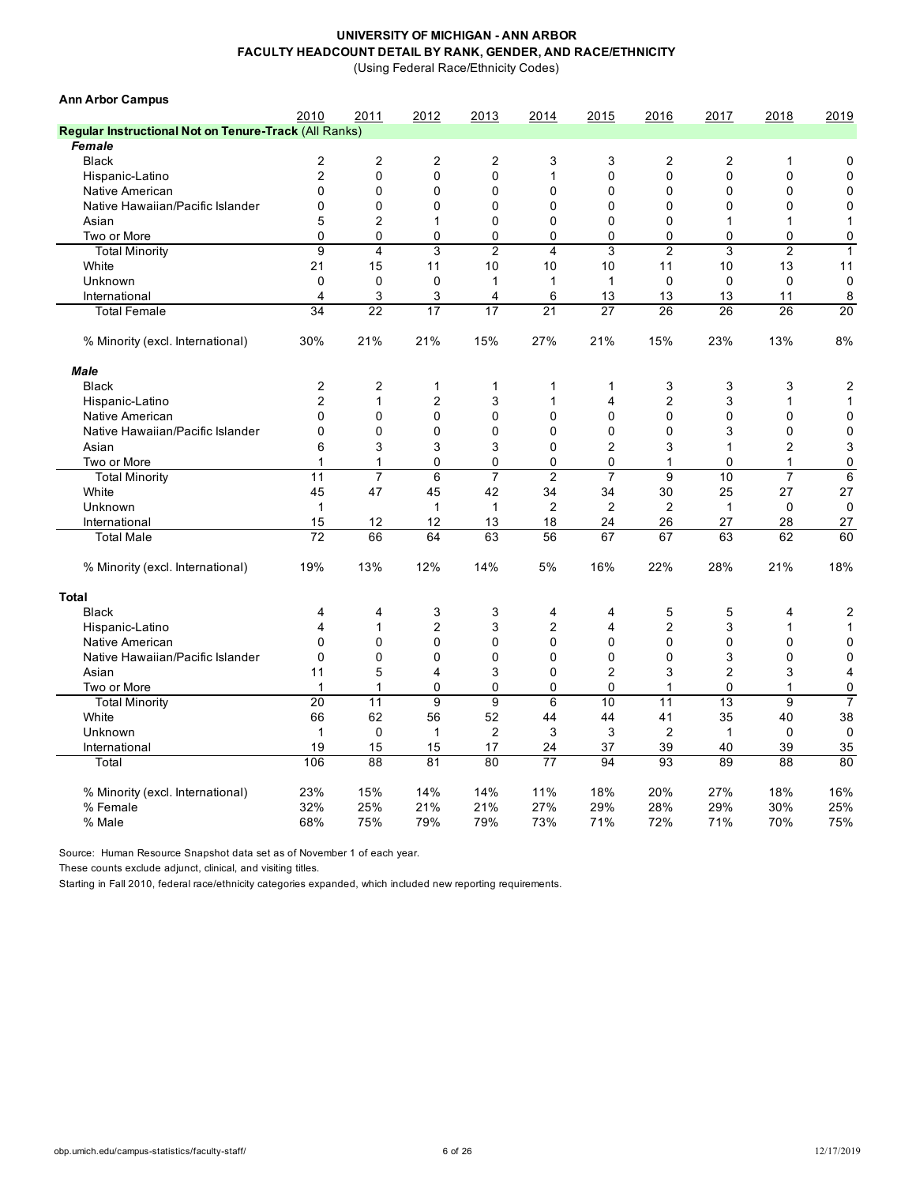# UNIVERSITY OF MICHIGAN - ANN ARBOR
## FACULTY HEADCOUNT DETAIL BY RANK, GENDER, AND RACE/ETHNICITY
(Using Federal Race/Ethnicity Codes)

**Ann Arbor Campus**

| | 2010 | 2011 | 2012 | 2013 | 2014 | 2015 | 2016 | 2017 | 2018 | 2019 |
|---|---|---|---|---|---|---|---|---|---|---|
| **Regular Instructional Not on Tenure-Track (All Ranks)** | | | | | | | | | | |
| ***Female*** | | | | | | | | | | |
| Black | 2 | 2 | 2 | 2 | 3 | 3 | 2 | 2 | 1 | 0 |
| Hispanic-Latino | 2 | 0 | 0 | 0 | 1 | 0 | 0 | 0 | 0 | 0 |
| Native American | 0 | 0 | 0 | 0 | 0 | 0 | 0 | 0 | 0 | 0 |
| Native Hawaiian/Pacific Islander | 0 | 0 | 0 | 0 | 0 | 0 | 0 | 0 | 0 | 0 |
| Asian | 5 | 2 | 1 | 0 | 0 | 0 | 0 | 1 | 1 | 1 |
| Two or More | 0 | 0 | 0 | 0 | 0 | 0 | 0 | 0 | 0 | 0 |
| Total Minority | 9 | 4 | 3 | 2 | 4 | 3 | 2 | 3 | 2 | 1 |
| White | 21 | 15 | 11 | 10 | 10 | 10 | 11 | 10 | 13 | 11 |
| Unknown | 0 | 0 | 0 | 1 | 1 | 1 | 0 | 0 | 0 | 0 |
| International | 4 | 3 | 3 | 4 | 6 | 13 | 13 | 13 | 11 | 8 |
| Total Female | 34 | 22 | 17 | 17 | 21 | 27 | 26 | 26 | 26 | 20 |
| % Minority (excl. International) | 30% | 21% | 21% | 15% | 27% | 21% | 15% | 23% | 13% | 8% |
| ***Male*** | | | | | | | | | | |
| Black | 2 | 2 | 1 | 1 | 1 | 1 | 3 | 3 | 3 | 2 |
| Hispanic-Latino | 2 | 1 | 2 | 3 | 1 | 4 | 2 | 3 | 1 | 1 |
| Native American | 0 | 0 | 0 | 0 | 0 | 0 | 0 | 0 | 0 | 0 |
| Native Hawaiian/Pacific Islander | 0 | 0 | 0 | 0 | 0 | 0 | 0 | 3 | 0 | 0 |
| Asian | 6 | 3 | 3 | 3 | 0 | 2 | 3 | 1 | 2 | 3 |
| Two or More | 1 | 1 | 0 | 0 | 0 | 0 | 1 | 0 | 1 | 0 |
| Total Minority | 11 | 7 | 6 | 7 | 2 | 7 | 9 | 10 | 7 | 6 |
| White | 45 | 47 | 45 | 42 | 34 | 34 | 30 | 25 | 27 | 27 |
| Unknown | 1 | | 1 | 1 | 2 | 2 | 2 | 1 | 0 | 0 |
| International | 15 | 12 | 12 | 13 | 18 | 24 | 26 | 27 | 28 | 27 |
| Total Male | 72 | 66 | 64 | 63 | 56 | 67 | 67 | 63 | 62 | 60 |
| % Minority (excl. International) | 19% | 13% | 12% | 14% | 5% | 16% | 22% | 28% | 21% | 18% |
| **Total** | | | | | | | | | | |
| Black | 4 | 4 | 3 | 3 | 4 | 4 | 5 | 5 | 4 | 2 |
| Hispanic-Latino | 4 | 1 | 2 | 3 | 2 | 4 | 2 | 3 | 1 | 1 |
| Native American | 0 | 0 | 0 | 0 | 0 | 0 | 0 | 0 | 0 | 0 |
| Native Hawaiian/Pacific Islander | 0 | 0 | 0 | 0 | 0 | 0 | 0 | 3 | 0 | 0 |
| Asian | 11 | 5 | 4 | 3 | 0 | 2 | 3 | 2 | 3 | 4 |
| Two or More | 1 | 1 | 0 | 0 | 0 | 0 | 1 | 0 | 1 | 0 |
| Total Minority | 20 | 11 | 9 | 9 | 6 | 10 | 11 | 13 | 9 | 7 |
| White | 66 | 62 | 56 | 52 | 44 | 44 | 41 | 35 | 40 | 38 |
| Unknown | 1 | 0 | 1 | 2 | 3 | 3 | 2 | 1 | 0 | 0 |
| International | 19 | 15 | 15 | 17 | 24 | 37 | 39 | 40 | 39 | 35 |
| Total | 106 | 88 | 81 | 80 | 77 | 94 | 93 | 89 | 88 | 80 |
| % Minority (excl. International) | 23% | 15% | 14% | 14% | 11% | 18% | 20% | 27% | 18% | 16% |
| % Female | 32% | 25% | 21% | 21% | 27% | 29% | 28% | 29% | 30% | 25% |
| % Male | 68% | 75% | 79% | 79% | 73% | 71% | 72% | 71% | 70% | 75% |

Source: Human Resource Snapshot data set as of November 1 of each year.

These counts exclude adjunct, clinical, and visiting titles.

Starting in Fall 2010, federal race/ethnicity categories expanded, which included new reporting requirements.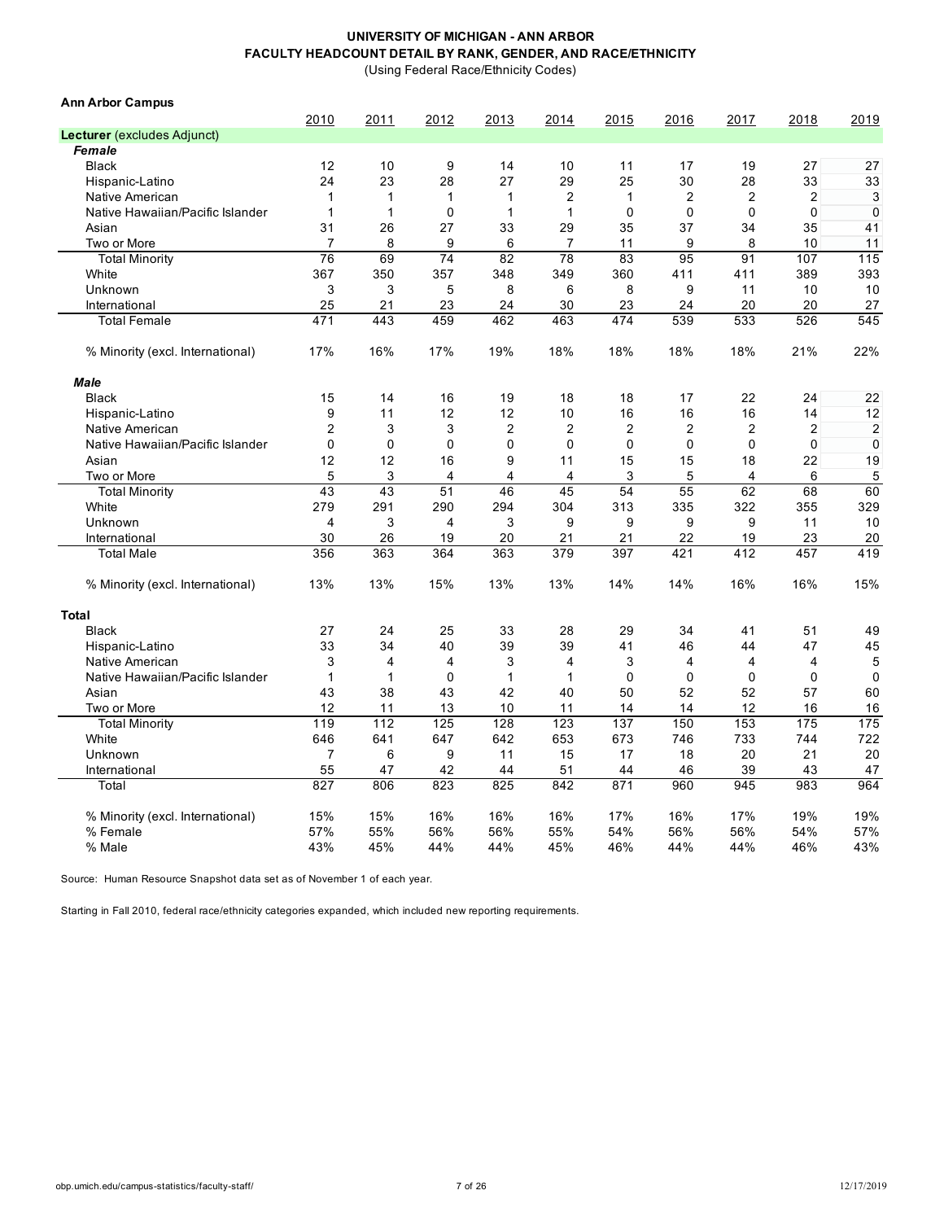**UNIVERSITY OF MICHIGAN - ANN ARBOR**
**FACULTY HEADCOUNT DETAIL BY RANK, GENDER, AND RACE/ETHNICITY**
(Using Federal Race/Ethnicity Codes)

**Ann Arbor Campus**

| | 2010 | 2011 | 2012 | 2013 | 2014 | 2015 | 2016 | 2017 | 2018 | 2019 |
|---|---|---|---|---|---|---|---|---|---|---|
| **Lecturer** (excludes Adjunct) | | | | | | | | | | |
| ***Female*** | | | | | | | | | | |
| Black | 12 | 10 | 9 | 14 | 10 | 11 | 17 | 19 | 27 | 27 |
| Hispanic-Latino | 24 | 23 | 28 | 27 | 29 | 25 | 30 | 28 | 33 | 33 |
| Native American | 1 | 1 | 1 | 1 | 2 | 1 | 2 | 2 | 2 | 3 |
| Native Hawaiian/Pacific Islander | 1 | 1 | 0 | 1 | 1 | 0 | 0 | 0 | 0 | 0 |
| Asian | 31 | 26 | 27 | 33 | 29 | 35 | 37 | 34 | 35 | 41 |
| Two or More | 7 | 8 | 9 | 6 | 7 | 11 | 9 | 8 | 10 | 11 |
| Total Minority | 76 | 69 | 74 | 82 | 78 | 83 | 95 | 91 | 107 | 115 |
| White | 367 | 350 | 357 | 348 | 349 | 360 | 411 | 411 | 389 | 393 |
| Unknown | 3 | 3 | 5 | 8 | 6 | 8 | 9 | 11 | 10 | 10 |
| International | 25 | 21 | 23 | 24 | 30 | 23 | 24 | 20 | 20 | 27 |
| Total Female | 471 | 443 | 459 | 462 | 463 | 474 | 539 | 533 | 526 | 545 |
| % Minority (excl. International) | 17% | 16% | 17% | 19% | 18% | 18% | 18% | 18% | 21% | 22% |
| ***Male*** | | | | | | | | | | |
| Black | 15 | 14 | 16 | 19 | 18 | 18 | 17 | 22 | 24 | 22 |
| Hispanic-Latino | 9 | 11 | 12 | 12 | 10 | 16 | 16 | 16 | 14 | 12 |
| Native American | 2 | 3 | 3 | 2 | 2 | 2 | 2 | 2 | 2 | 2 |
| Native Hawaiian/Pacific Islander | 0 | 0 | 0 | 0 | 0 | 0 | 0 | 0 | 0 | 0 |
| Asian | 12 | 12 | 16 | 9 | 11 | 15 | 15 | 18 | 22 | 19 |
| Two or More | 5 | 3 | 4 | 4 | 4 | 3 | 5 | 4 | 6 | 5 |
| Total Minority | 43 | 43 | 51 | 46 | 45 | 54 | 55 | 62 | 68 | 60 |
| White | 279 | 291 | 290 | 294 | 304 | 313 | 335 | 322 | 355 | 329 |
| Unknown | 4 | 3 | 4 | 3 | 9 | 9 | 9 | 9 | 11 | 10 |
| International | 30 | 26 | 19 | 20 | 21 | 21 | 22 | 19 | 23 | 20 |
| Total Male | 356 | 363 | 364 | 363 | 379 | 397 | 421 | 412 | 457 | 419 |
| % Minority (excl. International) | 13% | 13% | 15% | 13% | 13% | 14% | 14% | 16% | 16% | 15% |
| **Total** | | | | | | | | | | |
| Black | 27 | 24 | 25 | 33 | 28 | 29 | 34 | 41 | 51 | 49 |
| Hispanic-Latino | 33 | 34 | 40 | 39 | 39 | 41 | 46 | 44 | 47 | 45 |
| Native American | 3 | 4 | 4 | 3 | 4 | 3 | 4 | 4 | 4 | 5 |
| Native Hawaiian/Pacific Islander | 1 | 1 | 0 | 1 | 1 | 0 | 0 | 0 | 0 | 0 |
| Asian | 43 | 38 | 43 | 42 | 40 | 50 | 52 | 52 | 57 | 60 |
| Two or More | 12 | 11 | 13 | 10 | 11 | 14 | 14 | 12 | 16 | 16 |
| Total Minority | 119 | 112 | 125 | 128 | 123 | 137 | 150 | 153 | 175 | 175 |
| White | 646 | 641 | 647 | 642 | 653 | 673 | 746 | 733 | 744 | 722 |
| Unknown | 7 | 6 | 9 | 11 | 15 | 17 | 18 | 20 | 21 | 20 |
| International | 55 | 47 | 42 | 44 | 51 | 44 | 46 | 39 | 43 | 47 |
| Total | 827 | 806 | 823 | 825 | 842 | 871 | 960 | 945 | 983 | 964 |
| % Minority (excl. International) | 15% | 15% | 16% | 16% | 16% | 17% | 16% | 17% | 19% | 19% |
| % Female | 57% | 55% | 56% | 56% | 55% | 54% | 56% | 56% | 54% | 57% |
| % Male | 43% | 45% | 44% | 44% | 45% | 46% | 44% | 44% | 46% | 43% |

Source: Human Resource Snapshot data set as of November 1 of each year.

Starting in Fall 2010, federal race/ethnicity categories expanded, which included new reporting requirements.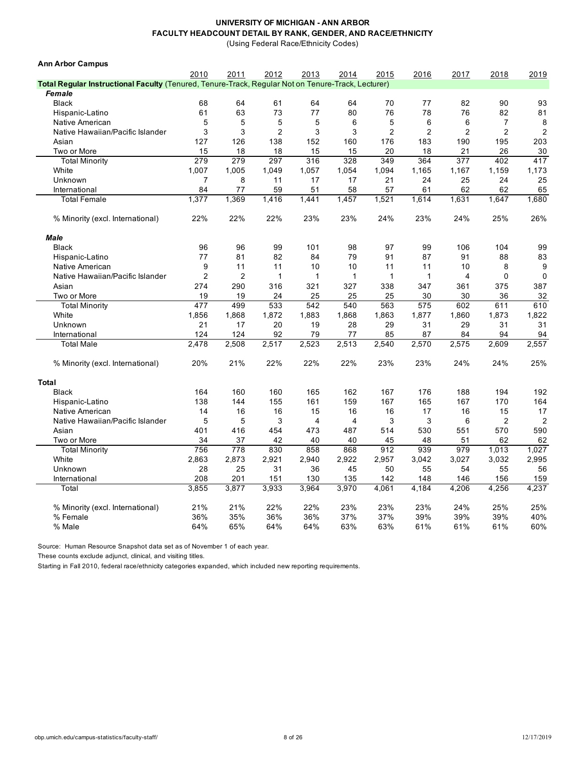**UNIVERSITY OF MICHIGAN - ANN ARBOR**
**FACULTY HEADCOUNT DETAIL BY RANK, GENDER, AND RACE/ETHNICITY**
(Using Federal Race/Ethnicity Codes)

**Ann Arbor Campus**

| | 2010 | 2011 | 2012 | 2013 | 2014 | 2015 | 2016 | 2017 | 2018 | 2019 |
|---|---|---|---|---|---|---|---|---|---|---|
| **Total Regular Instructional Faculty** (Tenured, Tenure-Track, Regular Not on Tenure-Track, Lecturer) | | | | | | | | | | |
| ***Female*** | | | | | | | | | | |
| Black | 68 | 64 | 61 | 64 | 64 | 70 | 77 | 82 | 90 | 93 |
| Hispanic-Latino | 61 | 63 | 73 | 77 | 80 | 76 | 78 | 76 | 82 | 81 |
| Native American | 5 | 5 | 5 | 5 | 6 | 5 | 6 | 6 | 7 | 8 |
| Native Hawaiian/Pacific Islander | 3 | 3 | 2 | 3 | 3 | 2 | 2 | 2 | 2 | 2 |
| Asian | 127 | 126 | 138 | 152 | 160 | 176 | 183 | 190 | 195 | 203 |
| Two or More | 15 | 18 | 18 | 15 | 15 | 20 | 18 | 21 | 26 | 30 |
| Total Minority | 279 | 279 | 297 | 316 | 328 | 349 | 364 | 377 | 402 | 417 |
| White | 1,007 | 1,005 | 1,049 | 1,057 | 1,054 | 1,094 | 1,165 | 1,167 | 1,159 | 1,173 |
| Unknown | 7 | 8 | 11 | 17 | 17 | 21 | 24 | 25 | 24 | 25 |
| International | 84 | 77 | 59 | 51 | 58 | 57 | 61 | 62 | 62 | 65 |
| Total Female | 1,377 | 1,369 | 1,416 | 1,441 | 1,457 | 1,521 | 1,614 | 1,631 | 1,647 | 1,680 |
| % Minority (excl. International) | 22% | 22% | 22% | 23% | 23% | 24% | 23% | 24% | 25% | 26% |
| ***Male*** | | | | | | | | | | |
| Black | 96 | 96 | 99 | 101 | 98 | 97 | 99 | 106 | 104 | 99 |
| Hispanic-Latino | 77 | 81 | 82 | 84 | 79 | 91 | 87 | 91 | 88 | 83 |
| Native American | 9 | 11 | 11 | 10 | 10 | 11 | 11 | 10 | 8 | 9 |
| Native Hawaiian/Pacific Islander | 2 | 2 | 1 | 1 | 1 | 1 | 1 | 4 | 0 | 0 |
| Asian | 274 | 290 | 316 | 321 | 327 | 338 | 347 | 361 | 375 | 387 |
| Two or More | 19 | 19 | 24 | 25 | 25 | 25 | 30 | 30 | 36 | 32 |
| Total Minority | 477 | 499 | 533 | 542 | 540 | 563 | 575 | 602 | 611 | 610 |
| White | 1,856 | 1,868 | 1,872 | 1,883 | 1,868 | 1,863 | 1,877 | 1,860 | 1,873 | 1,822 |
| Unknown | 21 | 17 | 20 | 19 | 28 | 29 | 31 | 29 | 31 | 31 |
| International | 124 | 124 | 92 | 79 | 77 | 85 | 87 | 84 | 94 | 94 |
| Total Male | 2,478 | 2,508 | 2,517 | 2,523 | 2,513 | 2,540 | 2,570 | 2,575 | 2,609 | 2,557 |
| % Minority (excl. International) | 20% | 21% | 22% | 22% | 22% | 23% | 23% | 24% | 24% | 25% |
| **Total** | | | | | | | | | | |
| Black | 164 | 160 | 160 | 165 | 162 | 167 | 176 | 188 | 194 | 192 |
| Hispanic-Latino | 138 | 144 | 155 | 161 | 159 | 167 | 165 | 167 | 170 | 164 |
| Native American | 14 | 16 | 16 | 15 | 16 | 16 | 17 | 16 | 15 | 17 |
| Native Hawaiian/Pacific Islander | 5 | 5 | 3 | 4 | 4 | 3 | 3 | 6 | 2 | 2 |
| Asian | 401 | 416 | 454 | 473 | 487 | 514 | 530 | 551 | 570 | 590 |
| Two or More | 34 | 37 | 42 | 40 | 40 | 45 | 48 | 51 | 62 | 62 |
| Total Minority | 756 | 778 | 830 | 858 | 868 | 912 | 939 | 979 | 1,013 | 1,027 |
| White | 2,863 | 2,873 | 2,921 | 2,940 | 2,922 | 2,957 | 3,042 | 3,027 | 3,032 | 2,995 |
| Unknown | 28 | 25 | 31 | 36 | 45 | 50 | 55 | 54 | 55 | 56 |
| International | 208 | 201 | 151 | 130 | 135 | 142 | 148 | 146 | 156 | 159 |
| Total | 3,855 | 3,877 | 3,933 | 3,964 | 3,970 | 4,061 | 4,184 | 4,206 | 4,256 | 4,237 |
| % Minority (excl. International) | 21% | 21% | 22% | 22% | 23% | 23% | 23% | 24% | 25% | 25% |
| % Female | 36% | 35% | 36% | 36% | 37% | 37% | 39% | 39% | 39% | 40% |
| % Male | 64% | 65% | 64% | 64% | 63% | 63% | 61% | 61% | 61% | 60% |

Source: Human Resource Snapshot data set as of November 1 of each year.

These counts exclude adjunct, clinical, and visiting titles.

Starting in Fall 2010, federal race/ethnicity categories expanded, which included new reporting requirements.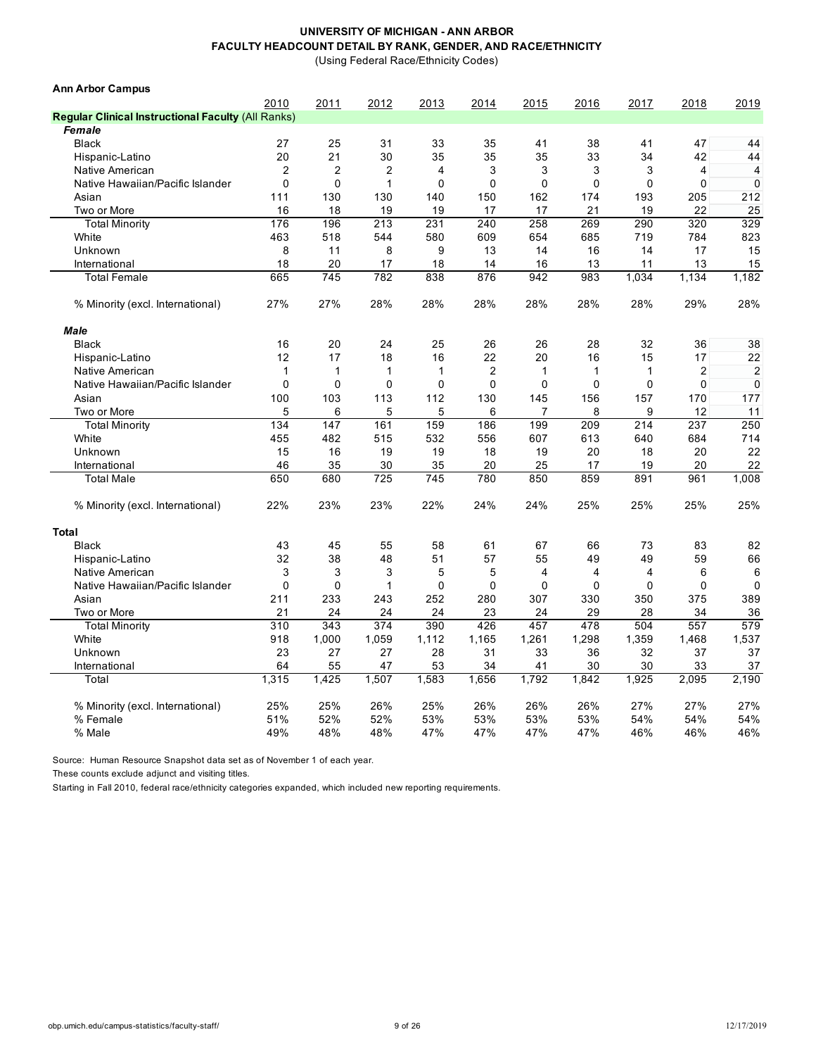**UNIVERSITY OF MICHIGAN - ANN ARBOR**
**FACULTY HEADCOUNT DETAIL BY RANK, GENDER, AND RACE/ETHNICITY**
(Using Federal Race/Ethnicity Codes)

**Ann Arbor Campus**

| | 2010 | 2011 | 2012 | 2013 | 2014 | 2015 | 2016 | 2017 | 2018 | 2019 |
|---|---|---|---|---|---|---|---|---|---|---|
| **Regular Clinical Instructional Faculty** (All Ranks) | | | | | | | | | | |
| ***Female*** | | | | | | | | | | |
| Black | 27 | 25 | 31 | 33 | 35 | 41 | 38 | 41 | 47 | 44 |
| Hispanic-Latino | 20 | 21 | 30 | 35 | 35 | 35 | 33 | 34 | 42 | 44 |
| Native American | 2 | 2 | 2 | 4 | 3 | 3 | 3 | 3 | 4 | 4 |
| Native Hawaiian/Pacific Islander | 0 | 0 | 1 | 0 | 0 | 0 | 0 | 0 | 0 | 0 |
| Asian | 111 | 130 | 130 | 140 | 150 | 162 | 174 | 193 | 205 | 212 |
| Two or More | 16 | 18 | 19 | 19 | 17 | 17 | 21 | 19 | 22 | 25 |
| Total Minority | 176 | 196 | 213 | 231 | 240 | 258 | 269 | 290 | 320 | 329 |
| White | 463 | 518 | 544 | 580 | 609 | 654 | 685 | 719 | 784 | 823 |
| Unknown | 8 | 11 | 8 | 9 | 13 | 14 | 16 | 14 | 17 | 15 |
| International | 18 | 20 | 17 | 18 | 14 | 16 | 13 | 11 | 13 | 15 |
| Total Female | 665 | 745 | 782 | 838 | 876 | 942 | 983 | 1,034 | 1,134 | 1,182 |
| % Minority (excl. International) | 27% | 27% | 28% | 28% | 28% | 28% | 28% | 28% | 29% | 28% |
| ***Male*** | | | | | | | | | | |
| Black | 16 | 20 | 24 | 25 | 26 | 26 | 28 | 32 | 36 | 38 |
| Hispanic-Latino | 12 | 17 | 18 | 16 | 22 | 20 | 16 | 15 | 17 | 22 |
| Native American | 1 | 1 | 1 | 1 | 2 | 1 | 1 | 1 | 2 | 2 |
| Native Hawaiian/Pacific Islander | 0 | 0 | 0 | 0 | 0 | 0 | 0 | 0 | 0 | 0 |
| Asian | 100 | 103 | 113 | 112 | 130 | 145 | 156 | 157 | 170 | 177 |
| Two or More | 5 | 6 | 5 | 5 | 6 | 7 | 8 | 9 | 12 | 11 |
| Total Minority | 134 | 147 | 161 | 159 | 186 | 199 | 209 | 214 | 237 | 250 |
| White | 455 | 482 | 515 | 532 | 556 | 607 | 613 | 640 | 684 | 714 |
| Unknown | 15 | 16 | 19 | 19 | 18 | 19 | 20 | 18 | 20 | 22 |
| International | 46 | 35 | 30 | 35 | 20 | 25 | 17 | 19 | 20 | 22 |
| Total Male | 650 | 680 | 725 | 745 | 780 | 850 | 859 | 891 | 961 | 1,008 |
| % Minority (excl. International) | 22% | 23% | 23% | 22% | 24% | 24% | 25% | 25% | 25% | 25% |
| **Total** | | | | | | | | | | |
| Black | 43 | 45 | 55 | 58 | 61 | 67 | 66 | 73 | 83 | 82 |
| Hispanic-Latino | 32 | 38 | 48 | 51 | 57 | 55 | 49 | 49 | 59 | 66 |
| Native American | 3 | 3 | 3 | 5 | 5 | 4 | 4 | 4 | 6 | 6 |
| Native Hawaiian/Pacific Islander | 0 | 0 | 1 | 0 | 0 | 0 | 0 | 0 | 0 | 0 |
| Asian | 211 | 233 | 243 | 252 | 280 | 307 | 330 | 350 | 375 | 389 |
| Two or More | 21 | 24 | 24 | 24 | 23 | 24 | 29 | 28 | 34 | 36 |
| Total Minority | 310 | 343 | 374 | 390 | 426 | 457 | 478 | 504 | 557 | 579 |
| White | 918 | 1,000 | 1,059 | 1,112 | 1,165 | 1,261 | 1,298 | 1,359 | 1,468 | 1,537 |
| Unknown | 23 | 27 | 27 | 28 | 31 | 33 | 36 | 32 | 37 | 37 |
| International | 64 | 55 | 47 | 53 | 34 | 41 | 30 | 30 | 33 | 37 |
| Total | 1,315 | 1,425 | 1,507 | 1,583 | 1,656 | 1,792 | 1,842 | 1,925 | 2,095 | 2,190 |
| % Minority (excl. International) | 25% | 25% | 26% | 25% | 26% | 26% | 26% | 27% | 27% | 27% |
| % Female | 51% | 52% | 52% | 53% | 53% | 53% | 53% | 54% | 54% | 54% |
| % Male | 49% | 48% | 48% | 47% | 47% | 47% | 47% | 46% | 46% | 46% |

Source: Human Resource Snapshot data set as of November 1 of each year.

These counts exclude adjunct and visiting titles.

Starting in Fall 2010, federal race/ethnicity categories expanded, which included new reporting requirements.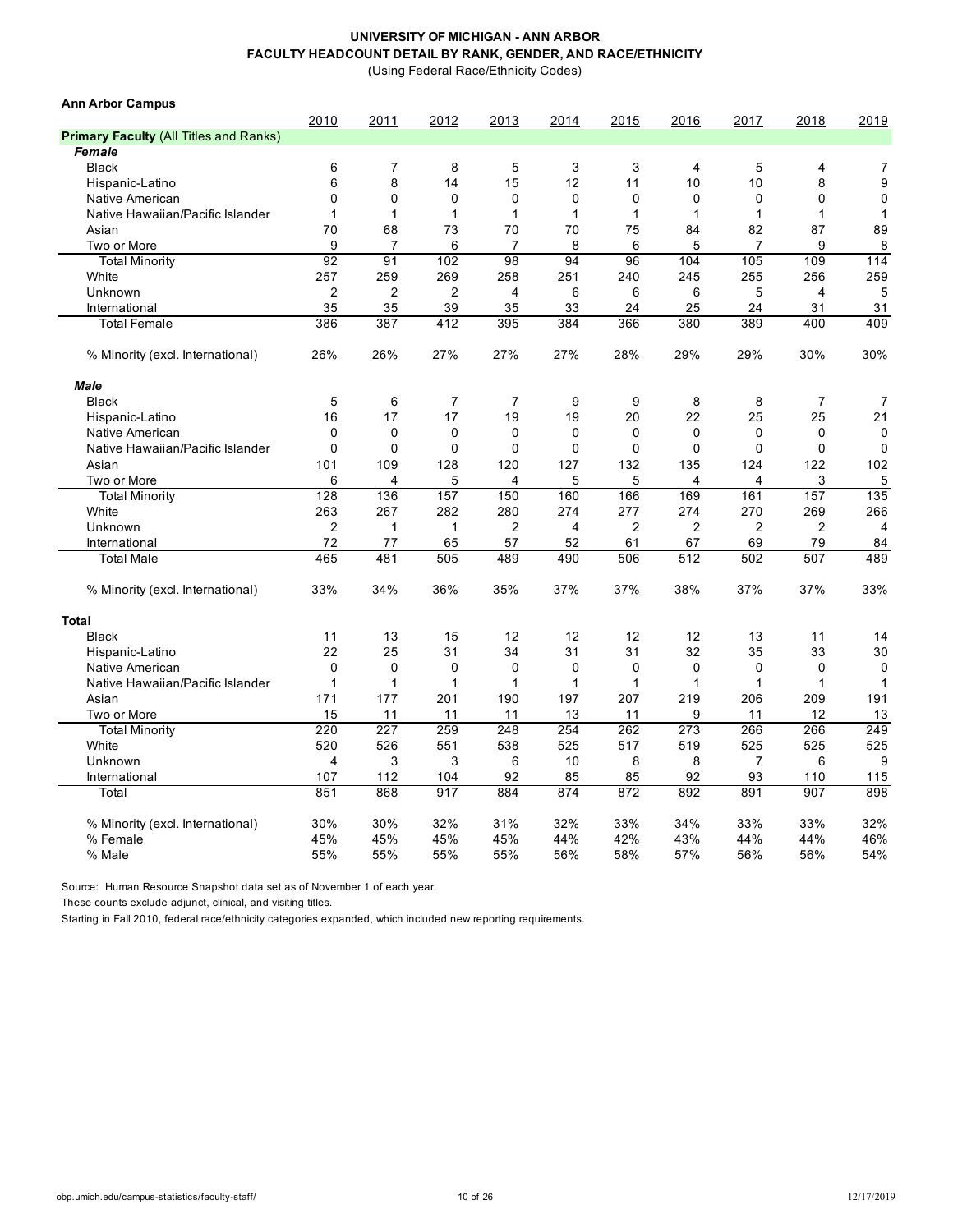**UNIVERSITY OF MICHIGAN - ANN ARBOR**
**FACULTY HEADCOUNT DETAIL BY RANK, GENDER, AND RACE/ETHNICITY**
(Using Federal Race/Ethnicity Codes)

**Ann Arbor Campus**

| | 2010 | 2011 | 2012 | 2013 | 2014 | 2015 | 2016 | 2017 | 2018 | 2019 |
|---|---|---|---|---|---|---|---|---|---|---|
| **Primary Faculty** (All Titles and Ranks) | | | | | | | | | | |
| ***Female*** | | | | | | | | | | |
| Black | 6 | 7 | 8 | 5 | 3 | 3 | 4 | 5 | 4 | 7 |
| Hispanic-Latino | 6 | 8 | 14 | 15 | 12 | 11 | 10 | 10 | 8 | 9 |
| Native American | 0 | 0 | 0 | 0 | 0 | 0 | 0 | 0 | 0 | 0 |
| Native Hawaiian/Pacific Islander | 1 | 1 | 1 | 1 | 1 | 1 | 1 | 1 | 1 | 1 |
| Asian | 70 | 68 | 73 | 70 | 70 | 75 | 84 | 82 | 87 | 89 |
| Two or More | 9 | 7 | 6 | 7 | 8 | 6 | 5 | 7 | 9 | 8 |
| Total Minority | 92 | 91 | 102 | 98 | 94 | 96 | 104 | 105 | 109 | 114 |
| White | 257 | 259 | 269 | 258 | 251 | 240 | 245 | 255 | 256 | 259 |
| Unknown | 2 | 2 | 2 | 4 | 6 | 6 | 6 | 5 | 4 | 5 |
| International | 35 | 35 | 39 | 35 | 33 | 24 | 25 | 24 | 31 | 31 |
| Total Female | 386 | 387 | 412 | 395 | 384 | 366 | 380 | 389 | 400 | 409 |
| % Minority (excl. International) | 26% | 26% | 27% | 27% | 27% | 28% | 29% | 29% | 30% | 30% |
| ***Male*** | | | | | | | | | | |
| Black | 5 | 6 | 7 | 7 | 9 | 9 | 8 | 8 | 7 | 7 |
| Hispanic-Latino | 16 | 17 | 17 | 19 | 19 | 20 | 22 | 25 | 25 | 21 |
| Native American | 0 | 0 | 0 | 0 | 0 | 0 | 0 | 0 | 0 | 0 |
| Native Hawaiian/Pacific Islander | 0 | 0 | 0 | 0 | 0 | 0 | 0 | 0 | 0 | 0 |
| Asian | 101 | 109 | 128 | 120 | 127 | 132 | 135 | 124 | 122 | 102 |
| Two or More | 6 | 4 | 5 | 4 | 5 | 5 | 4 | 4 | 3 | 5 |
| Total Minority | 128 | 136 | 157 | 150 | 160 | 166 | 169 | 161 | 157 | 135 |
| White | 263 | 267 | 282 | 280 | 274 | 277 | 274 | 270 | 269 | 266 |
| Unknown | 2 | 1 | 1 | 2 | 4 | 2 | 2 | 2 | 2 | 4 |
| International | 72 | 77 | 65 | 57 | 52 | 61 | 67 | 69 | 79 | 84 |
| Total Male | 465 | 481 | 505 | 489 | 490 | 506 | 512 | 502 | 507 | 489 |
| % Minority (excl. International) | 33% | 34% | 36% | 35% | 37% | 37% | 38% | 37% | 37% | 33% |
| **Total** | | | | | | | | | | |
| Black | 11 | 13 | 15 | 12 | 12 | 12 | 12 | 13 | 11 | 14 |
| Hispanic-Latino | 22 | 25 | 31 | 34 | 31 | 31 | 32 | 35 | 33 | 30 |
| Native American | 0 | 0 | 0 | 0 | 0 | 0 | 0 | 0 | 0 | 0 |
| Native Hawaiian/Pacific Islander | 1 | 1 | 1 | 1 | 1 | 1 | 1 | 1 | 1 | 1 |
| Asian | 171 | 177 | 201 | 190 | 197 | 207 | 219 | 206 | 209 | 191 |
| Two or More | 15 | 11 | 11 | 11 | 13 | 11 | 9 | 11 | 12 | 13 |
| Total Minority | 220 | 227 | 259 | 248 | 254 | 262 | 273 | 266 | 266 | 249 |
| White | 520 | 526 | 551 | 538 | 525 | 517 | 519 | 525 | 525 | 525 |
| Unknown | 4 | 3 | 3 | 6 | 10 | 8 | 8 | 7 | 6 | 9 |
| International | 107 | 112 | 104 | 92 | 85 | 85 | 92 | 93 | 110 | 115 |
| Total | 851 | 868 | 917 | 884 | 874 | 872 | 892 | 891 | 907 | 898 |
| % Minority (excl. International) | 30% | 30% | 32% | 31% | 32% | 33% | 34% | 33% | 33% | 32% |
| % Female | 45% | 45% | 45% | 45% | 44% | 42% | 43% | 44% | 44% | 46% |
| % Male | 55% | 55% | 55% | 55% | 56% | 58% | 57% | 56% | 56% | 54% |

Source: Human Resource Snapshot data set as of November 1 of each year.

These counts exclude adjunct, clinical, and visiting titles.

Starting in Fall 2010, federal race/ethnicity categories expanded, which included new reporting requirements.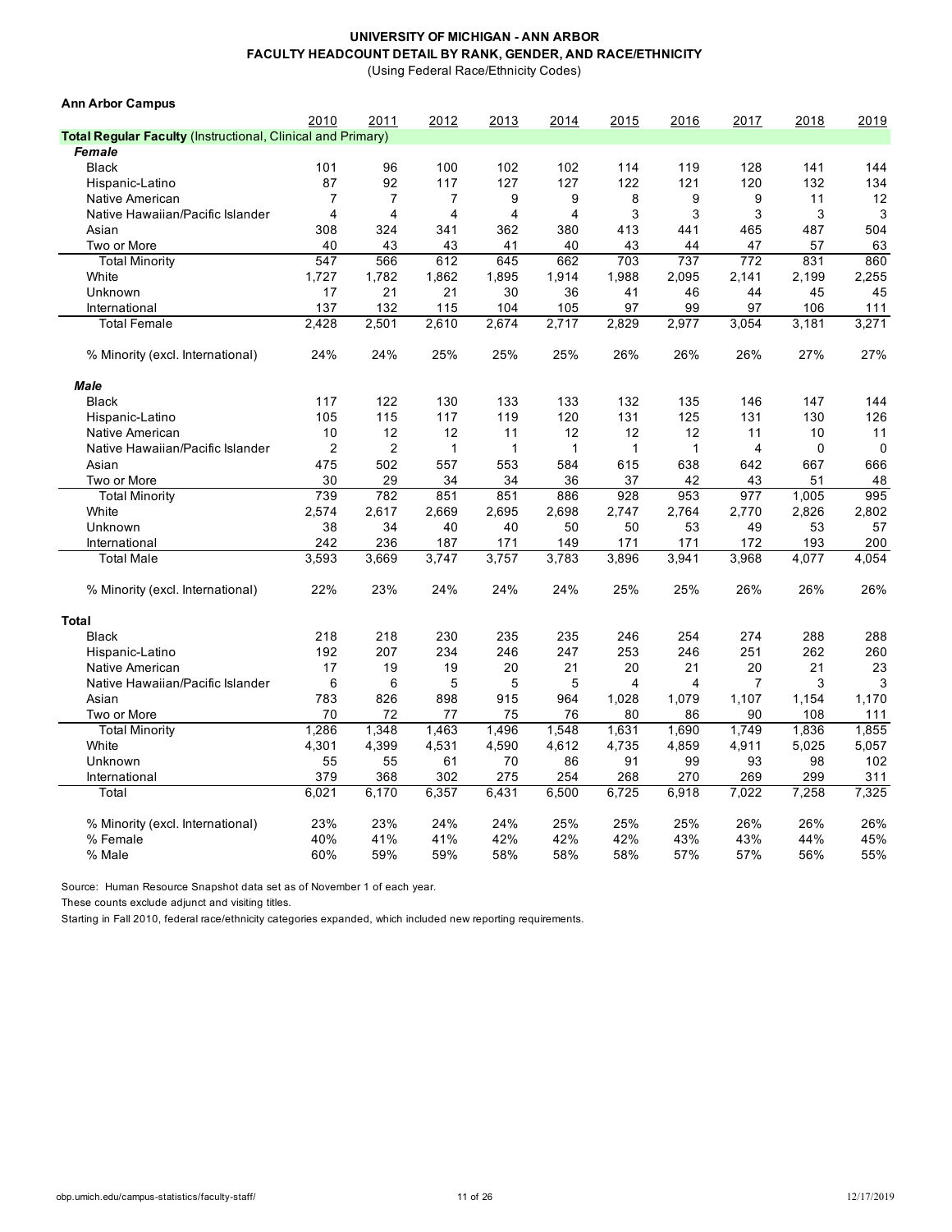**UNIVERSITY OF MICHIGAN - ANN ARBOR**
**FACULTY HEADCOUNT DETAIL BY RANK, GENDER, AND RACE/ETHNICITY**
(Using Federal Race/Ethnicity Codes)

**Ann Arbor Campus**

| | 2010 | 2011 | 2012 | 2013 | 2014 | 2015 | 2016 | 2017 | 2018 | 2019 |
|---|---|---|---|---|---|---|---|---|---|---|
| **Total Regular Faculty** (Instructional, Clinical and Primary) | | | | | | | | | | |
| ***Female*** | | | | | | | | | | |
| Black | 101 | 96 | 100 | 102 | 102 | 114 | 119 | 128 | 141 | 144 |
| Hispanic-Latino | 87 | 92 | 117 | 127 | 127 | 122 | 121 | 120 | 132 | 134 |
| Native American | 7 | 7 | 7 | 9 | 9 | 8 | 9 | 9 | 11 | 12 |
| Native Hawaiian/Pacific Islander | 4 | 4 | 4 | 4 | 4 | 3 | 3 | 3 | 3 | 3 |
| Asian | 308 | 324 | 341 | 362 | 380 | 413 | 441 | 465 | 487 | 504 |
| Two or More | 40 | 43 | 43 | 41 | 40 | 43 | 44 | 47 | 57 | 63 |
| Total Minority | 547 | 566 | 612 | 645 | 662 | 703 | 737 | 772 | 831 | 860 |
| White | 1,727 | 1,782 | 1,862 | 1,895 | 1,914 | 1,988 | 2,095 | 2,141 | 2,199 | 2,255 |
| Unknown | 17 | 21 | 21 | 30 | 36 | 41 | 46 | 44 | 45 | 45 |
| International | 137 | 132 | 115 | 104 | 105 | 97 | 99 | 97 | 106 | 111 |
| Total Female | 2,428 | 2,501 | 2,610 | 2,674 | 2,717 | 2,829 | 2,977 | 3,054 | 3,181 | 3,271 |
| % Minority (excl. International) | 24% | 24% | 25% | 25% | 25% | 26% | 26% | 26% | 27% | 27% |
| ***Male*** | | | | | | | | | | |
| Black | 117 | 122 | 130 | 133 | 133 | 132 | 135 | 146 | 147 | 144 |
| Hispanic-Latino | 105 | 115 | 117 | 119 | 120 | 131 | 125 | 131 | 130 | 126 |
| Native American | 10 | 12 | 12 | 11 | 12 | 12 | 12 | 11 | 10 | 11 |
| Native Hawaiian/Pacific Islander | 2 | 2 | 1 | 1 | 1 | 1 | 1 | 4 | 0 | 0 |
| Asian | 475 | 502 | 557 | 553 | 584 | 615 | 638 | 642 | 667 | 666 |
| Two or More | 30 | 29 | 34 | 34 | 36 | 37 | 42 | 43 | 51 | 48 |
| Total Minority | 739 | 782 | 851 | 851 | 886 | 928 | 953 | 977 | 1,005 | 995 |
| White | 2,574 | 2,617 | 2,669 | 2,695 | 2,698 | 2,747 | 2,764 | 2,770 | 2,826 | 2,802 |
| Unknown | 38 | 34 | 40 | 40 | 50 | 50 | 53 | 49 | 53 | 57 |
| International | 242 | 236 | 187 | 171 | 149 | 171 | 171 | 172 | 193 | 200 |
| Total Male | 3,593 | 3,669 | 3,747 | 3,757 | 3,783 | 3,896 | 3,941 | 3,968 | 4,077 | 4,054 |
| % Minority (excl. International) | 22% | 23% | 24% | 24% | 24% | 25% | 25% | 26% | 26% | 26% |
| **Total** | | | | | | | | | | |
| Black | 218 | 218 | 230 | 235 | 235 | 246 | 254 | 274 | 288 | 288 |
| Hispanic-Latino | 192 | 207 | 234 | 246 | 247 | 253 | 246 | 251 | 262 | 260 |
| Native American | 17 | 19 | 19 | 20 | 21 | 20 | 21 | 20 | 21 | 23 |
| Native Hawaiian/Pacific Islander | 6 | 6 | 5 | 5 | 5 | 4 | 4 | 7 | 3 | 3 |
| Asian | 783 | 826 | 898 | 915 | 964 | 1,028 | 1,079 | 1,107 | 1,154 | 1,170 |
| Two or More | 70 | 72 | 77 | 75 | 76 | 80 | 86 | 90 | 108 | 111 |
| Total Minority | 1,286 | 1,348 | 1,463 | 1,496 | 1,548 | 1,631 | 1,690 | 1,749 | 1,836 | 1,855 |
| White | 4,301 | 4,399 | 4,531 | 4,590 | 4,612 | 4,735 | 4,859 | 4,911 | 5,025 | 5,057 |
| Unknown | 55 | 55 | 61 | 70 | 86 | 91 | 99 | 93 | 98 | 102 |
| International | 379 | 368 | 302 | 275 | 254 | 268 | 270 | 269 | 299 | 311 |
| Total | 6,021 | 6,170 | 6,357 | 6,431 | 6,500 | 6,725 | 6,918 | 7,022 | 7,258 | 7,325 |
| % Minority (excl. International) | 23% | 23% | 24% | 24% | 25% | 25% | 25% | 26% | 26% | 26% |
| % Female | 40% | 41% | 41% | 42% | 42% | 42% | 43% | 43% | 44% | 45% |
| % Male | 60% | 59% | 59% | 58% | 58% | 58% | 57% | 57% | 56% | 55% |

Source: Human Resource Snapshot data set as of November 1 of each year.

These counts exclude adjunct and visiting titles.

Starting in Fall 2010, federal race/ethnicity categories expanded, which included new reporting requirements.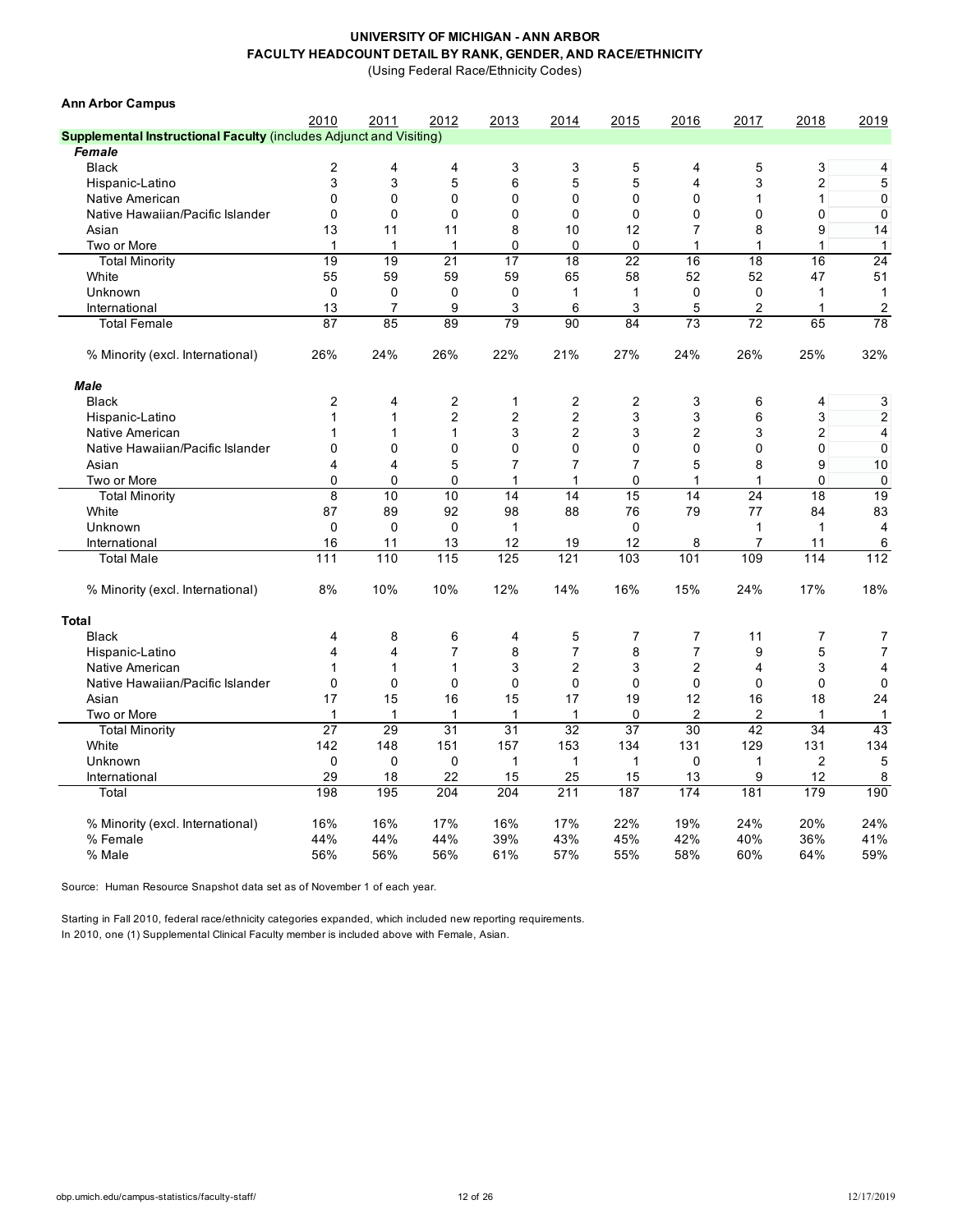**UNIVERSITY OF MICHIGAN - ANN ARBOR**
**FACULTY HEADCOUNT DETAIL BY RANK, GENDER, AND RACE/ETHNICITY**
(Using Federal Race/Ethnicity Codes)

**Ann Arbor Campus**

| | 2010 | 2011 | 2012 | 2013 | 2014 | 2015 | 2016 | 2017 | 2018 | 2019 |
|---|---|---|---|---|---|---|---|---|---|---|
| **Supplemental Instructional Faculty** (includes Adjunct and Visiting) | | | | | | | | | | |
| ***Female*** | | | | | | | | | | |
| Black | 2 | 4 | 4 | 3 | 3 | 5 | 4 | 5 | 3 | 4 |
| Hispanic-Latino | 3 | 3 | 5 | 6 | 5 | 5 | 4 | 3 | 2 | 5 |
| Native American | 0 | 0 | 0 | 0 | 0 | 0 | 0 | 1 | 1 | 0 |
| Native Hawaiian/Pacific Islander | 0 | 0 | 0 | 0 | 0 | 0 | 0 | 0 | 0 | 0 |
| Asian | 13 | 11 | 11 | 8 | 10 | 12 | 7 | 8 | 9 | 14 |
| Two or More | 1 | 1 | 1 | 0 | 0 | 0 | 1 | 1 | 1 | 1 |
| Total Minority | 19 | 19 | 21 | 17 | 18 | 22 | 16 | 18 | 16 | 24 |
| White | 55 | 59 | 59 | 59 | 65 | 58 | 52 | 52 | 47 | 51 |
| Unknown | 0 | 0 | 0 | 0 | 1 | 1 | 0 | 0 | 1 | 1 |
| International | 13 | 7 | 9 | 3 | 6 | 3 | 5 | 2 | 1 | 2 |
| Total Female | 87 | 85 | 89 | 79 | 90 | 84 | 73 | 72 | 65 | 78 |
| % Minority (excl. International) | 26% | 24% | 26% | 22% | 21% | 27% | 24% | 26% | 25% | 32% |
| ***Male*** | | | | | | | | | | |
| Black | 2 | 4 | 2 | 1 | 2 | 2 | 3 | 6 | 4 | 3 |
| Hispanic-Latino | 1 | 1 | 2 | 2 | 2 | 3 | 3 | 6 | 3 | 2 |
| Native American | 1 | 1 | 1 | 3 | 2 | 3 | 2 | 3 | 2 | 4 |
| Native Hawaiian/Pacific Islander | 0 | 0 | 0 | 0 | 0 | 0 | 0 | 0 | 0 | 0 |
| Asian | 4 | 4 | 5 | 7 | 7 | 7 | 5 | 8 | 9 | 10 |
| Two or More | 0 | 0 | 0 | 1 | 1 | 0 | 1 | 1 | 0 | 0 |
| Total Minority | 8 | 10 | 10 | 14 | 14 | 15 | 14 | 24 | 18 | 19 |
| White | 87 | 89 | 92 | 98 | 88 | 76 | 79 | 77 | 84 | 83 |
| Unknown | 0 | 0 | 0 | 1 | | 0 | | 1 | 1 | 4 |
| International | 16 | 11 | 13 | 12 | 19 | 12 | 8 | 7 | 11 | 6 |
| Total Male | 111 | 110 | 115 | 125 | 121 | 103 | 101 | 109 | 114 | 112 |
| % Minority (excl. International) | 8% | 10% | 10% | 12% | 14% | 16% | 15% | 24% | 17% | 18% |
| **Total** | | | | | | | | | | |
| Black | 4 | 8 | 6 | 4 | 5 | 7 | 7 | 11 | 7 | 7 |
| Hispanic-Latino | 4 | 4 | 7 | 8 | 7 | 8 | 7 | 9 | 5 | 7 |
| Native American | 1 | 1 | 1 | 3 | 2 | 3 | 2 | 4 | 3 | 4 |
| Native Hawaiian/Pacific Islander | 0 | 0 | 0 | 0 | 0 | 0 | 0 | 0 | 0 | 0 |
| Asian | 17 | 15 | 16 | 15 | 17 | 19 | 12 | 16 | 18 | 24 |
| Two or More | 1 | 1 | 1 | 1 | 1 | 0 | 2 | 2 | 1 | 1 |
| Total Minority | 27 | 29 | 31 | 31 | 32 | 37 | 30 | 42 | 34 | 43 |
| White | 142 | 148 | 151 | 157 | 153 | 134 | 131 | 129 | 131 | 134 |
| Unknown | 0 | 0 | 0 | 1 | 1 | 1 | 0 | 1 | 2 | 5 |
| International | 29 | 18 | 22 | 15 | 25 | 15 | 13 | 9 | 12 | 8 |
| Total | 198 | 195 | 204 | 204 | 211 | 187 | 174 | 181 | 179 | 190 |
| % Minority (excl. International) | 16% | 16% | 17% | 16% | 17% | 22% | 19% | 24% | 20% | 24% |
| % Female | 44% | 44% | 44% | 39% | 43% | 45% | 42% | 40% | 36% | 41% |
| % Male | 56% | 56% | 56% | 61% | 57% | 55% | 58% | 60% | 64% | 59% |

Source: Human Resource Snapshot data set as of November 1 of each year.

Starting in Fall 2010, federal race/ethnicity categories expanded, which included new reporting requirements.
In 2010, one (1) Supplemental Clinical Faculty member is included above with Female, Asian.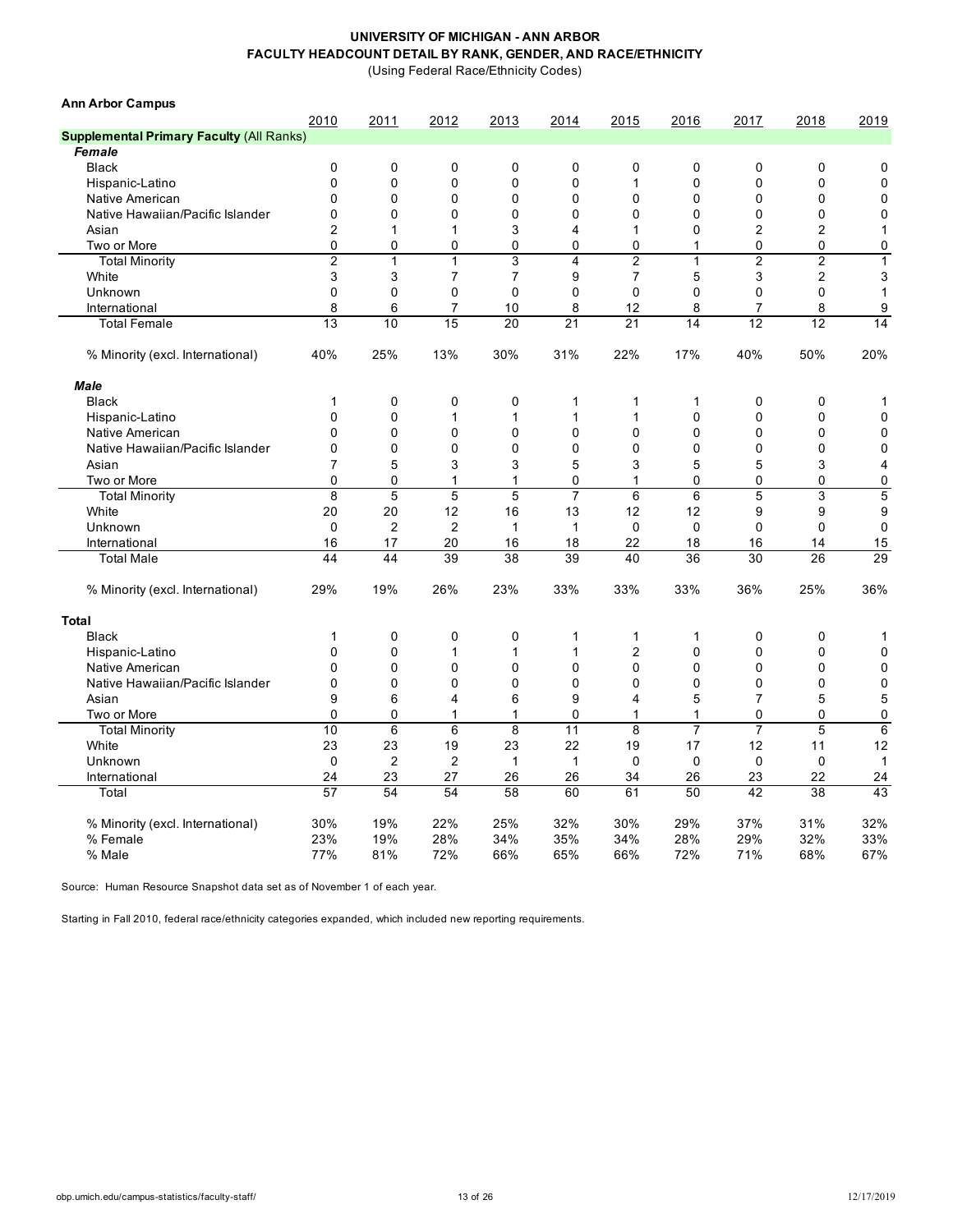# UNIVERSITY OF MICHIGAN - ANN ARBOR
## FACULTY HEADCOUNT DETAIL BY RANK, GENDER, AND RACE/ETHNICITY
(Using Federal Race/Ethnicity Codes)

**Ann Arbor Campus**

| | 2010 | 2011 | 2012 | 2013 | 2014 | 2015 | 2016 | 2017 | 2018 | 2019 |
|---|---|---|---|---|---|---|---|---|---|---|
| **Supplemental Primary Faculty (All Ranks)** | | | | | | | | | | |
| ***Female*** | | | | | | | | | | |
| Black | 0 | 0 | 0 | 0 | 0 | 0 | 0 | 0 | 0 | 0 |
| Hispanic-Latino | 0 | 0 | 0 | 0 | 0 | 1 | 0 | 0 | 0 | 0 |
| Native American | 0 | 0 | 0 | 0 | 0 | 0 | 0 | 0 | 0 | 0 |
| Native Hawaiian/Pacific Islander | 0 | 0 | 0 | 0 | 0 | 0 | 0 | 0 | 0 | 0 |
| Asian | 2 | 1 | 1 | 3 | 4 | 1 | 0 | 2 | 2 | 1 |
| Two or More | 0 | 0 | 0 | 0 | 0 | 0 | 1 | 0 | 0 | 0 |
| Total Minority | 2 | 1 | 1 | 3 | 4 | 2 | 1 | 2 | 2 | 1 |
| White | 3 | 3 | 7 | 7 | 9 | 7 | 5 | 3 | 2 | 3 |
| Unknown | 0 | 0 | 0 | 0 | 0 | 0 | 0 | 0 | 0 | 1 |
| International | 8 | 6 | 7 | 10 | 8 | 12 | 8 | 7 | 8 | 9 |
| Total Female | 13 | 10 | 15 | 20 | 21 | 21 | 14 | 12 | 12 | 14 |
| % Minority (excl. International) | 40% | 25% | 13% | 30% | 31% | 22% | 17% | 40% | 50% | 20% |
| ***Male*** | | | | | | | | | | |
| Black | 1 | 0 | 0 | 0 | 1 | 1 | 1 | 0 | 0 | 1 |
| Hispanic-Latino | 0 | 0 | 1 | 1 | 1 | 1 | 0 | 0 | 0 | 0 |
| Native American | 0 | 0 | 0 | 0 | 0 | 0 | 0 | 0 | 0 | 0 |
| Native Hawaiian/Pacific Islander | 0 | 0 | 0 | 0 | 0 | 0 | 0 | 0 | 0 | 0 |
| Asian | 7 | 5 | 3 | 3 | 5 | 3 | 5 | 5 | 3 | 4 |
| Two or More | 0 | 0 | 1 | 1 | 0 | 1 | 0 | 0 | 0 | 0 |
| Total Minority | 8 | 5 | 5 | 5 | 7 | 6 | 6 | 5 | 3 | 5 |
| White | 20 | 20 | 12 | 16 | 13 | 12 | 12 | 9 | 9 | 9 |
| Unknown | 0 | 2 | 2 | 1 | 1 | 0 | 0 | 0 | 0 | 0 |
| International | 16 | 17 | 20 | 16 | 18 | 22 | 18 | 16 | 14 | 15 |
| Total Male | 44 | 44 | 39 | 38 | 39 | 40 | 36 | 30 | 26 | 29 |
| % Minority (excl. International) | 29% | 19% | 26% | 23% | 33% | 33% | 33% | 36% | 25% | 36% |
| **Total** | | | | | | | | | | |
| Black | 1 | 0 | 0 | 0 | 1 | 1 | 1 | 0 | 0 | 1 |
| Hispanic-Latino | 0 | 0 | 1 | 1 | 1 | 2 | 0 | 0 | 0 | 0 |
| Native American | 0 | 0 | 0 | 0 | 0 | 0 | 0 | 0 | 0 | 0 |
| Native Hawaiian/Pacific Islander | 0 | 0 | 0 | 0 | 0 | 0 | 0 | 0 | 0 | 0 |
| Asian | 9 | 6 | 4 | 6 | 9 | 4 | 5 | 7 | 5 | 5 |
| Two or More | 0 | 0 | 1 | 1 | 0 | 1 | 1 | 0 | 0 | 0 |
| Total Minority | 10 | 6 | 6 | 8 | 11 | 8 | 7 | 7 | 5 | 6 |
| White | 23 | 23 | 19 | 23 | 22 | 19 | 17 | 12 | 11 | 12 |
| Unknown | 0 | 2 | 2 | 1 | 1 | 0 | 0 | 0 | 0 | 1 |
| International | 24 | 23 | 27 | 26 | 26 | 34 | 26 | 23 | 22 | 24 |
| Total | 57 | 54 | 54 | 58 | 60 | 61 | 50 | 42 | 38 | 43 |
| % Minority (excl. International) | 30% | 19% | 22% | 25% | 32% | 30% | 29% | 37% | 31% | 32% |
| % Female | 23% | 19% | 28% | 34% | 35% | 34% | 28% | 29% | 32% | 33% |
| % Male | 77% | 81% | 72% | 66% | 65% | 66% | 72% | 71% | 68% | 67% |

Source: Human Resource Snapshot data set as of November 1 of each year.

Starting in Fall 2010, federal race/ethnicity categories expanded, which included new reporting requirements.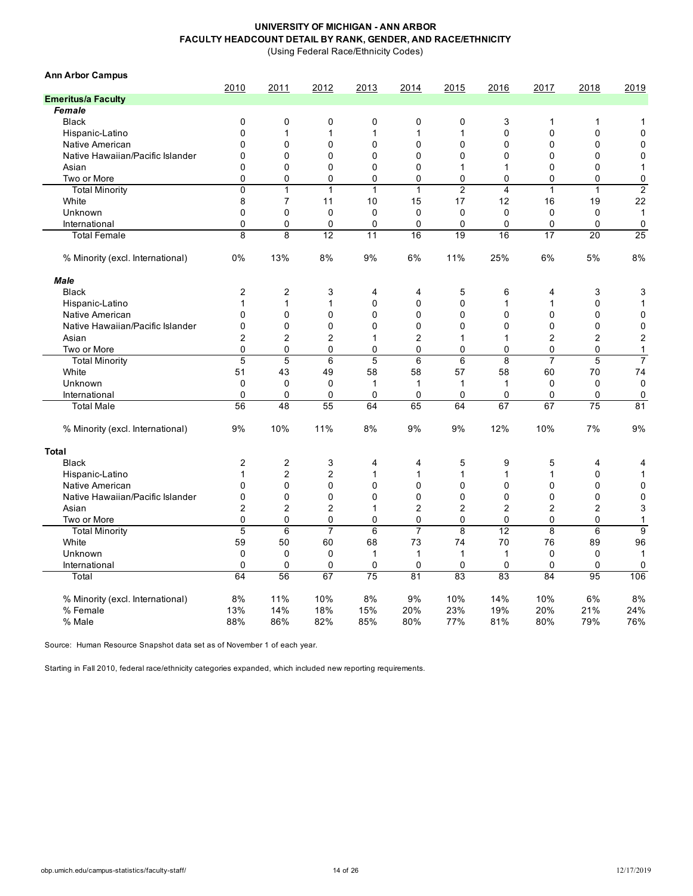**UNIVERSITY OF MICHIGAN - ANN ARBOR**
**FACULTY HEADCOUNT DETAIL BY RANK, GENDER, AND RACE/ETHNICITY**
(Using Federal Race/Ethnicity Codes)

**Ann Arbor Campus**

| | 2010 | 2011 | 2012 | 2013 | 2014 | 2015 | 2016 | 2017 | 2018 | 2019 |
|---|---|---|---|---|---|---|---|---|---|---|
| **Emeritus/a Faculty** | | | | | | | | | | |
| ***Female*** | | | | | | | | | | |
| Black | 0 | 0 | 0 | 0 | 0 | 0 | 3 | 1 | 1 | 1 |
| Hispanic-Latino | 0 | 1 | 1 | 1 | 1 | 1 | 0 | 0 | 0 | 0 |
| Native American | 0 | 0 | 0 | 0 | 0 | 0 | 0 | 0 | 0 | 0 |
| Native Hawaiian/Pacific Islander | 0 | 0 | 0 | 0 | 0 | 0 | 0 | 0 | 0 | 0 |
| Asian | 0 | 0 | 0 | 0 | 0 | 1 | 1 | 0 | 0 | 1 |
| Two or More | 0 | 0 | 0 | 0 | 0 | 0 | 0 | 0 | 0 | 0 |
| Total Minority | 0 | 1 | 1 | 1 | 1 | 2 | 4 | 1 | 1 | 2 |
| White | 8 | 7 | 11 | 10 | 15 | 17 | 12 | 16 | 19 | 22 |
| Unknown | 0 | 0 | 0 | 0 | 0 | 0 | 0 | 0 | 0 | 1 |
| International | 0 | 0 | 0 | 0 | 0 | 0 | 0 | 0 | 0 | 0 |
| Total Female | 8 | 8 | 12 | 11 | 16 | 19 | 16 | 17 | 20 | 25 |
| % Minority (excl. International) | 0% | 13% | 8% | 9% | 6% | 11% | 25% | 6% | 5% | 8% |
| ***Male*** | | | | | | | | | | |
| Black | 2 | 2 | 3 | 4 | 4 | 5 | 6 | 4 | 3 | 3 |
| Hispanic-Latino | 1 | 1 | 1 | 0 | 0 | 0 | 1 | 1 | 0 | 1 |
| Native American | 0 | 0 | 0 | 0 | 0 | 0 | 0 | 0 | 0 | 0 |
| Native Hawaiian/Pacific Islander | 0 | 0 | 0 | 0 | 0 | 0 | 0 | 0 | 0 | 0 |
| Asian | 2 | 2 | 2 | 1 | 2 | 1 | 1 | 2 | 2 | 2 |
| Two or More | 0 | 0 | 0 | 0 | 0 | 0 | 0 | 0 | 0 | 1 |
| Total Minority | 5 | 5 | 6 | 5 | 6 | 6 | 8 | 7 | 5 | 7 |
| White | 51 | 43 | 49 | 58 | 58 | 57 | 58 | 60 | 70 | 74 |
| Unknown | 0 | 0 | 0 | 1 | 1 | 1 | 1 | 0 | 0 | 0 |
| International | 0 | 0 | 0 | 0 | 0 | 0 | 0 | 0 | 0 | 0 |
| Total Male | 56 | 48 | 55 | 64 | 65 | 64 | 67 | 67 | 75 | 81 |
| % Minority (excl. International) | 9% | 10% | 11% | 8% | 9% | 9% | 12% | 10% | 7% | 9% |
| **Total** | | | | | | | | | | |
| Black | 2 | 2 | 3 | 4 | 4 | 5 | 9 | 5 | 4 | 4 |
| Hispanic-Latino | 1 | 2 | 2 | 1 | 1 | 1 | 1 | 1 | 0 | 1 |
| Native American | 0 | 0 | 0 | 0 | 0 | 0 | 0 | 0 | 0 | 0 |
| Native Hawaiian/Pacific Islander | 0 | 0 | 0 | 0 | 0 | 0 | 0 | 0 | 0 | 0 |
| Asian | 2 | 2 | 2 | 1 | 2 | 2 | 2 | 2 | 2 | 3 |
| Two or More | 0 | 0 | 0 | 0 | 0 | 0 | 0 | 0 | 0 | 1 |
| Total Minority | 5 | 6 | 7 | 6 | 7 | 8 | 12 | 8 | 6 | 9 |
| White | 59 | 50 | 60 | 68 | 73 | 74 | 70 | 76 | 89 | 96 |
| Unknown | 0 | 0 | 0 | 1 | 1 | 1 | 1 | 0 | 0 | 1 |
| International | 0 | 0 | 0 | 0 | 0 | 0 | 0 | 0 | 0 | 0 |
| Total | 64 | 56 | 67 | 75 | 81 | 83 | 83 | 84 | 95 | 106 |
| % Minority (excl. International) | 8% | 11% | 10% | 8% | 9% | 10% | 14% | 10% | 6% | 8% |
| % Female | 13% | 14% | 18% | 15% | 20% | 23% | 19% | 20% | 21% | 24% |
| % Male | 88% | 86% | 82% | 85% | 80% | 77% | 81% | 80% | 79% | 76% |

Source: Human Resource Snapshot data set as of November 1 of each year.

Starting in Fall 2010, federal race/ethnicity categories expanded, which included new reporting requirements.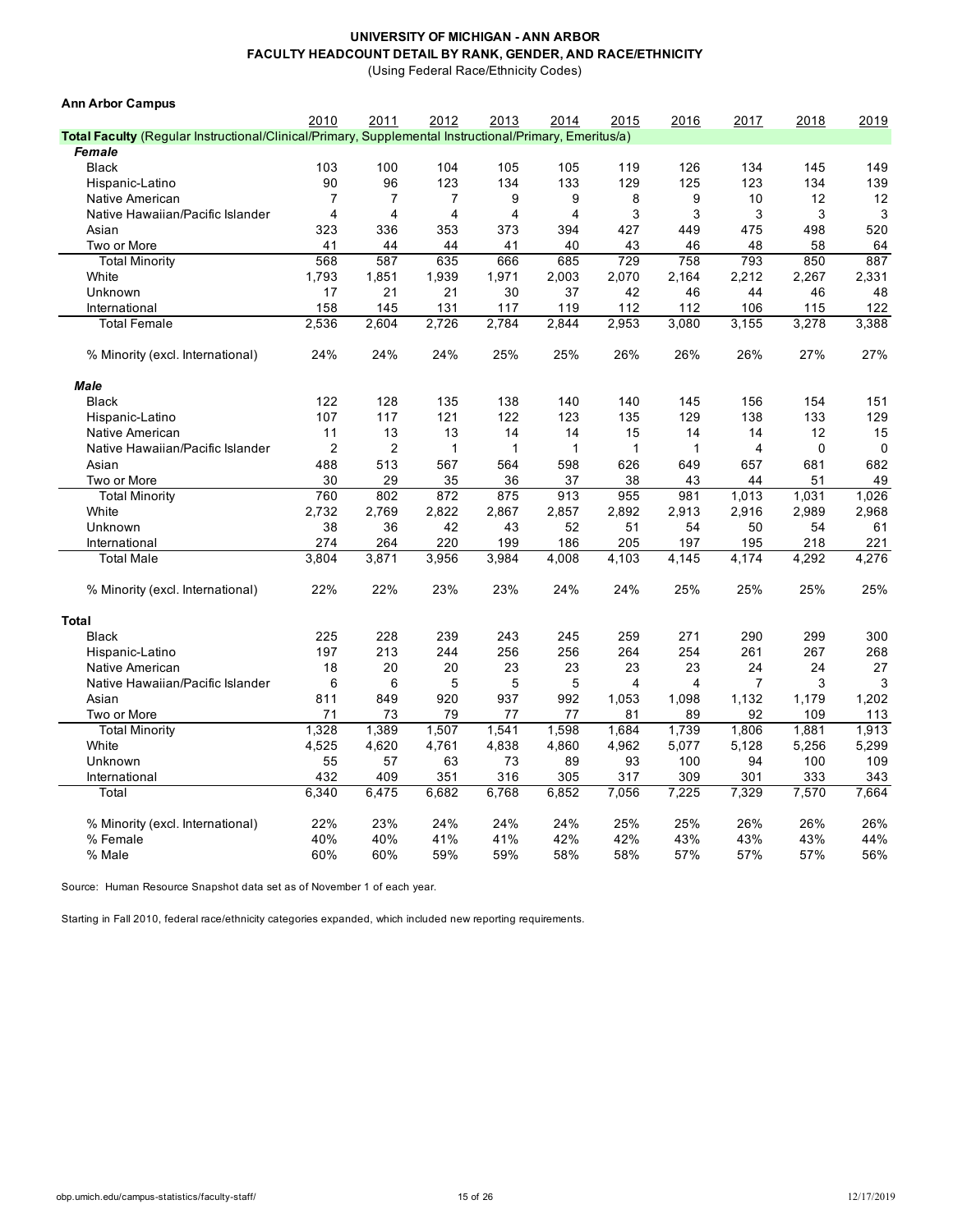**UNIVERSITY OF MICHIGAN - ANN ARBOR**
**FACULTY HEADCOUNT DETAIL BY RANK, GENDER, AND RACE/ETHNICITY**
(Using Federal Race/Ethnicity Codes)

**Ann Arbor Campus**

| | 2010 | 2011 | 2012 | 2013 | 2014 | 2015 | 2016 | 2017 | 2018 | 2019 |
|---|---|---|---|---|---|---|---|---|---|---|
| **Total Faculty** (Regular Instructional/Clinical/Primary, Supplemental Instructional/Primary, Emeritus/a) | | | | | | | | | | |
| ***Female*** | | | | | | | | | | |
| Black | 103 | 100 | 104 | 105 | 105 | 119 | 126 | 134 | 145 | 149 |
| Hispanic-Latino | 90 | 96 | 123 | 134 | 133 | 129 | 125 | 123 | 134 | 139 |
| Native American | 7 | 7 | 7 | 9 | 9 | 8 | 9 | 10 | 12 | 12 |
| Native Hawaiian/Pacific Islander | 4 | 4 | 4 | 4 | 4 | 3 | 3 | 3 | 3 | 3 |
| Asian | 323 | 336 | 353 | 373 | 394 | 427 | 449 | 475 | 498 | 520 |
| Two or More | 41 | 44 | 44 | 41 | 40 | 43 | 46 | 48 | 58 | 64 |
| Total Minority | 568 | 587 | 635 | 666 | 685 | 729 | 758 | 793 | 850 | 887 |
| White | 1,793 | 1,851 | 1,939 | 1,971 | 2,003 | 2,070 | 2,164 | 2,212 | 2,267 | 2,331 |
| Unknown | 17 | 21 | 21 | 30 | 37 | 42 | 46 | 44 | 46 | 48 |
| International | 158 | 145 | 131 | 117 | 119 | 112 | 112 | 106 | 115 | 122 |
| Total Female | 2,536 | 2,604 | 2,726 | 2,784 | 2,844 | 2,953 | 3,080 | 3,155 | 3,278 | 3,388 |
| % Minority (excl. International) | 24% | 24% | 24% | 25% | 25% | 26% | 26% | 26% | 27% | 27% |
| ***Male*** | | | | | | | | | | |
| Black | 122 | 128 | 135 | 138 | 140 | 140 | 145 | 156 | 154 | 151 |
| Hispanic-Latino | 107 | 117 | 121 | 122 | 123 | 135 | 129 | 138 | 133 | 129 |
| Native American | 11 | 13 | 13 | 14 | 14 | 15 | 14 | 14 | 12 | 15 |
| Native Hawaiian/Pacific Islander | 2 | 2 | 1 | 1 | 1 | 1 | 1 | 4 | 0 | 0 |
| Asian | 488 | 513 | 567 | 564 | 598 | 626 | 649 | 657 | 681 | 682 |
| Two or More | 30 | 29 | 35 | 36 | 37 | 38 | 43 | 44 | 51 | 49 |
| Total Minority | 760 | 802 | 872 | 875 | 913 | 955 | 981 | 1,013 | 1,031 | 1,026 |
| White | 2,732 | 2,769 | 2,822 | 2,867 | 2,857 | 2,892 | 2,913 | 2,916 | 2,989 | 2,968 |
| Unknown | 38 | 36 | 42 | 43 | 52 | 51 | 54 | 50 | 54 | 61 |
| International | 274 | 264 | 220 | 199 | 186 | 205 | 197 | 195 | 218 | 221 |
| Total Male | 3,804 | 3,871 | 3,956 | 3,984 | 4,008 | 4,103 | 4,145 | 4,174 | 4,292 | 4,276 |
| % Minority (excl. International) | 22% | 22% | 23% | 23% | 24% | 24% | 25% | 25% | 25% | 25% |
| **Total** | | | | | | | | | | |
| Black | 225 | 228 | 239 | 243 | 245 | 259 | 271 | 290 | 299 | 300 |
| Hispanic-Latino | 197 | 213 | 244 | 256 | 256 | 264 | 254 | 261 | 267 | 268 |
| Native American | 18 | 20 | 20 | 23 | 23 | 23 | 23 | 24 | 24 | 27 |
| Native Hawaiian/Pacific Islander | 6 | 6 | 5 | 5 | 5 | 4 | 4 | 7 | 3 | 3 |
| Asian | 811 | 849 | 920 | 937 | 992 | 1,053 | 1,098 | 1,132 | 1,179 | 1,202 |
| Two or More | 71 | 73 | 79 | 77 | 77 | 81 | 89 | 92 | 109 | 113 |
| Total Minority | 1,328 | 1,389 | 1,507 | 1,541 | 1,598 | 1,684 | 1,739 | 1,806 | 1,881 | 1,913 |
| White | 4,525 | 4,620 | 4,761 | 4,838 | 4,860 | 4,962 | 5,077 | 5,128 | 5,256 | 5,299 |
| Unknown | 55 | 57 | 63 | 73 | 89 | 93 | 100 | 94 | 100 | 109 |
| International | 432 | 409 | 351 | 316 | 305 | 317 | 309 | 301 | 333 | 343 |
| Total | 6,340 | 6,475 | 6,682 | 6,768 | 6,852 | 7,056 | 7,225 | 7,329 | 7,570 | 7,664 |
| % Minority (excl. International) | 22% | 23% | 24% | 24% | 24% | 25% | 25% | 26% | 26% | 26% |
| % Female | 40% | 40% | 41% | 41% | 42% | 42% | 43% | 43% | 43% | 44% |
| % Male | 60% | 60% | 59% | 59% | 58% | 58% | 57% | 57% | 57% | 56% |

Source: Human Resource Snapshot data set as of November 1 of each year.

Starting in Fall 2010, federal race/ethnicity categories expanded, which included new reporting requirements.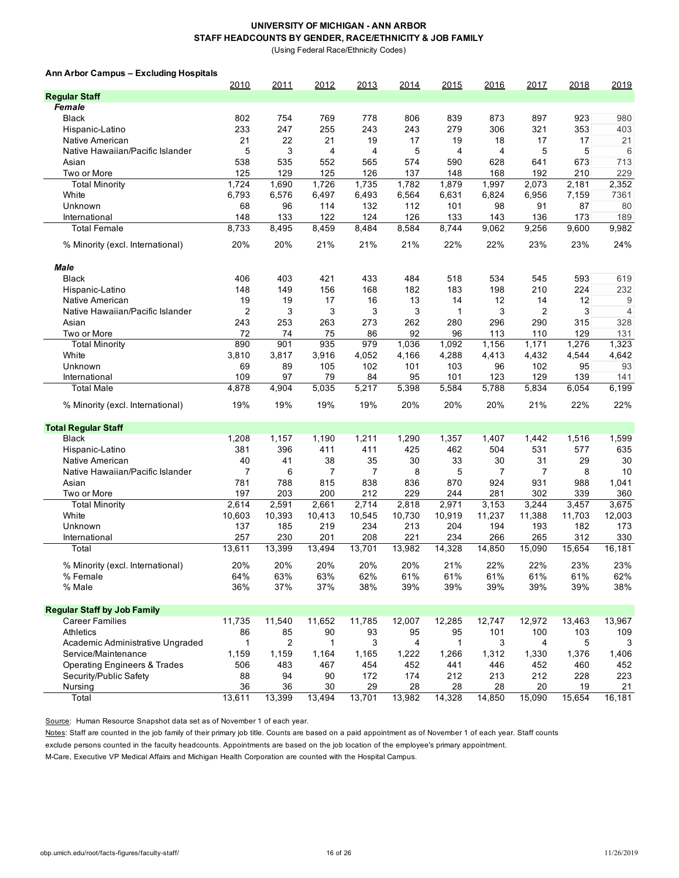**UNIVERSITY OF MICHIGAN - ANN ARBOR**
**STAFF HEADCOUNTS BY GENDER, RACE/ETHNICITY & JOB FAMILY**
(Using Federal Race/Ethnicity Codes)

**Ann Arbor Campus – Excluding Hospitals**

| | 2010 | 2011 | 2012 | 2013 | 2014 | 2015 | 2016 | 2017 | 2018 | 2019 |
|---|---|---|---|---|---|---|---|---|---|---|
| **Regular Staff** | | | | | | | | | | |
| ***Female*** | | | | | | | | | | |
| Black | 802 | 754 | 769 | 778 | 806 | 839 | 873 | 897 | 923 | 980 |
| Hispanic-Latino | 233 | 247 | 255 | 243 | 243 | 279 | 306 | 321 | 353 | 403 |
| Native American | 21 | 22 | 21 | 19 | 17 | 19 | 18 | 17 | 17 | 21 |
| Native Hawaiian/Pacific Islander | 5 | 3 | 4 | 4 | 5 | 4 | 4 | 5 | 5 | 6 |
| Asian | 538 | 535 | 552 | 565 | 574 | 590 | 628 | 641 | 673 | 713 |
| Two or More | 125 | 129 | 125 | 126 | 137 | 148 | 168 | 192 | 210 | 229 |
| Total Minority | 1,724 | 1,690 | 1,726 | 1,735 | 1,782 | 1,879 | 1,997 | 2,073 | 2,181 | 2,352 |
| White | 6,793 | 6,576 | 6,497 | 6,493 | 6,564 | 6,631 | 6,824 | 6,956 | 7,159 | 7361 |
| Unknown | 68 | 96 | 114 | 132 | 112 | 101 | 98 | 91 | 87 | 80 |
| International | 148 | 133 | 122 | 124 | 126 | 133 | 143 | 136 | 173 | 189 |
| Total Female | 8,733 | 8,495 | 8,459 | 8,484 | 8,584 | 8,744 | 9,062 | 9,256 | 9,600 | 9,982 |
| % Minority (excl. International) | 20% | 20% | 21% | 21% | 21% | 22% | 22% | 23% | 23% | 24% |
| ***Male*** | | | | | | | | | | |
| Black | 406 | 403 | 421 | 433 | 484 | 518 | 534 | 545 | 593 | 619 |
| Hispanic-Latino | 148 | 149 | 156 | 168 | 182 | 183 | 198 | 210 | 224 | 232 |
| Native American | 19 | 19 | 17 | 16 | 13 | 14 | 12 | 14 | 12 | 9 |
| Native Hawaiian/Pacific Islander | 2 | 3 | 3 | 3 | 3 | 1 | 3 | 2 | 3 | 4 |
| Asian | 243 | 253 | 263 | 273 | 262 | 280 | 296 | 290 | 315 | 328 |
| Two or More | 72 | 74 | 75 | 86 | 92 | 96 | 113 | 110 | 129 | 131 |
| Total Minority | 890 | 901 | 935 | 979 | 1,036 | 1,092 | 1,156 | 1,171 | 1,276 | 1,323 |
| White | 3,810 | 3,817 | 3,916 | 4,052 | 4,166 | 4,288 | 4,413 | 4,432 | 4,544 | 4,642 |
| Unknown | 69 | 89 | 105 | 102 | 101 | 103 | 96 | 102 | 95 | 93 |
| International | 109 | 97 | 79 | 84 | 95 | 101 | 123 | 129 | 139 | 141 |
| Total Male | 4,878 | 4,904 | 5,035 | 5,217 | 5,398 | 5,584 | 5,788 | 5,834 | 6,054 | 6,199 |
| % Minority (excl. International) | 19% | 19% | 19% | 19% | 20% | 20% | 20% | 21% | 22% | 22% |
| **Total Regular Staff** | | | | | | | | | | |
| Black | 1,208 | 1,157 | 1,190 | 1,211 | 1,290 | 1,357 | 1,407 | 1,442 | 1,516 | 1,599 |
| Hispanic-Latino | 381 | 396 | 411 | 411 | 425 | 462 | 504 | 531 | 577 | 635 |
| Native American | 40 | 41 | 38 | 35 | 30 | 33 | 30 | 31 | 29 | 30 |
| Native Hawaiian/Pacific Islander | 7 | 6 | 7 | 7 | 8 | 5 | 7 | 7 | 8 | 10 |
| Asian | 781 | 788 | 815 | 838 | 836 | 870 | 924 | 931 | 988 | 1,041 |
| Two or More | 197 | 203 | 200 | 212 | 229 | 244 | 281 | 302 | 339 | 360 |
| Total Minority | 2,614 | 2,591 | 2,661 | 2,714 | 2,818 | 2,971 | 3,153 | 3,244 | 3,457 | 3,675 |
| White | 10,603 | 10,393 | 10,413 | 10,545 | 10,730 | 10,919 | 11,237 | 11,388 | 11,703 | 12,003 |
| Unknown | 137 | 185 | 219 | 234 | 213 | 204 | 194 | 193 | 182 | 173 |
| International | 257 | 230 | 201 | 208 | 221 | 234 | 266 | 265 | 312 | 330 |
| Total | 13,611 | 13,399 | 13,494 | 13,701 | 13,982 | 14,328 | 14,850 | 15,090 | 15,654 | 16,181 |
| % Minority (excl. International) | 20% | 20% | 20% | 20% | 20% | 21% | 22% | 22% | 23% | 23% |
| % Female | 64% | 63% | 63% | 62% | 61% | 61% | 61% | 61% | 61% | 62% |
| % Male | 36% | 37% | 37% | 38% | 39% | 39% | 39% | 39% | 39% | 38% |
| **Regular Staff by Job Family** | | | | | | | | | | |
| Career Families | 11,735 | 11,540 | 11,652 | 11,785 | 12,007 | 12,285 | 12,747 | 12,972 | 13,463 | 13,967 |
| Athletics | 86 | 85 | 90 | 93 | 95 | 95 | 101 | 100 | 103 | 109 |
| Academic Administrative Ungraded | 1 | 2 | 1 | 3 | 4 | 1 | 3 | 4 | 5 | 3 |
| Service/Maintenance | 1,159 | 1,159 | 1,164 | 1,165 | 1,222 | 1,266 | 1,312 | 1,330 | 1,376 | 1,406 |
| Operating Engineers & Trades | 506 | 483 | 467 | 454 | 452 | 441 | 446 | 452 | 460 | 452 |
| Security/Public Safety | 88 | 94 | 90 | 172 | 174 | 212 | 213 | 212 | 228 | 223 |
| Nursing | 36 | 36 | 30 | 29 | 28 | 28 | 28 | 20 | 19 | 21 |
| Total | 13,611 | 13,399 | 13,494 | 13,701 | 13,982 | 14,328 | 14,850 | 15,090 | 15,654 | 16,181 |

Source: Human Resource Snapshot data set as of November 1 of each year.

Notes: Staff are counted in the job family of their primary job title. Counts are based on a paid appointment as of November 1 of each year. Staff counts exclude persons counted in the faculty headcounts. Appointments are based on the job location of the employee's primary appointment.

M-Care, Executive VP Medical Affairs and Michigan Health Corporation are counted with the Hospital Campus.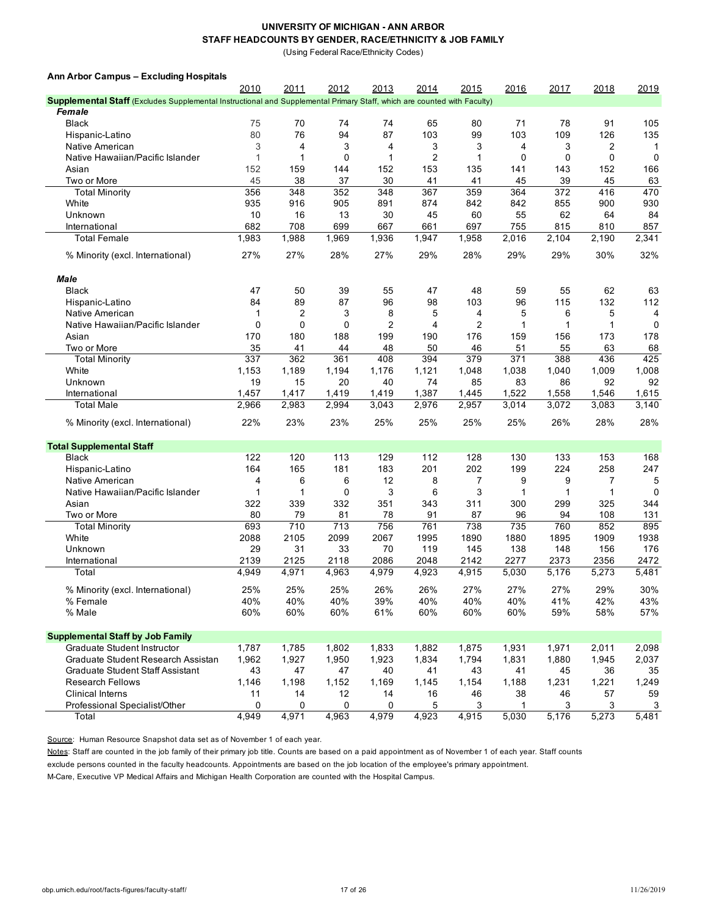# UNIVERSITY OF MICHIGAN - ANN ARBOR
## STAFF HEADCOUNTS BY GENDER, RACE/ETHNICITY & JOB FAMILY
(Using Federal Race/Ethnicity Codes)

**Ann Arbor Campus – Excluding Hospitals**

| | 2010 | 2011 | 2012 | 2013 | 2014 | 2015 | 2016 | 2017 | 2018 | 2019 |
|---|---|---|---|---|---|---|---|---|---|---|
| **Supplemental Staff** (Excludes Supplemental Instructional and Supplemental Primary Staff, which are counted with Faculty) | | | | | | | | | | |
| ***Female*** | | | | | | | | | | |
| Black | 75 | 70 | 74 | 74 | 65 | 80 | 71 | 78 | 91 | 105 |
| Hispanic-Latino | 80 | 76 | 94 | 87 | 103 | 99 | 103 | 109 | 126 | 135 |
| Native American | 3 | 4 | 3 | 4 | 3 | 3 | 4 | 3 | 2 | 1 |
| Native Hawaiian/Pacific Islander | 1 | 1 | 0 | 1 | 2 | 1 | 0 | 0 | 0 | 0 |
| Asian | 152 | 159 | 144 | 152 | 153 | 135 | 141 | 143 | 152 | 166 |
| Two or More | 45 | 38 | 37 | 30 | 41 | 41 | 45 | 39 | 45 | 63 |
| Total Minority | 356 | 348 | 352 | 348 | 367 | 359 | 364 | 372 | 416 | 470 |
| White | 935 | 916 | 905 | 891 | 874 | 842 | 842 | 855 | 900 | 930 |
| Unknown | 10 | 16 | 13 | 30 | 45 | 60 | 55 | 62 | 64 | 84 |
| International | 682 | 708 | 699 | 667 | 661 | 697 | 755 | 815 | 810 | 857 |
| Total Female | 1,983 | 1,988 | 1,969 | 1,936 | 1,947 | 1,958 | 2,016 | 2,104 | 2,190 | 2,341 |
| % Minority (excl. International) | 27% | 27% | 28% | 27% | 29% | 28% | 29% | 29% | 30% | 32% |
| ***Male*** | | | | | | | | | | |
| Black | 47 | 50 | 39 | 55 | 47 | 48 | 59 | 55 | 62 | 63 |
| Hispanic-Latino | 84 | 89 | 87 | 96 | 98 | 103 | 96 | 115 | 132 | 112 |
| Native American | 1 | 2 | 3 | 8 | 5 | 4 | 5 | 6 | 5 | 4 |
| Native Hawaiian/Pacific Islander | 0 | 0 | 0 | 2 | 4 | 2 | 1 | 1 | 1 | 0 |
| Asian | 170 | 180 | 188 | 199 | 190 | 176 | 159 | 156 | 173 | 178 |
| Two or More | 35 | 41 | 44 | 48 | 50 | 46 | 51 | 55 | 63 | 68 |
| Total Minority | 337 | 362 | 361 | 408 | 394 | 379 | 371 | 388 | 436 | 425 |
| White | 1,153 | 1,189 | 1,194 | 1,176 | 1,121 | 1,048 | 1,038 | 1,040 | 1,009 | 1,008 |
| Unknown | 19 | 15 | 20 | 40 | 74 | 85 | 83 | 86 | 92 | 92 |
| International | 1,457 | 1,417 | 1,419 | 1,419 | 1,387 | 1,445 | 1,522 | 1,558 | 1,546 | 1,615 |
| Total Male | 2,966 | 2,983 | 2,994 | 3,043 | 2,976 | 2,957 | 3,014 | 3,072 | 3,083 | 3,140 |
| % Minority (excl. International) | 22% | 23% | 23% | 25% | 25% | 25% | 25% | 26% | 28% | 28% |
| **Total Supplemental Staff** | | | | | | | | | | |
| Black | 122 | 120 | 113 | 129 | 112 | 128 | 130 | 133 | 153 | 168 |
| Hispanic-Latino | 164 | 165 | 181 | 183 | 201 | 202 | 199 | 224 | 258 | 247 |
| Native American | 4 | 6 | 6 | 12 | 8 | 7 | 9 | 9 | 7 | 5 |
| Native Hawaiian/Pacific Islander | 1 | 1 | 0 | 3 | 6 | 3 | 1 | 1 | 1 | 0 |
| Asian | 322 | 339 | 332 | 351 | 343 | 311 | 300 | 299 | 325 | 344 |
| Two or More | 80 | 79 | 81 | 78 | 91 | 87 | 96 | 94 | 108 | 131 |
| Total Minority | 693 | 710 | 713 | 756 | 761 | 738 | 735 | 760 | 852 | 895 |
| White | 2088 | 2105 | 2099 | 2067 | 1995 | 1890 | 1880 | 1895 | 1909 | 1938 |
| Unknown | 29 | 31 | 33 | 70 | 119 | 145 | 138 | 148 | 156 | 176 |
| International | 2139 | 2125 | 2118 | 2086 | 2048 | 2142 | 2277 | 2373 | 2356 | 2472 |
| Total | 4,949 | 4,971 | 4,963 | 4,979 | 4,923 | 4,915 | 5,030 | 5,176 | 5,273 | 5,481 |
| % Minority (excl. International) | 25% | 25% | 25% | 26% | 26% | 27% | 27% | 27% | 29% | 30% |
| % Female | 40% | 40% | 40% | 39% | 40% | 40% | 40% | 41% | 42% | 43% |
| % Male | 60% | 60% | 60% | 61% | 60% | 60% | 60% | 59% | 58% | 57% |
| **Supplemental Staff by Job Family** | | | | | | | | | | |
| Graduate Student Instructor | 1,787 | 1,785 | 1,802 | 1,833 | 1,882 | 1,875 | 1,931 | 1,971 | 2,011 | 2,098 |
| Graduate Student Research Assistan | 1,962 | 1,927 | 1,950 | 1,923 | 1,834 | 1,794 | 1,831 | 1,880 | 1,945 | 2,037 |
| Graduate Student Staff Assistant | 43 | 47 | 47 | 40 | 41 | 43 | 41 | 45 | 36 | 35 |
| Research Fellows | 1,146 | 1,198 | 1,152 | 1,169 | 1,145 | 1,154 | 1,188 | 1,231 | 1,221 | 1,249 |
| Clinical Interns | 11 | 14 | 12 | 14 | 16 | 46 | 38 | 46 | 57 | 59 |
| Professional Specialist/Other | 0 | 0 | 0 | 0 | 5 | 3 | 1 | 3 | 3 | 3 |
| Total | 4,949 | 4,971 | 4,963 | 4,979 | 4,923 | 4,915 | 5,030 | 5,176 | 5,273 | 5,481 |

Source: Human Resource Snapshot data set as of November 1 of each year.

Notes: Staff are counted in the job family of their primary job title. Counts are based on a paid appointment as of November 1 of each year. Staff counts exclude persons counted in the faculty headcounts. Appointments are based on the job location of the employee's primary appointment.

M-Care, Executive VP Medical Affairs and Michigan Health Corporation are counted with the Hospital Campus.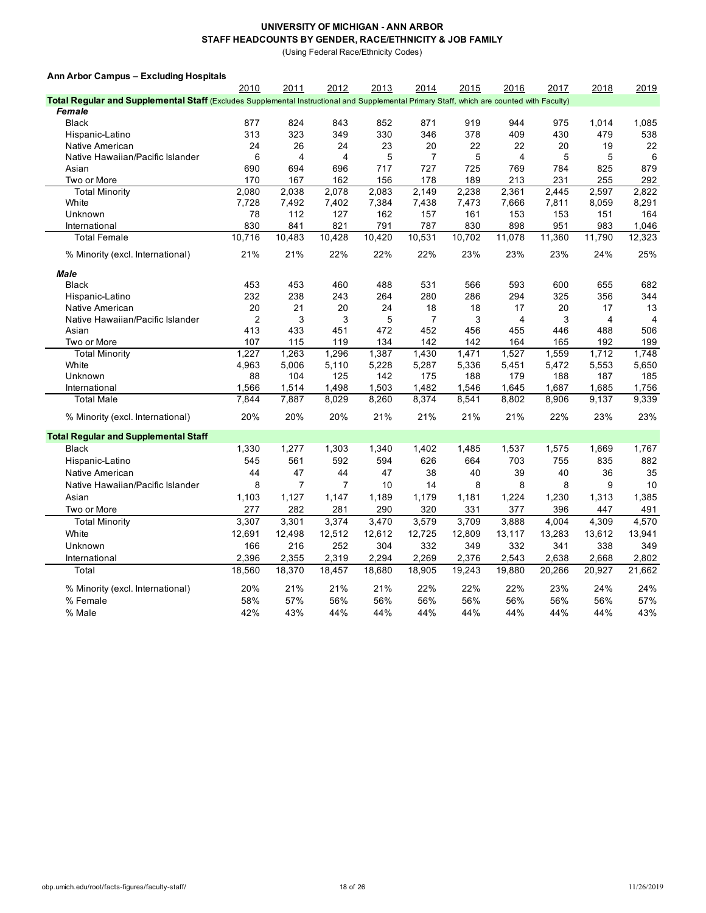# UNIVERSITY OF MICHIGAN - ANN ARBOR
## STAFF HEADCOUNTS BY GENDER, RACE/ETHNICITY & JOB FAMILY
(Using Federal Race/Ethnicity Codes)

### Ann Arbor Campus – Excluding Hospitals

| | 2010 | 2011 | 2012 | 2013 | 2014 | 2015 | 2016 | 2017 | 2018 | 2019 |
|---|---|---|---|---|---|---|---|---|---|---|
| **Total Regular and Supplemental Staff** (Excludes Supplemental Instructional and Supplemental Primary Staff, which are counted with Faculty) | | | | | | | | | | |
| ***Female*** | | | | | | | | | | |
| Black | 877 | 824 | 843 | 852 | 871 | 919 | 944 | 975 | 1,014 | 1,085 |
| Hispanic-Latino | 313 | 323 | 349 | 330 | 346 | 378 | 409 | 430 | 479 | 538 |
| Native American | 24 | 26 | 24 | 23 | 20 | 22 | 22 | 20 | 19 | 22 |
| Native Hawaiian/Pacific Islander | 6 | 4 | 4 | 5 | 7 | 5 | 4 | 5 | 5 | 6 |
| Asian | 690 | 694 | 696 | 717 | 727 | 725 | 769 | 784 | 825 | 879 |
| Two or More | 170 | 167 | 162 | 156 | 178 | 189 | 213 | 231 | 255 | 292 |
| Total Minority | 2,080 | 2,038 | 2,078 | 2,083 | 2,149 | 2,238 | 2,361 | 2,445 | 2,597 | 2,822 |
| White | 7,728 | 7,492 | 7,402 | 7,384 | 7,438 | 7,473 | 7,666 | 7,811 | 8,059 | 8,291 |
| Unknown | 78 | 112 | 127 | 162 | 157 | 161 | 153 | 153 | 151 | 164 |
| International | 830 | 841 | 821 | 791 | 787 | 830 | 898 | 951 | 983 | 1,046 |
| Total Female | 10,716 | 10,483 | 10,428 | 10,420 | 10,531 | 10,702 | 11,078 | 11,360 | 11,790 | 12,323 |
| % Minority (excl. International) | 21% | 21% | 22% | 22% | 22% | 23% | 23% | 23% | 24% | 25% |
| ***Male*** | | | | | | | | | | |
| Black | 453 | 453 | 460 | 488 | 531 | 566 | 593 | 600 | 655 | 682 |
| Hispanic-Latino | 232 | 238 | 243 | 264 | 280 | 286 | 294 | 325 | 356 | 344 |
| Native American | 20 | 21 | 20 | 24 | 18 | 18 | 17 | 20 | 17 | 13 |
| Native Hawaiian/Pacific Islander | 2 | 3 | 3 | 5 | 7 | 3 | 4 | 3 | 4 | 4 |
| Asian | 413 | 433 | 451 | 472 | 452 | 456 | 455 | 446 | 488 | 506 |
| Two or More | 107 | 115 | 119 | 134 | 142 | 142 | 164 | 165 | 192 | 199 |
| Total Minority | 1,227 | 1,263 | 1,296 | 1,387 | 1,430 | 1,471 | 1,527 | 1,559 | 1,712 | 1,748 |
| White | 4,963 | 5,006 | 5,110 | 5,228 | 5,287 | 5,336 | 5,451 | 5,472 | 5,553 | 5,650 |
| Unknown | 88 | 104 | 125 | 142 | 175 | 188 | 179 | 188 | 187 | 185 |
| International | 1,566 | 1,514 | 1,498 | 1,503 | 1,482 | 1,546 | 1,645 | 1,687 | 1,685 | 1,756 |
| Total Male | 7,844 | 7,887 | 8,029 | 8,260 | 8,374 | 8,541 | 8,802 | 8,906 | 9,137 | 9,339 |
| % Minority (excl. International) | 20% | 20% | 20% | 21% | 21% | 21% | 21% | 22% | 23% | 23% |
| **Total Regular and Supplemental Staff** | | | | | | | | | | |
| Black | 1,330 | 1,277 | 1,303 | 1,340 | 1,402 | 1,485 | 1,537 | 1,575 | 1,669 | 1,767 |
| Hispanic-Latino | 545 | 561 | 592 | 594 | 626 | 664 | 703 | 755 | 835 | 882 |
| Native American | 44 | 47 | 44 | 47 | 38 | 40 | 39 | 40 | 36 | 35 |
| Native Hawaiian/Pacific Islander | 8 | 7 | 7 | 10 | 14 | 8 | 8 | 8 | 9 | 10 |
| Asian | 1,103 | 1,127 | 1,147 | 1,189 | 1,179 | 1,181 | 1,224 | 1,230 | 1,313 | 1,385 |
| Two or More | 277 | 282 | 281 | 290 | 320 | 331 | 377 | 396 | 447 | 491 |
| Total Minority | 3,307 | 3,301 | 3,374 | 3,470 | 3,579 | 3,709 | 3,888 | 4,004 | 4,309 | 4,570 |
| White | 12,691 | 12,498 | 12,512 | 12,612 | 12,725 | 12,809 | 13,117 | 13,283 | 13,612 | 13,941 |
| Unknown | 166 | 216 | 252 | 304 | 332 | 349 | 332 | 341 | 338 | 349 |
| International | 2,396 | 2,355 | 2,319 | 2,294 | 2,269 | 2,376 | 2,543 | 2,638 | 2,668 | 2,802 |
| Total | 18,560 | 18,370 | 18,457 | 18,680 | 18,905 | 19,243 | 19,880 | 20,266 | 20,927 | 21,662 |
| % Minority (excl. International) | 20% | 21% | 21% | 21% | 22% | 22% | 22% | 23% | 24% | 24% |
| % Female | 58% | 57% | 56% | 56% | 56% | 56% | 56% | 56% | 56% | 57% |
| % Male | 42% | 43% | 44% | 44% | 44% | 44% | 44% | 44% | 44% | 43% |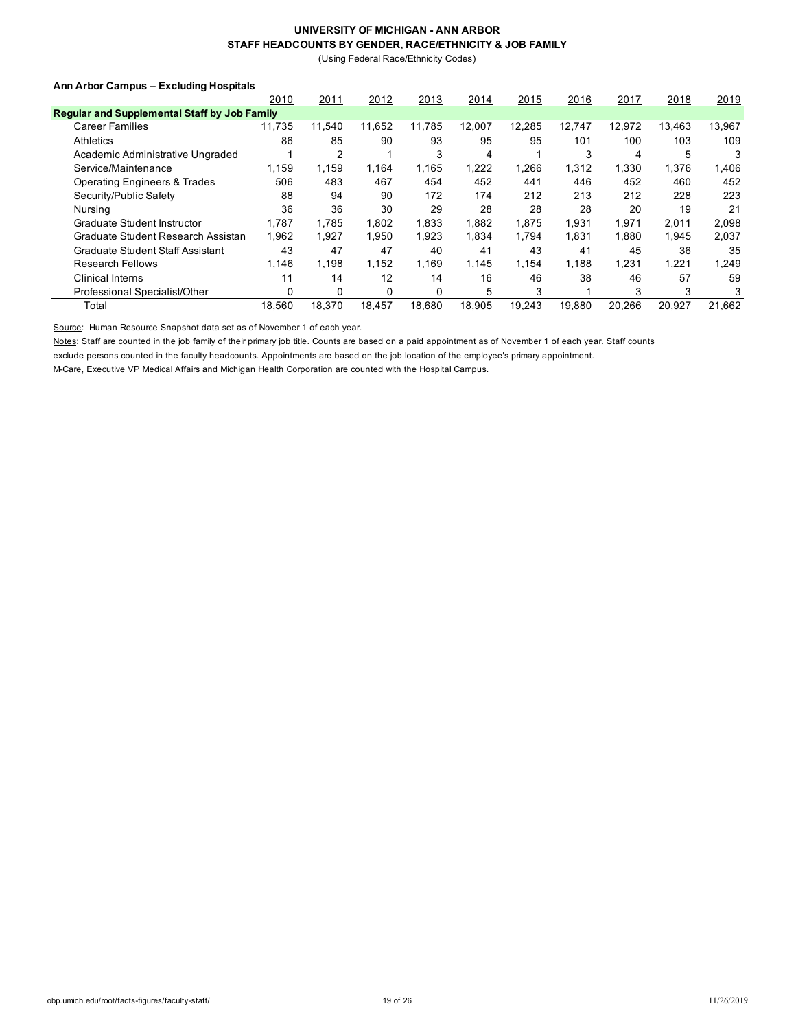# UNIVERSITY OF MICHIGAN - ANN ARBOR
## STAFF HEADCOUNTS BY GENDER, RACE/ETHNICITY & JOB FAMILY
(Using Federal Race/Ethnicity Codes)

**Ann Arbor Campus – Excluding Hospitals**

| | 2010 | 2011 | 2012 | 2013 | 2014 | 2015 | 2016 | 2017 | 2018 | 2019 |
|---|---|---|---|---|---|---|---|---|---|---|
| **Regular and Supplemental Staff by Job Family** | | | | | | | | | | |
| Career Families | 11,735 | 11,540 | 11,652 | 11,785 | 12,007 | 12,285 | 12,747 | 12,972 | 13,463 | 13,967 |
| Athletics | 86 | 85 | 90 | 93 | 95 | 95 | 101 | 100 | 103 | 109 |
| Academic Administrative Ungraded | 1 | 2 | 1 | 3 | 4 | 1 | 3 | 4 | 5 | 3 |
| Service/Maintenance | 1,159 | 1,159 | 1,164 | 1,165 | 1,222 | 1,266 | 1,312 | 1,330 | 1,376 | 1,406 |
| Operating Engineers & Trades | 506 | 483 | 467 | 454 | 452 | 441 | 446 | 452 | 460 | 452 |
| Security/Public Safety | 88 | 94 | 90 | 172 | 174 | 212 | 213 | 212 | 228 | 223 |
| Nursing | 36 | 36 | 30 | 29 | 28 | 28 | 28 | 20 | 19 | 21 |
| Graduate Student Instructor | 1,787 | 1,785 | 1,802 | 1,833 | 1,882 | 1,875 | 1,931 | 1,971 | 2,011 | 2,098 |
| Graduate Student Research Assistan | 1,962 | 1,927 | 1,950 | 1,923 | 1,834 | 1,794 | 1,831 | 1,880 | 1,945 | 2,037 |
| Graduate Student Staff Assistant | 43 | 47 | 47 | 40 | 41 | 43 | 41 | 45 | 36 | 35 |
| Research Fellows | 1,146 | 1,198 | 1,152 | 1,169 | 1,145 | 1,154 | 1,188 | 1,231 | 1,221 | 1,249 |
| Clinical Interns | 11 | 14 | 12 | 14 | 16 | 46 | 38 | 46 | 57 | 59 |
| Professional Specialist/Other | 0 | 0 | 0 | 0 | 5 | 3 | 1 | 3 | 3 | 3 |
| Total | 18,560 | 18,370 | 18,457 | 18,680 | 18,905 | 19,243 | 19,880 | 20,266 | 20,927 | 21,662 |

Source: Human Resource Snapshot data set as of November 1 of each year.

Notes: Staff are counted in the job family of their primary job title. Counts are based on a paid appointment as of November 1 of each year. Staff counts exclude persons counted in the faculty headcounts. Appointments are based on the job location of the employee's primary appointment.

M-Care, Executive VP Medical Affairs and Michigan Health Corporation are counted with the Hospital Campus.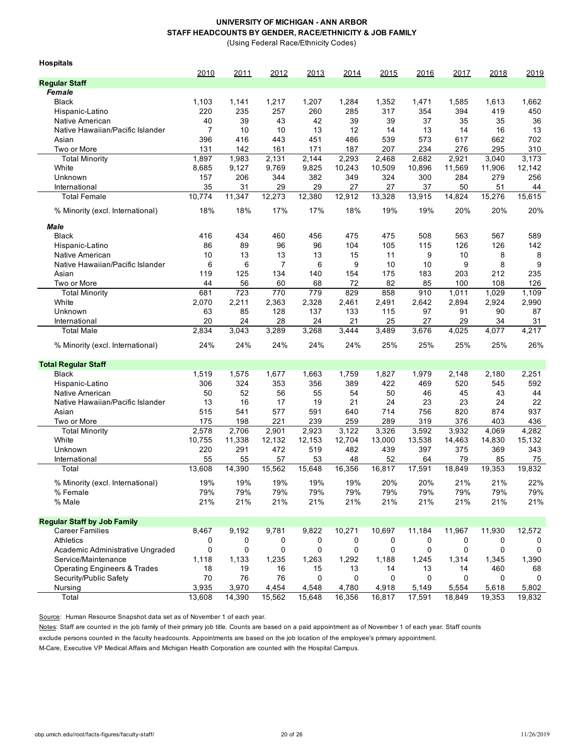**UNIVERSITY OF MICHIGAN - ANN ARBOR**
**STAFF HEADCOUNTS BY GENDER, RACE/ETHNICITY & JOB FAMILY**
(Using Federal Race/Ethnicity Codes)

**Hospitals**

| | 2010 | 2011 | 2012 | 2013 | 2014 | 2015 | 2016 | 2017 | 2018 | 2019 |
|---|---|---|---|---|---|---|---|---|---|---|
| **Regular Staff** | | | | | | | | | | |
| ***Female*** | | | | | | | | | | |
| Black | 1,103 | 1,141 | 1,217 | 1,207 | 1,284 | 1,352 | 1,471 | 1,585 | 1,613 | 1,662 |
| Hispanic-Latino | 220 | 235 | 257 | 260 | 285 | 317 | 354 | 394 | 419 | 450 |
| Native American | 40 | 39 | 43 | 42 | 39 | 39 | 37 | 35 | 35 | 36 |
| Native Hawaiian/Pacific Islander | 7 | 10 | 10 | 13 | 12 | 14 | 13 | 14 | 16 | 13 |
| Asian | 396 | 416 | 443 | 451 | 486 | 539 | 573 | 617 | 662 | 702 |
| Two or More | 131 | 142 | 161 | 171 | 187 | 207 | 234 | 276 | 295 | 310 |
| Total Minority | 1,897 | 1,983 | 2,131 | 2,144 | 2,293 | 2,468 | 2,682 | 2,921 | 3,040 | 3,173 |
| White | 8,685 | 9,127 | 9,769 | 9,825 | 10,243 | 10,509 | 10,896 | 11,569 | 11,906 | 12,142 |
| Unknown | 157 | 206 | 344 | 382 | 349 | 324 | 300 | 284 | 279 | 256 |
| International | 35 | 31 | 29 | 29 | 27 | 27 | 37 | 50 | 51 | 44 |
| Total Female | 10,774 | 11,347 | 12,273 | 12,380 | 12,912 | 13,328 | 13,915 | 14,824 | 15,276 | 15,615 |
| % Minority (excl. International) | 18% | 18% | 17% | 17% | 18% | 19% | 19% | 20% | 20% | 20% |
| ***Male*** | | | | | | | | | | |
| Black | 416 | 434 | 460 | 456 | 475 | 475 | 508 | 563 | 567 | 589 |
| Hispanic-Latino | 86 | 89 | 96 | 96 | 104 | 105 | 115 | 126 | 126 | 142 |
| Native American | 10 | 13 | 13 | 13 | 15 | 11 | 9 | 10 | 8 | 8 |
| Native Hawaiian/Pacific Islander | 6 | 6 | 7 | 6 | 9 | 10 | 10 | 9 | 8 | 9 |
| Asian | 119 | 125 | 134 | 140 | 154 | 175 | 183 | 203 | 212 | 235 |
| Two or More | 44 | 56 | 60 | 68 | 72 | 82 | 85 | 100 | 108 | 126 |
| Total Minority | 681 | 723 | 770 | 779 | 829 | 858 | 910 | 1,011 | 1,029 | 1,109 |
| White | 2,070 | 2,211 | 2,363 | 2,328 | 2,461 | 2,491 | 2,642 | 2,894 | 2,924 | 2,990 |
| Unknown | 63 | 85 | 128 | 137 | 133 | 115 | 97 | 91 | 90 | 87 |
| International | 20 | 24 | 28 | 24 | 21 | 25 | 27 | 29 | 34 | 31 |
| Total Male | 2,834 | 3,043 | 3,289 | 3,268 | 3,444 | 3,489 | 3,676 | 4,025 | 4,077 | 4,217 |
| % Minority (excl. International) | 24% | 24% | 24% | 24% | 24% | 25% | 25% | 25% | 25% | 26% |
| **Total Regular Staff** | | | | | | | | | | |
| Black | 1,519 | 1,575 | 1,677 | 1,663 | 1,759 | 1,827 | 1,979 | 2,148 | 2,180 | 2,251 |
| Hispanic-Latino | 306 | 324 | 353 | 356 | 389 | 422 | 469 | 520 | 545 | 592 |
| Native American | 50 | 52 | 56 | 55 | 54 | 50 | 46 | 45 | 43 | 44 |
| Native Hawaiian/Pacific Islander | 13 | 16 | 17 | 19 | 21 | 24 | 23 | 23 | 24 | 22 |
| Asian | 515 | 541 | 577 | 591 | 640 | 714 | 756 | 820 | 874 | 937 |
| Two or More | 175 | 198 | 221 | 239 | 259 | 289 | 319 | 376 | 403 | 436 |
| Total Minority | 2,578 | 2,706 | 2,901 | 2,923 | 3,122 | 3,326 | 3,592 | 3,932 | 4,069 | 4,282 |
| White | 10,755 | 11,338 | 12,132 | 12,153 | 12,704 | 13,000 | 13,538 | 14,463 | 14,830 | 15,132 |
| Unknown | 220 | 291 | 472 | 519 | 482 | 439 | 397 | 375 | 369 | 343 |
| International | 55 | 55 | 57 | 53 | 48 | 52 | 64 | 79 | 85 | 75 |
| Total | 13,608 | 14,390 | 15,562 | 15,648 | 16,356 | 16,817 | 17,591 | 18,849 | 19,353 | 19,832 |
| % Minority (excl. International) | 19% | 19% | 19% | 19% | 19% | 20% | 20% | 21% | 21% | 22% |
| % Female | 79% | 79% | 79% | 79% | 79% | 79% | 79% | 79% | 79% | 79% |
| % Male | 21% | 21% | 21% | 21% | 21% | 21% | 21% | 21% | 21% | 21% |
| **Regular Staff by Job Family** | | | | | | | | | | |
| Career Families | 8,467 | 9,192 | 9,781 | 9,822 | 10,271 | 10,697 | 11,184 | 11,967 | 11,930 | 12,572 |
| Athletics | 0 | 0 | 0 | 0 | 0 | 0 | 0 | 0 | 0 | 0 |
| Academic Administrative Ungraded | 0 | 0 | 0 | 0 | 0 | 0 | 0 | 0 | 0 | 0 |
| Service/Maintenance | 1,118 | 1,133 | 1,235 | 1,263 | 1,292 | 1,188 | 1,245 | 1,314 | 1,345 | 1,390 |
| Operating Engineers & Trades | 18 | 19 | 16 | 15 | 13 | 14 | 13 | 14 | 460 | 68 |
| Security/Public Safety | 70 | 76 | 76 | 0 | 0 | 0 | 0 | 0 | 0 | 0 |
| Nursing | 3,935 | 3,970 | 4,454 | 4,548 | 4,780 | 4,918 | 5,149 | 5,554 | 5,618 | 5,802 |
| Total | 13,608 | 14,390 | 15,562 | 15,648 | 16,356 | 16,817 | 17,591 | 18,849 | 19,353 | 19,832 |

Source: Human Resource Snapshot data set as of November 1 of each year.

Notes: Staff are counted in the job family of their primary job title. Counts are based on a paid appointment as of November 1 of each year. Staff counts exclude persons counted in the faculty headcounts. Appointments are based on the job location of the employee's primary appointment.

M-Care, Executive VP Medical Affairs and Michigan Health Corporation are counted with the Hospital Campus.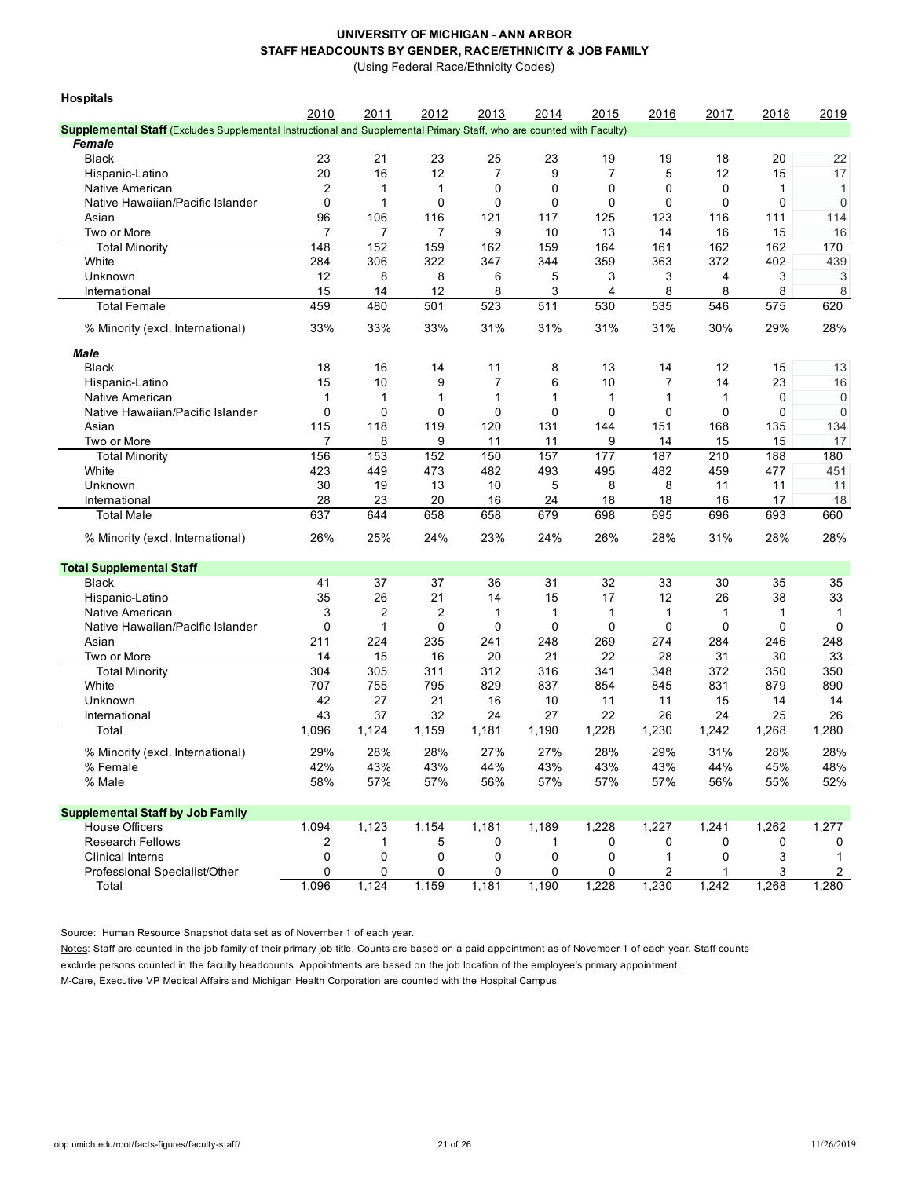**UNIVERSITY OF MICHIGAN - ANN ARBOR**
**STAFF HEADCOUNTS BY GENDER, RACE/ETHNICITY & JOB FAMILY**
(Using Federal Race/Ethnicity Codes)

**Hospitals**

| | 2010 | 2011 | 2012 | 2013 | 2014 | 2015 | 2016 | 2017 | 2018 | 2019 |
|---|---|---|---|---|---|---|---|---|---|---|
| **Supplemental Staff** (Excludes Supplemental Instructional and Supplemental Primary Staff, who are counted with Faculty) | | | | | | | | | | |
| ***Female*** | | | | | | | | | | |
| Black | 23 | 21 | 23 | 25 | 23 | 19 | 19 | 18 | 20 | 22 |
| Hispanic-Latino | 20 | 16 | 12 | 7 | 9 | 7 | 5 | 12 | 15 | 17 |
| Native American | 2 | 1 | 1 | 0 | 0 | 0 | 0 | 0 | 1 | 1 |
| Native Hawaiian/Pacific Islander | 0 | 1 | 0 | 0 | 0 | 0 | 0 | 0 | 0 | 0 |
| Asian | 96 | 106 | 116 | 121 | 117 | 125 | 123 | 116 | 111 | 114 |
| Two or More | 7 | 7 | 7 | 9 | 10 | 13 | 14 | 16 | 15 | 16 |
| Total Minority | 148 | 152 | 159 | 162 | 159 | 164 | 161 | 162 | 162 | 170 |
| White | 284 | 306 | 322 | 347 | 344 | 359 | 363 | 372 | 402 | 439 |
| Unknown | 12 | 8 | 8 | 6 | 5 | 3 | 3 | 4 | 3 | 3 |
| International | 15 | 14 | 12 | 8 | 3 | 4 | 8 | 8 | 8 | 8 |
| Total Female | 459 | 480 | 501 | 523 | 511 | 530 | 535 | 546 | 575 | 620 |
| % Minority (excl. International) | 33% | 33% | 33% | 31% | 31% | 31% | 31% | 30% | 29% | 28% |
| ***Male*** | | | | | | | | | | |
| Black | 18 | 16 | 14 | 11 | 8 | 13 | 14 | 12 | 15 | 13 |
| Hispanic-Latino | 15 | 10 | 9 | 7 | 6 | 10 | 7 | 14 | 23 | 16 |
| Native American | 1 | 1 | 1 | 1 | 1 | 1 | 1 | 1 | 0 | 0 |
| Native Hawaiian/Pacific Islander | 0 | 0 | 0 | 0 | 0 | 0 | 0 | 0 | 0 | 0 |
| Asian | 115 | 118 | 119 | 120 | 131 | 144 | 151 | 168 | 135 | 134 |
| Two or More | 7 | 8 | 9 | 11 | 11 | 9 | 14 | 15 | 15 | 17 |
| Total Minority | 156 | 153 | 152 | 150 | 157 | 177 | 187 | 210 | 188 | 180 |
| White | 423 | 449 | 473 | 482 | 493 | 495 | 482 | 459 | 477 | 451 |
| Unknown | 30 | 19 | 13 | 10 | 5 | 8 | 8 | 11 | 11 | 11 |
| International | 28 | 23 | 20 | 16 | 24 | 18 | 18 | 16 | 17 | 18 |
| Total Male | 637 | 644 | 658 | 658 | 679 | 698 | 695 | 696 | 693 | 660 |
| % Minority (excl. International) | 26% | 25% | 24% | 23% | 24% | 26% | 28% | 31% | 28% | 28% |
| **Total Supplemental Staff** | | | | | | | | | | |
| Black | 41 | 37 | 37 | 36 | 31 | 32 | 33 | 30 | 35 | 35 |
| Hispanic-Latino | 35 | 26 | 21 | 14 | 15 | 17 | 12 | 26 | 38 | 33 |
| Native American | 3 | 2 | 2 | 1 | 1 | 1 | 1 | 1 | 1 | 1 |
| Native Hawaiian/Pacific Islander | 0 | 1 | 0 | 0 | 0 | 0 | 0 | 0 | 0 | 0 |
| Asian | 211 | 224 | 235 | 241 | 248 | 269 | 274 | 284 | 246 | 248 |
| Two or More | 14 | 15 | 16 | 20 | 21 | 22 | 28 | 31 | 30 | 33 |
| Total Minority | 304 | 305 | 311 | 312 | 316 | 341 | 348 | 372 | 350 | 350 |
| White | 707 | 755 | 795 | 829 | 837 | 854 | 845 | 831 | 879 | 890 |
| Unknown | 42 | 27 | 21 | 16 | 10 | 11 | 11 | 15 | 14 | 14 |
| International | 43 | 37 | 32 | 24 | 27 | 22 | 26 | 24 | 25 | 26 |
| Total | 1,096 | 1,124 | 1,159 | 1,181 | 1,190 | 1,228 | 1,230 | 1,242 | 1,268 | 1,280 |
| % Minority (excl. International) | 29% | 28% | 28% | 27% | 27% | 28% | 29% | 31% | 28% | 28% |
| % Female | 42% | 43% | 43% | 44% | 43% | 43% | 43% | 44% | 45% | 48% |
| % Male | 58% | 57% | 57% | 56% | 57% | 57% | 57% | 56% | 55% | 52% |
| **Supplemental Staff by Job Family** | | | | | | | | | | |
| House Officers | 1,094 | 1,123 | 1,154 | 1,181 | 1,189 | 1,228 | 1,227 | 1,241 | 1,262 | 1,277 |
| Research Fellows | 2 | 1 | 5 | 0 | 1 | 0 | 0 | 0 | 0 | 0 |
| Clinical Interns | 0 | 0 | 0 | 0 | 0 | 0 | 1 | 0 | 3 | 1 |
| Professional Specialist/Other | 0 | 0 | 0 | 0 | 0 | 0 | 2 | 1 | 3 | 2 |
| Total | 1,096 | 1,124 | 1,159 | 1,181 | 1,190 | 1,228 | 1,230 | 1,242 | 1,268 | 1,280 |

Source: Human Resource Snapshot data set as of November 1 of each year.

Notes: Staff are counted in the job family of their primary job title. Counts are based on a paid appointment as of November 1 of each year. Staff counts exclude persons counted in the faculty headcounts. Appointments are based on the job location of the employee's primary appointment.

M-Care, Executive VP Medical Affairs and Michigan Health Corporation are counted with the Hospital Campus.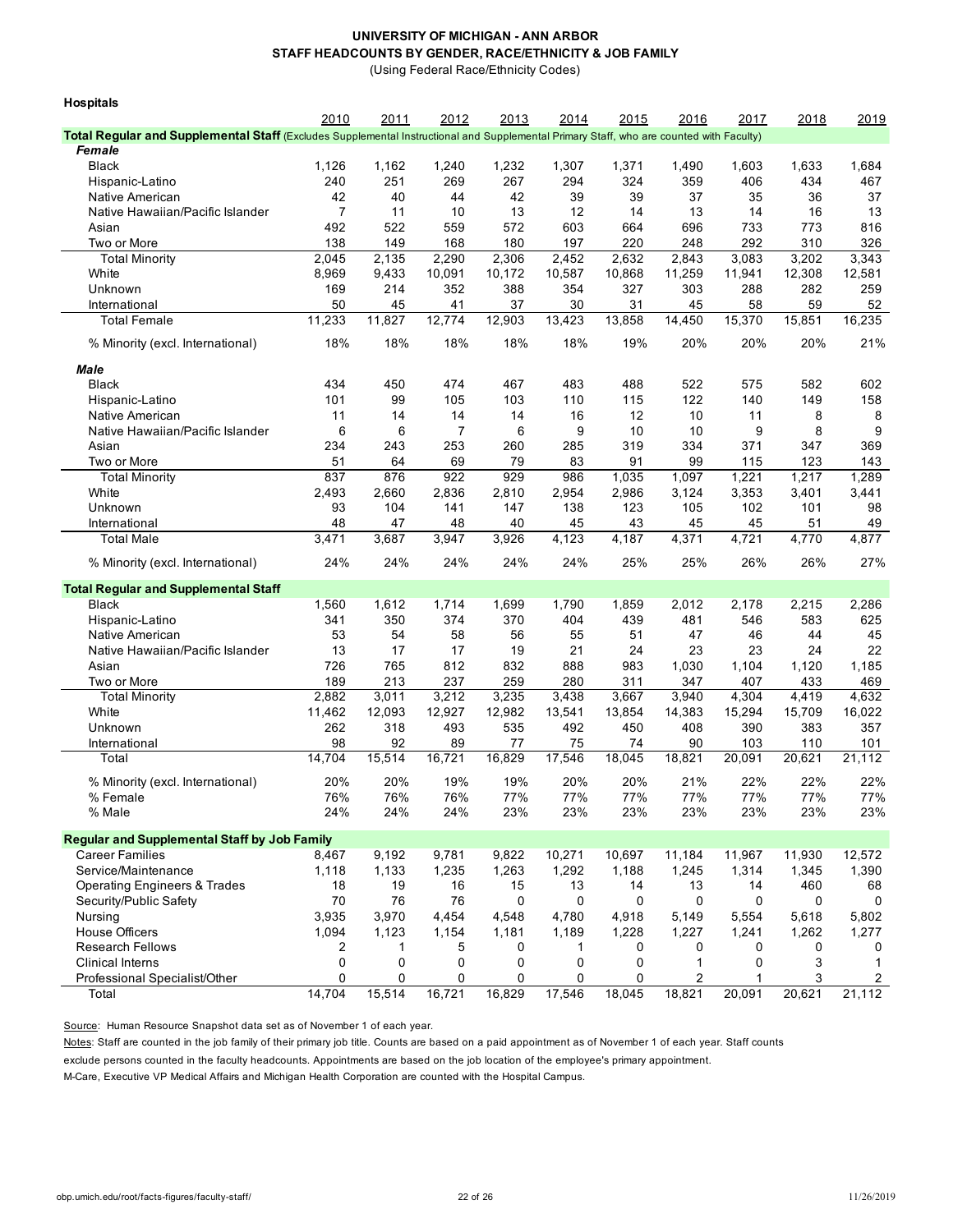**UNIVERSITY OF MICHIGAN - ANN ARBOR**
**STAFF HEADCOUNTS BY GENDER, RACE/ETHNICITY & JOB FAMILY**
(Using Federal Race/Ethnicity Codes)

**Hospitals**

| | 2010 | 2011 | 2012 | 2013 | 2014 | 2015 | 2016 | 2017 | 2018 | 2019 |
|---|---|---|---|---|---|---|---|---|---|---|
| **Total Regular and Supplemental Staff** (Excludes Supplemental Instructional and Supplemental Primary Staff, who are counted with Faculty) | | | | | | | | | | |
| ***Female*** | | | | | | | | | | |
| Black | 1,126 | 1,162 | 1,240 | 1,232 | 1,307 | 1,371 | 1,490 | 1,603 | 1,633 | 1,684 |
| Hispanic-Latino | 240 | 251 | 269 | 267 | 294 | 324 | 359 | 406 | 434 | 467 |
| Native American | 42 | 40 | 44 | 42 | 39 | 39 | 37 | 35 | 36 | 37 |
| Native Hawaiian/Pacific Islander | 7 | 11 | 10 | 13 | 12 | 14 | 13 | 14 | 16 | 13 |
| Asian | 492 | 522 | 559 | 572 | 603 | 664 | 696 | 733 | 773 | 816 |
| Two or More | 138 | 149 | 168 | 180 | 197 | 220 | 248 | 292 | 310 | 326 |
| Total Minority | 2,045 | 2,135 | 2,290 | 2,306 | 2,452 | 2,632 | 2,843 | 3,083 | 3,202 | 3,343 |
| White | 8,969 | 9,433 | 10,091 | 10,172 | 10,587 | 10,868 | 11,259 | 11,941 | 12,308 | 12,581 |
| Unknown | 169 | 214 | 352 | 388 | 354 | 327 | 303 | 288 | 282 | 259 |
| International | 50 | 45 | 41 | 37 | 30 | 31 | 45 | 58 | 59 | 52 |
| Total Female | 11,233 | 11,827 | 12,774 | 12,903 | 13,423 | 13,858 | 14,450 | 15,370 | 15,851 | 16,235 |
| % Minority (excl. International) | 18% | 18% | 18% | 18% | 18% | 19% | 20% | 20% | 20% | 21% |
| ***Male*** | | | | | | | | | | |
| Black | 434 | 450 | 474 | 467 | 483 | 488 | 522 | 575 | 582 | 602 |
| Hispanic-Latino | 101 | 99 | 105 | 103 | 110 | 115 | 122 | 140 | 149 | 158 |
| Native American | 11 | 14 | 14 | 14 | 16 | 12 | 10 | 11 | 8 | 8 |
| Native Hawaiian/Pacific Islander | 6 | 6 | 7 | 6 | 9 | 10 | 10 | 9 | 8 | 9 |
| Asian | 234 | 243 | 253 | 260 | 285 | 319 | 334 | 371 | 347 | 369 |
| Two or More | 51 | 64 | 69 | 79 | 83 | 91 | 99 | 115 | 123 | 143 |
| Total Minority | 837 | 876 | 922 | 929 | 986 | 1,035 | 1,097 | 1,221 | 1,217 | 1,289 |
| White | 2,493 | 2,660 | 2,836 | 2,810 | 2,954 | 2,986 | 3,124 | 3,353 | 3,401 | 3,441 |
| Unknown | 93 | 104 | 141 | 147 | 138 | 123 | 105 | 102 | 101 | 98 |
| International | 48 | 47 | 48 | 40 | 45 | 43 | 45 | 45 | 51 | 49 |
| Total Male | 3,471 | 3,687 | 3,947 | 3,926 | 4,123 | 4,187 | 4,371 | 4,721 | 4,770 | 4,877 |
| % Minority (excl. International) | 24% | 24% | 24% | 24% | 24% | 25% | 25% | 26% | 26% | 27% |
| **Total Regular and Supplemental Staff** | | | | | | | | | | |
| Black | 1,560 | 1,612 | 1,714 | 1,699 | 1,790 | 1,859 | 2,012 | 2,178 | 2,215 | 2,286 |
| Hispanic-Latino | 341 | 350 | 374 | 370 | 404 | 439 | 481 | 546 | 583 | 625 |
| Native American | 53 | 54 | 58 | 56 | 55 | 51 | 47 | 46 | 44 | 45 |
| Native Hawaiian/Pacific Islander | 13 | 17 | 17 | 19 | 21 | 24 | 23 | 23 | 24 | 22 |
| Asian | 726 | 765 | 812 | 832 | 888 | 983 | 1,030 | 1,104 | 1,120 | 1,185 |
| Two or More | 189 | 213 | 237 | 259 | 280 | 311 | 347 | 407 | 433 | 469 |
| Total Minority | 2,882 | 3,011 | 3,212 | 3,235 | 3,438 | 3,667 | 3,940 | 4,304 | 4,419 | 4,632 |
| White | 11,462 | 12,093 | 12,927 | 12,982 | 13,541 | 13,854 | 14,383 | 15,294 | 15,709 | 16,022 |
| Unknown | 262 | 318 | 493 | 535 | 492 | 450 | 408 | 390 | 383 | 357 |
| International | 98 | 92 | 89 | 77 | 75 | 74 | 90 | 103 | 110 | 101 |
| Total | 14,704 | 15,514 | 16,721 | 16,829 | 17,546 | 18,045 | 18,821 | 20,091 | 20,621 | 21,112 |
| % Minority (excl. International) | 20% | 20% | 19% | 19% | 20% | 20% | 21% | 22% | 22% | 22% |
| % Female | 76% | 76% | 76% | 77% | 77% | 77% | 77% | 77% | 77% | 77% |
| % Male | 24% | 24% | 24% | 23% | 23% | 23% | 23% | 23% | 23% | 23% |
| **Regular and Supplemental Staff by Job Family** | | | | | | | | | | |
| Career Families | 8,467 | 9,192 | 9,781 | 9,822 | 10,271 | 10,697 | 11,184 | 11,967 | 11,930 | 12,572 |
| Service/Maintenance | 1,118 | 1,133 | 1,235 | 1,263 | 1,292 | 1,188 | 1,245 | 1,314 | 1,345 | 1,390 |
| Operating Engineers & Trades | 18 | 19 | 16 | 15 | 13 | 14 | 13 | 14 | 460 | 68 |
| Security/Public Safety | 70 | 76 | 76 | 0 | 0 | 0 | 0 | 0 | 0 | 0 |
| Nursing | 3,935 | 3,970 | 4,454 | 4,548 | 4,780 | 4,918 | 5,149 | 5,554 | 5,618 | 5,802 |
| House Officers | 1,094 | 1,123 | 1,154 | 1,181 | 1,189 | 1,228 | 1,227 | 1,241 | 1,262 | 1,277 |
| Research Fellows | 2 | 1 | 5 | 0 | 1 | 0 | 0 | 0 | 0 | 0 |
| Clinical Interns | 0 | 0 | 0 | 0 | 0 | 0 | 1 | 0 | 3 | 1 |
| Professional Specialist/Other | 0 | 0 | 0 | 0 | 0 | 0 | 2 | 1 | 3 | 2 |
| Total | 14,704 | 15,514 | 16,721 | 16,829 | 17,546 | 18,045 | 18,821 | 20,091 | 20,621 | 21,112 |

Source: Human Resource Snapshot data set as of November 1 of each year.

Notes: Staff are counted in the job family of their primary job title. Counts are based on a paid appointment as of November 1 of each year. Staff counts exclude persons counted in the faculty headcounts. Appointments are based on the job location of the employee's primary appointment.

M-Care, Executive VP Medical Affairs and Michigan Health Corporation are counted with the Hospital Campus.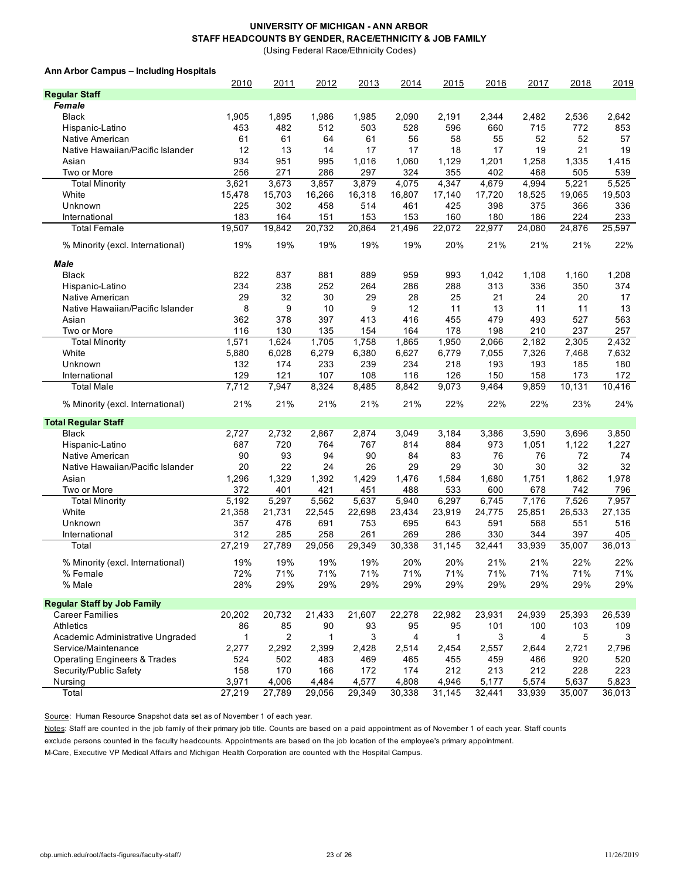# UNIVERSITY OF MICHIGAN - ANN ARBOR
## STAFF HEADCOUNTS BY GENDER, RACE/ETHNICITY & JOB FAMILY
(Using Federal Race/Ethnicity Codes)

**Ann Arbor Campus – Including Hospitals**

| | 2010 | 2011 | 2012 | 2013 | 2014 | 2015 | 2016 | 2017 | 2018 | 2019 |
|---|---|---|---|---|---|---|---|---|---|---|
| **Regular Staff** | | | | | | | | | | |
| ***Female*** | | | | | | | | | | |
| Black | 1,905 | 1,895 | 1,986 | 1,985 | 2,090 | 2,191 | 2,344 | 2,482 | 2,536 | 2,642 |
| Hispanic-Latino | 453 | 482 | 512 | 503 | 528 | 596 | 660 | 715 | 772 | 853 |
| Native American | 61 | 61 | 64 | 61 | 56 | 58 | 55 | 52 | 52 | 57 |
| Native Hawaiian/Pacific Islander | 12 | 13 | 14 | 17 | 17 | 18 | 17 | 19 | 21 | 19 |
| Asian | 934 | 951 | 995 | 1,016 | 1,060 | 1,129 | 1,201 | 1,258 | 1,335 | 1,415 |
| Two or More | 256 | 271 | 286 | 297 | 324 | 355 | 402 | 468 | 505 | 539 |
| Total Minority | 3,621 | 3,673 | 3,857 | 3,879 | 4,075 | 4,347 | 4,679 | 4,994 | 5,221 | 5,525 |
| White | 15,478 | 15,703 | 16,266 | 16,318 | 16,807 | 17,140 | 17,720 | 18,525 | 19,065 | 19,503 |
| Unknown | 225 | 302 | 458 | 514 | 461 | 425 | 398 | 375 | 366 | 336 |
| International | 183 | 164 | 151 | 153 | 153 | 160 | 180 | 186 | 224 | 233 |
| Total Female | 19,507 | 19,842 | 20,732 | 20,864 | 21,496 | 22,072 | 22,977 | 24,080 | 24,876 | 25,597 |
| % Minority (excl. International) | 19% | 19% | 19% | 19% | 19% | 20% | 21% | 21% | 21% | 22% |
| ***Male*** | | | | | | | | | | |
| Black | 822 | 837 | 881 | 889 | 959 | 993 | 1,042 | 1,108 | 1,160 | 1,208 |
| Hispanic-Latino | 234 | 238 | 252 | 264 | 286 | 288 | 313 | 336 | 350 | 374 |
| Native American | 29 | 32 | 30 | 29 | 28 | 25 | 21 | 24 | 20 | 17 |
| Native Hawaiian/Pacific Islander | 8 | 9 | 10 | 9 | 12 | 11 | 13 | 11 | 11 | 13 |
| Asian | 362 | 378 | 397 | 413 | 416 | 455 | 479 | 493 | 527 | 563 |
| Two or More | 116 | 130 | 135 | 154 | 164 | 178 | 198 | 210 | 237 | 257 |
| Total Minority | 1,571 | 1,624 | 1,705 | 1,758 | 1,865 | 1,950 | 2,066 | 2,182 | 2,305 | 2,432 |
| White | 5,880 | 6,028 | 6,279 | 6,380 | 6,627 | 6,779 | 7,055 | 7,326 | 7,468 | 7,632 |
| Unknown | 132 | 174 | 233 | 239 | 234 | 218 | 193 | 193 | 185 | 180 |
| International | 129 | 121 | 107 | 108 | 116 | 126 | 150 | 158 | 173 | 172 |
| Total Male | 7,712 | 7,947 | 8,324 | 8,485 | 8,842 | 9,073 | 9,464 | 9,859 | 10,131 | 10,416 |
| % Minority (excl. International) | 21% | 21% | 21% | 21% | 21% | 22% | 22% | 22% | 23% | 24% |
| **Total Regular Staff** | | | | | | | | | | |
| Black | 2,727 | 2,732 | 2,867 | 2,874 | 3,049 | 3,184 | 3,386 | 3,590 | 3,696 | 3,850 |
| Hispanic-Latino | 687 | 720 | 764 | 767 | 814 | 884 | 973 | 1,051 | 1,122 | 1,227 |
| Native American | 90 | 93 | 94 | 90 | 84 | 83 | 76 | 76 | 72 | 74 |
| Native Hawaiian/Pacific Islander | 20 | 22 | 24 | 26 | 29 | 29 | 30 | 30 | 32 | 32 |
| Asian | 1,296 | 1,329 | 1,392 | 1,429 | 1,476 | 1,584 | 1,680 | 1,751 | 1,862 | 1,978 |
| Two or More | 372 | 401 | 421 | 451 | 488 | 533 | 600 | 678 | 742 | 796 |
| Total Minority | 5,192 | 5,297 | 5,562 | 5,637 | 5,940 | 6,297 | 6,745 | 7,176 | 7,526 | 7,957 |
| White | 21,358 | 21,731 | 22,545 | 22,698 | 23,434 | 23,919 | 24,775 | 25,851 | 26,533 | 27,135 |
| Unknown | 357 | 476 | 691 | 753 | 695 | 643 | 591 | 568 | 551 | 516 |
| International | 312 | 285 | 258 | 261 | 269 | 286 | 330 | 344 | 397 | 405 |
| Total | 27,219 | 27,789 | 29,056 | 29,349 | 30,338 | 31,145 | 32,441 | 33,939 | 35,007 | 36,013 |
| % Minority (excl. International) | 19% | 19% | 19% | 19% | 20% | 20% | 21% | 21% | 22% | 22% |
| % Female | 72% | 71% | 71% | 71% | 71% | 71% | 71% | 71% | 71% | 71% |
| % Male | 28% | 29% | 29% | 29% | 29% | 29% | 29% | 29% | 29% | 29% |
| **Regular Staff by Job Family** | | | | | | | | | | |
| Career Families | 20,202 | 20,732 | 21,433 | 21,607 | 22,278 | 22,982 | 23,931 | 24,939 | 25,393 | 26,539 |
| Athletics | 86 | 85 | 90 | 93 | 95 | 95 | 101 | 100 | 103 | 109 |
| Academic Administrative Ungraded | 1 | 2 | 1 | 3 | 4 | 1 | 3 | 4 | 5 | 3 |
| Service/Maintenance | 2,277 | 2,292 | 2,399 | 2,428 | 2,514 | 2,454 | 2,557 | 2,644 | 2,721 | 2,796 |
| Operating Engineers & Trades | 524 | 502 | 483 | 469 | 465 | 455 | 459 | 466 | 920 | 520 |
| Security/Public Safety | 158 | 170 | 166 | 172 | 174 | 212 | 213 | 212 | 228 | 223 |
| Nursing | 3,971 | 4,006 | 4,484 | 4,577 | 4,808 | 4,946 | 5,177 | 5,574 | 5,637 | 5,823 |
| Total | 27,219 | 27,789 | 29,056 | 29,349 | 30,338 | 31,145 | 32,441 | 33,939 | 35,007 | 36,013 |

Source: Human Resource Snapshot data set as of November 1 of each year.

Notes: Staff are counted in the job family of their primary job title. Counts are based on a paid appointment as of November 1 of each year. Staff counts exclude persons counted in the faculty headcounts. Appointments are based on the job location of the employee's primary appointment.

M-Care, Executive VP Medical Affairs and Michigan Health Corporation are counted with the Hospital Campus.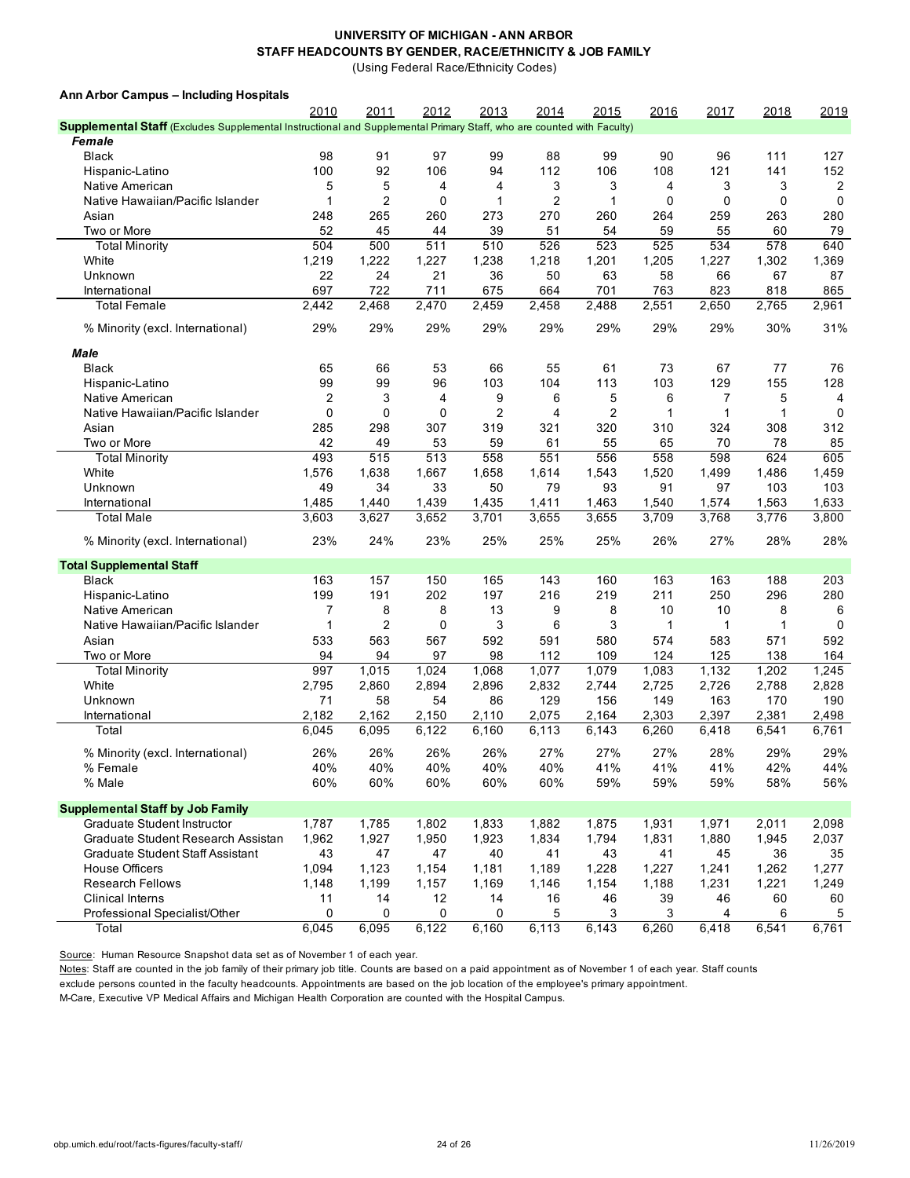**UNIVERSITY OF MICHIGAN - ANN ARBOR**
**STAFF HEADCOUNTS BY GENDER, RACE/ETHNICITY & JOB FAMILY**
(Using Federal Race/Ethnicity Codes)

**Ann Arbor Campus – Including Hospitals**

| | 2010 | 2011 | 2012 | 2013 | 2014 | 2015 | 2016 | 2017 | 2018 | 2019 |
|---|---|---|---|---|---|---|---|---|---|---|
| **Supplemental Staff** (Excludes Supplemental Instructional and Supplemental Primary Staff, who are counted with Faculty) | | | | | | | | | | |
| ***Female*** | | | | | | | | | | |
| Black | 98 | 91 | 97 | 99 | 88 | 99 | 90 | 96 | 111 | 127 |
| Hispanic-Latino | 100 | 92 | 106 | 94 | 112 | 106 | 108 | 121 | 141 | 152 |
| Native American | 5 | 5 | 4 | 4 | 3 | 3 | 4 | 3 | 3 | 2 |
| Native Hawaiian/Pacific Islander | 1 | 2 | 0 | 1 | 2 | 1 | 0 | 0 | 0 | 0 |
| Asian | 248 | 265 | 260 | 273 | 270 | 260 | 264 | 259 | 263 | 280 |
| Two or More | 52 | 45 | 44 | 39 | 51 | 54 | 59 | 55 | 60 | 79 |
| Total Minority | 504 | 500 | 511 | 510 | 526 | 523 | 525 | 534 | 578 | 640 |
| White | 1,219 | 1,222 | 1,227 | 1,238 | 1,218 | 1,201 | 1,205 | 1,227 | 1,302 | 1,369 |
| Unknown | 22 | 24 | 21 | 36 | 50 | 63 | 58 | 66 | 67 | 87 |
| International | 697 | 722 | 711 | 675 | 664 | 701 | 763 | 823 | 818 | 865 |
| Total Female | 2,442 | 2,468 | 2,470 | 2,459 | 2,458 | 2,488 | 2,551 | 2,650 | 2,765 | 2,961 |
| % Minority (excl. International) | 29% | 29% | 29% | 29% | 29% | 29% | 29% | 29% | 30% | 31% |
| ***Male*** | | | | | | | | | | |
| Black | 65 | 66 | 53 | 66 | 55 | 61 | 73 | 67 | 77 | 76 |
| Hispanic-Latino | 99 | 99 | 96 | 103 | 104 | 113 | 103 | 129 | 155 | 128 |
| Native American | 2 | 3 | 4 | 9 | 6 | 5 | 6 | 7 | 5 | 4 |
| Native Hawaiian/Pacific Islander | 0 | 0 | 0 | 2 | 4 | 2 | 1 | 1 | 1 | 0 |
| Asian | 285 | 298 | 307 | 319 | 321 | 320 | 310 | 324 | 308 | 312 |
| Two or More | 42 | 49 | 53 | 59 | 61 | 55 | 65 | 70 | 78 | 85 |
| Total Minority | 493 | 515 | 513 | 558 | 551 | 556 | 558 | 598 | 624 | 605 |
| White | 1,576 | 1,638 | 1,667 | 1,658 | 1,614 | 1,543 | 1,520 | 1,499 | 1,486 | 1,459 |
| Unknown | 49 | 34 | 33 | 50 | 79 | 93 | 91 | 97 | 103 | 103 |
| International | 1,485 | 1,440 | 1,439 | 1,435 | 1,411 | 1,463 | 1,540 | 1,574 | 1,563 | 1,633 |
| Total Male | 3,603 | 3,627 | 3,652 | 3,701 | 3,655 | 3,655 | 3,709 | 3,768 | 3,776 | 3,800 |
| % Minority (excl. International) | 23% | 24% | 23% | 25% | 25% | 25% | 26% | 27% | 28% | 28% |
| **Total Supplemental Staff** | | | | | | | | | | |
| Black | 163 | 157 | 150 | 165 | 143 | 160 | 163 | 163 | 188 | 203 |
| Hispanic-Latino | 199 | 191 | 202 | 197 | 216 | 219 | 211 | 250 | 296 | 280 |
| Native American | 7 | 8 | 8 | 13 | 9 | 8 | 10 | 10 | 8 | 6 |
| Native Hawaiian/Pacific Islander | 1 | 2 | 0 | 3 | 6 | 3 | 1 | 1 | 1 | 0 |
| Asian | 533 | 563 | 567 | 592 | 591 | 580 | 574 | 583 | 571 | 592 |
| Two or More | 94 | 94 | 97 | 98 | 112 | 109 | 124 | 125 | 138 | 164 |
| Total Minority | 997 | 1,015 | 1,024 | 1,068 | 1,077 | 1,079 | 1,083 | 1,132 | 1,202 | 1,245 |
| White | 2,795 | 2,860 | 2,894 | 2,896 | 2,832 | 2,744 | 2,725 | 2,726 | 2,788 | 2,828 |
| Unknown | 71 | 58 | 54 | 86 | 129 | 156 | 149 | 163 | 170 | 190 |
| International | 2,182 | 2,162 | 2,150 | 2,110 | 2,075 | 2,164 | 2,303 | 2,397 | 2,381 | 2,498 |
| Total | 6,045 | 6,095 | 6,122 | 6,160 | 6,113 | 6,143 | 6,260 | 6,418 | 6,541 | 6,761 |
| % Minority (excl. International) | 26% | 26% | 26% | 26% | 27% | 27% | 27% | 28% | 29% | 29% |
| % Female | 40% | 40% | 40% | 40% | 40% | 41% | 41% | 41% | 42% | 44% |
| % Male | 60% | 60% | 60% | 60% | 60% | 59% | 59% | 59% | 58% | 56% |
| **Supplemental Staff by Job Family** | | | | | | | | | | |
| Graduate Student Instructor | 1,787 | 1,785 | 1,802 | 1,833 | 1,882 | 1,875 | 1,931 | 1,971 | 2,011 | 2,098 |
| Graduate Student Research Assistan | 1,962 | 1,927 | 1,950 | 1,923 | 1,834 | 1,794 | 1,831 | 1,880 | 1,945 | 2,037 |
| Graduate Student Staff Assistant | 43 | 47 | 47 | 40 | 41 | 43 | 41 | 45 | 36 | 35 |
| House Officers | 1,094 | 1,123 | 1,154 | 1,181 | 1,189 | 1,228 | 1,227 | 1,241 | 1,262 | 1,277 |
| Research Fellows | 1,148 | 1,199 | 1,157 | 1,169 | 1,146 | 1,154 | 1,188 | 1,231 | 1,221 | 1,249 |
| Clinical Interns | 11 | 14 | 12 | 14 | 16 | 46 | 39 | 46 | 60 | 60 |
| Professional Specialist/Other | 0 | 0 | 0 | 0 | 5 | 3 | 3 | 4 | 6 | 5 |
| Total | 6,045 | 6,095 | 6,122 | 6,160 | 6,113 | 6,143 | 6,260 | 6,418 | 6,541 | 6,761 |

Source: Human Resource Snapshot data set as of November 1 of each year.

Notes: Staff are counted in the job family of their primary job title. Counts are based on a paid appointment as of November 1 of each year. Staff counts exclude persons counted in the faculty headcounts. Appointments are based on the job location of the employee's primary appointment.

M-Care, Executive VP Medical Affairs and Michigan Health Corporation are counted with the Hospital Campus.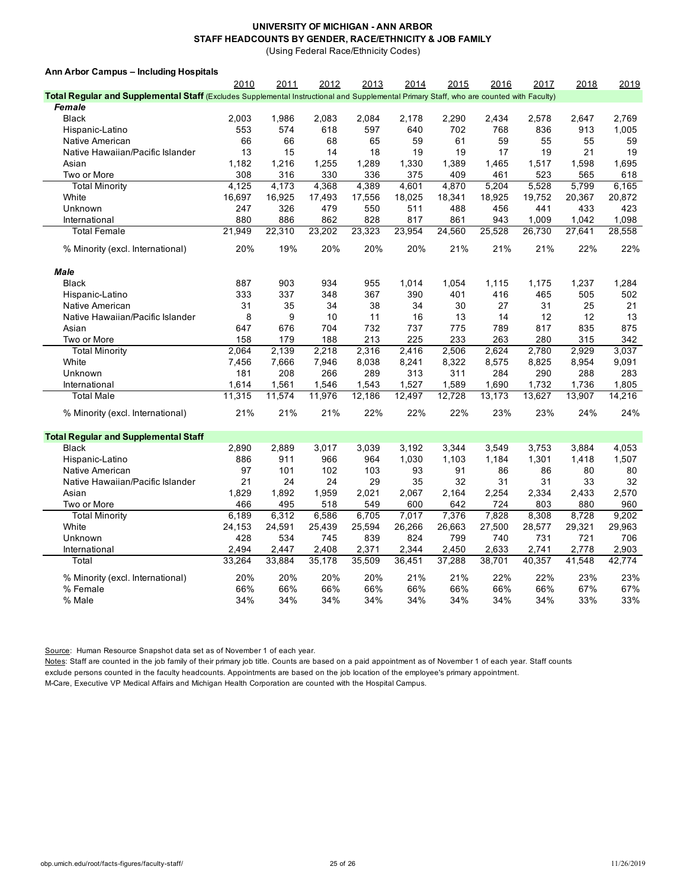**UNIVERSITY OF MICHIGAN - ANN ARBOR**
**STAFF HEADCOUNTS BY GENDER, RACE/ETHNICITY & JOB FAMILY**
(Using Federal Race/Ethnicity Codes)

**Ann Arbor Campus – Including Hospitals**

| | 2010 | 2011 | 2012 | 2013 | 2014 | 2015 | 2016 | 2017 | 2018 | 2019 |
|---|---|---|---|---|---|---|---|---|---|---|
| **Total Regular and Supplemental Staff** (Excludes Supplemental Instructional and Supplemental Primary Staff, who are counted with Faculty) | | | | | | | | | | |
| ***Female*** | | | | | | | | | | |
| Black | 2,003 | 1,986 | 2,083 | 2,084 | 2,178 | 2,290 | 2,434 | 2,578 | 2,647 | 2,769 |
| Hispanic-Latino | 553 | 574 | 618 | 597 | 640 | 702 | 768 | 836 | 913 | 1,005 |
| Native American | 66 | 66 | 68 | 65 | 59 | 61 | 59 | 55 | 55 | 59 |
| Native Hawaiian/Pacific Islander | 13 | 15 | 14 | 18 | 19 | 19 | 17 | 19 | 21 | 19 |
| Asian | 1,182 | 1,216 | 1,255 | 1,289 | 1,330 | 1,389 | 1,465 | 1,517 | 1,598 | 1,695 |
| Two or More | 308 | 316 | 330 | 336 | 375 | 409 | 461 | 523 | 565 | 618 |
| Total Minority | 4,125 | 4,173 | 4,368 | 4,389 | 4,601 | 4,870 | 5,204 | 5,528 | 5,799 | 6,165 |
| White | 16,697 | 16,925 | 17,493 | 17,556 | 18,025 | 18,341 | 18,925 | 19,752 | 20,367 | 20,872 |
| Unknown | 247 | 326 | 479 | 550 | 511 | 488 | 456 | 441 | 433 | 423 |
| International | 880 | 886 | 862 | 828 | 817 | 861 | 943 | 1,009 | 1,042 | 1,098 |
| Total Female | 21,949 | 22,310 | 23,202 | 23,323 | 23,954 | 24,560 | 25,528 | 26,730 | 27,641 | 28,558 |
| % Minority (excl. International) | 20% | 19% | 20% | 20% | 20% | 21% | 21% | 21% | 22% | 22% |
| ***Male*** | | | | | | | | | | |
| Black | 887 | 903 | 934 | 955 | 1,014 | 1,054 | 1,115 | 1,175 | 1,237 | 1,284 |
| Hispanic-Latino | 333 | 337 | 348 | 367 | 390 | 401 | 416 | 465 | 505 | 502 |
| Native American | 31 | 35 | 34 | 38 | 34 | 30 | 27 | 31 | 25 | 21 |
| Native Hawaiian/Pacific Islander | 8 | 9 | 10 | 11 | 16 | 13 | 14 | 12 | 12 | 13 |
| Asian | 647 | 676 | 704 | 732 | 737 | 775 | 789 | 817 | 835 | 875 |
| Two or More | 158 | 179 | 188 | 213 | 225 | 233 | 263 | 280 | 315 | 342 |
| Total Minority | 2,064 | 2,139 | 2,218 | 2,316 | 2,416 | 2,506 | 2,624 | 2,780 | 2,929 | 3,037 |
| White | 7,456 | 7,666 | 7,946 | 8,038 | 8,241 | 8,322 | 8,575 | 8,825 | 8,954 | 9,091 |
| Unknown | 181 | 208 | 266 | 289 | 313 | 311 | 284 | 290 | 288 | 283 |
| International | 1,614 | 1,561 | 1,546 | 1,543 | 1,527 | 1,589 | 1,690 | 1,732 | 1,736 | 1,805 |
| Total Male | 11,315 | 11,574 | 11,976 | 12,186 | 12,497 | 12,728 | 13,173 | 13,627 | 13,907 | 14,216 |
| % Minority (excl. International) | 21% | 21% | 21% | 22% | 22% | 22% | 23% | 23% | 24% | 24% |
| **Total Regular and Supplemental Staff** | | | | | | | | | | |
| Black | 2,890 | 2,889 | 3,017 | 3,039 | 3,192 | 3,344 | 3,549 | 3,753 | 3,884 | 4,053 |
| Hispanic-Latino | 886 | 911 | 966 | 964 | 1,030 | 1,103 | 1,184 | 1,301 | 1,418 | 1,507 |
| Native American | 97 | 101 | 102 | 103 | 93 | 91 | 86 | 86 | 80 | 80 |
| Native Hawaiian/Pacific Islander | 21 | 24 | 24 | 29 | 35 | 32 | 31 | 31 | 33 | 32 |
| Asian | 1,829 | 1,892 | 1,959 | 2,021 | 2,067 | 2,164 | 2,254 | 2,334 | 2,433 | 2,570 |
| Two or More | 466 | 495 | 518 | 549 | 600 | 642 | 724 | 803 | 880 | 960 |
| Total Minority | 6,189 | 6,312 | 6,586 | 6,705 | 7,017 | 7,376 | 7,828 | 8,308 | 8,728 | 9,202 |
| White | 24,153 | 24,591 | 25,439 | 25,594 | 26,266 | 26,663 | 27,500 | 28,577 | 29,321 | 29,963 |
| Unknown | 428 | 534 | 745 | 839 | 824 | 799 | 740 | 731 | 721 | 706 |
| International | 2,494 | 2,447 | 2,408 | 2,371 | 2,344 | 2,450 | 2,633 | 2,741 | 2,778 | 2,903 |
| Total | 33,264 | 33,884 | 35,178 | 35,509 | 36,451 | 37,288 | 38,701 | 40,357 | 41,548 | 42,774 |
| % Minority (excl. International) | 20% | 20% | 20% | 20% | 21% | 21% | 22% | 22% | 23% | 23% |
| % Female | 66% | 66% | 66% | 66% | 66% | 66% | 66% | 66% | 67% | 67% |
| % Male | 34% | 34% | 34% | 34% | 34% | 34% | 34% | 34% | 33% | 33% |

Source: Human Resource Snapshot data set as of November 1 of each year.

Notes: Staff are counted in the job family of their primary job title. Counts are based on a paid appointment as of November 1 of each year. Staff counts exclude persons counted in the faculty headcounts. Appointments are based on the job location of the employee's primary appointment.

M-Care, Executive VP Medical Affairs and Michigan Health Corporation are counted with the Hospital Campus.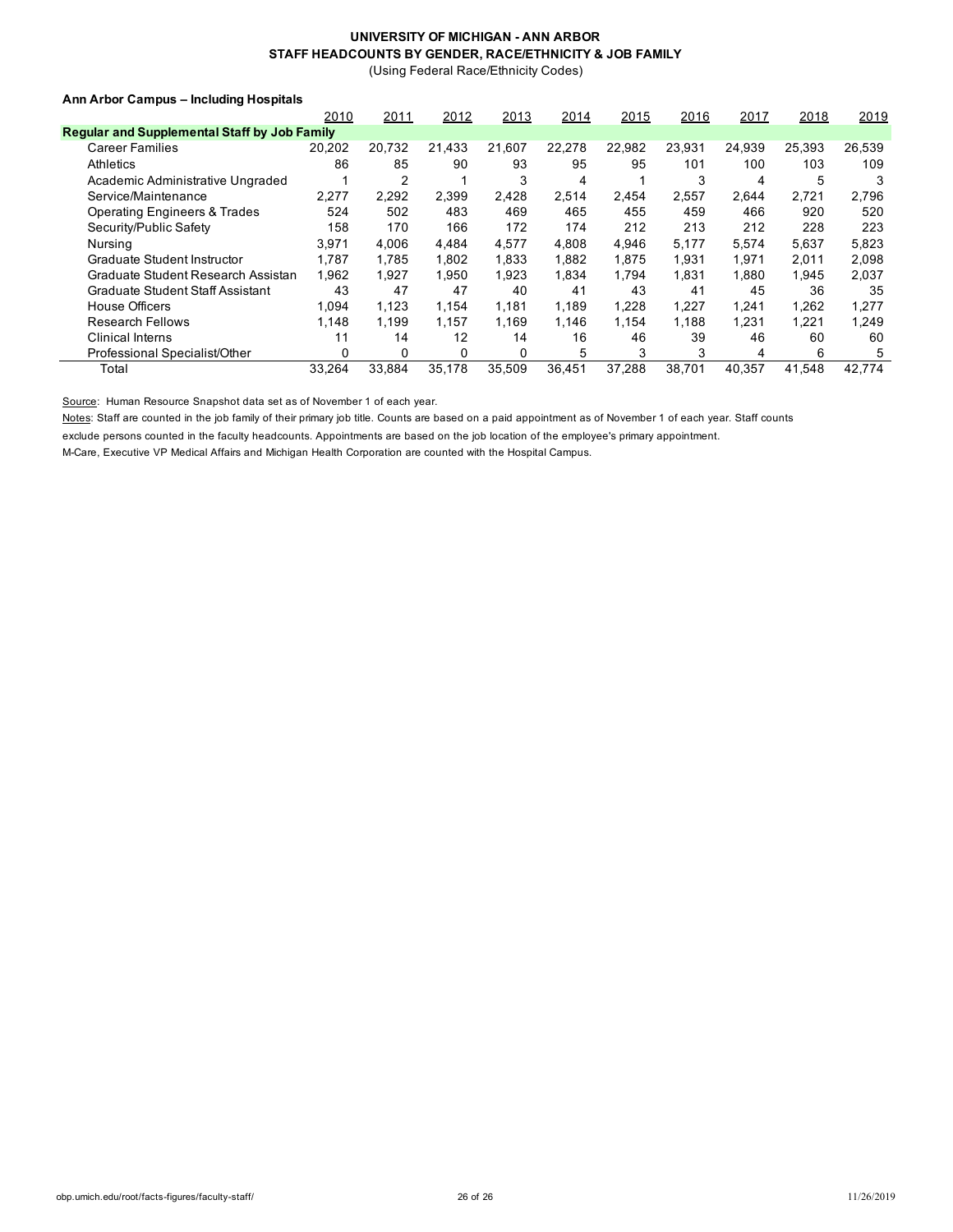**UNIVERSITY OF MICHIGAN - ANN ARBOR**
**STAFF HEADCOUNTS BY GENDER, RACE/ETHNICITY & JOB FAMILY**
(Using Federal Race/Ethnicity Codes)

**Ann Arbor Campus – Including Hospitals**

| | 2010 | 2011 | 2012 | 2013 | 2014 | 2015 | 2016 | 2017 | 2018 | 2019 |
|---|---|---|---|---|---|---|---|---|---|---|
| **Regular and Supplemental Staff by Job Family** | | | | | | | | | | |
| Career Families | 20,202 | 20,732 | 21,433 | 21,607 | 22,278 | 22,982 | 23,931 | 24,939 | 25,393 | 26,539 |
| Athletics | 86 | 85 | 90 | 93 | 95 | 95 | 101 | 100 | 103 | 109 |
| Academic Administrative Ungraded | 1 | 2 | 1 | 3 | 4 | 1 | 3 | 4 | 5 | 3 |
| Service/Maintenance | 2,277 | 2,292 | 2,399 | 2,428 | 2,514 | 2,454 | 2,557 | 2,644 | 2,721 | 2,796 |
| Operating Engineers & Trades | 524 | 502 | 483 | 469 | 465 | 455 | 459 | 466 | 920 | 520 |
| Security/Public Safety | 158 | 170 | 166 | 172 | 174 | 212 | 213 | 212 | 228 | 223 |
| Nursing | 3,971 | 4,006 | 4,484 | 4,577 | 4,808 | 4,946 | 5,177 | 5,574 | 5,637 | 5,823 |
| Graduate Student Instructor | 1,787 | 1,785 | 1,802 | 1,833 | 1,882 | 1,875 | 1,931 | 1,971 | 2,011 | 2,098 |
| Graduate Student Research Assistan | 1,962 | 1,927 | 1,950 | 1,923 | 1,834 | 1,794 | 1,831 | 1,880 | 1,945 | 2,037 |
| Graduate Student Staff Assistant | 43 | 47 | 47 | 40 | 41 | 43 | 41 | 45 | 36 | 35 |
| House Officers | 1,094 | 1,123 | 1,154 | 1,181 | 1,189 | 1,228 | 1,227 | 1,241 | 1,262 | 1,277 |
| Research Fellows | 1,148 | 1,199 | 1,157 | 1,169 | 1,146 | 1,154 | 1,188 | 1,231 | 1,221 | 1,249 |
| Clinical Interns | 11 | 14 | 12 | 14 | 16 | 46 | 39 | 46 | 60 | 60 |
| Professional Specialist/Other | 0 | 0 | 0 | 0 | 5 | 3 | 3 | 4 | 6 | 5 |
| Total | 33,264 | 33,884 | 35,178 | 35,509 | 36,451 | 37,288 | 38,701 | 40,357 | 41,548 | 42,774 |

Source: Human Resource Snapshot data set as of November 1 of each year.

Notes: Staff are counted in the job family of their primary job title. Counts are based on a paid appointment as of November 1 of each year. Staff counts exclude persons counted in the faculty headcounts. Appointments are based on the job location of the employee's primary appointment.

M-Care, Executive VP Medical Affairs and Michigan Health Corporation are counted with the Hospital Campus.